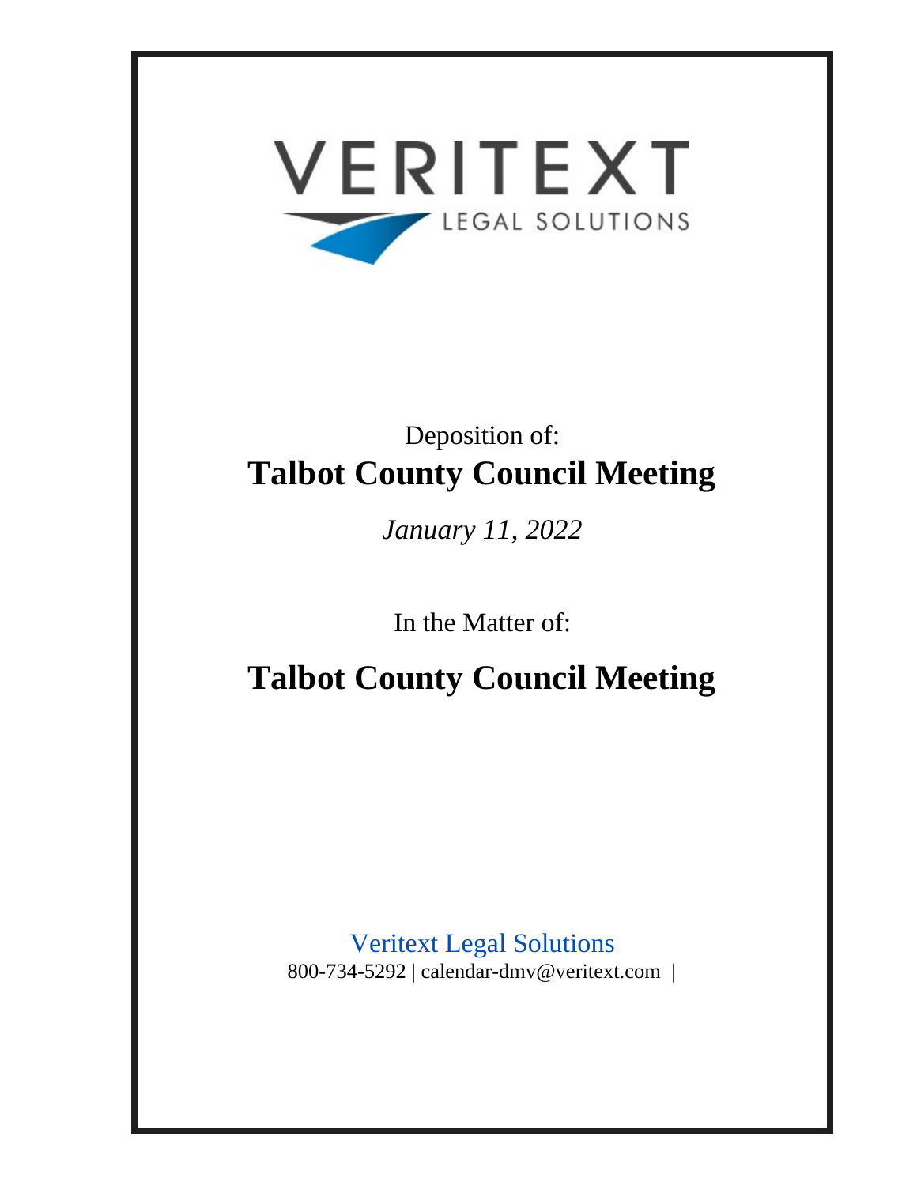VERITEXT

LEGAL SOLUTIONS

Deposition of:

# Talbot County Council Meeting

*January 11, 2022*

In the Matter of:

# Talbot County Council Meeting

Veritext Legal Solutions

800-734-5292 | calendar-dmv@veritext.com |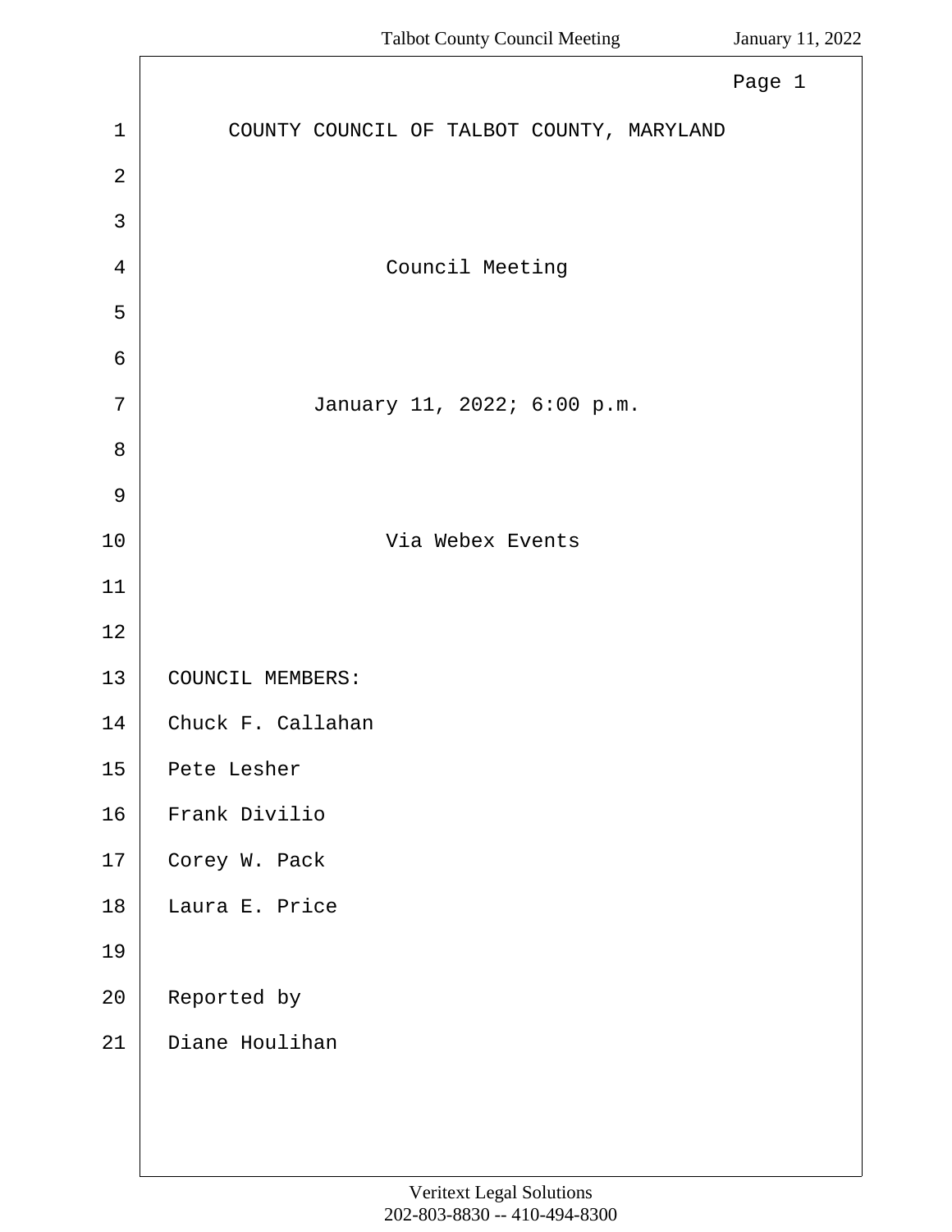COUNTY COUNCIL OF TALBOT COUNTY, MARYLAND

Council Meeting

January 11, 2022; 6:00 p.m.

Via Webex Events

COUNCIL MEMBERS:

Chuck F. Callahan

Pete Lesher

Frank Divilio

Corey W. Pack

Laura E. Price

Reported by

Diane Houlihan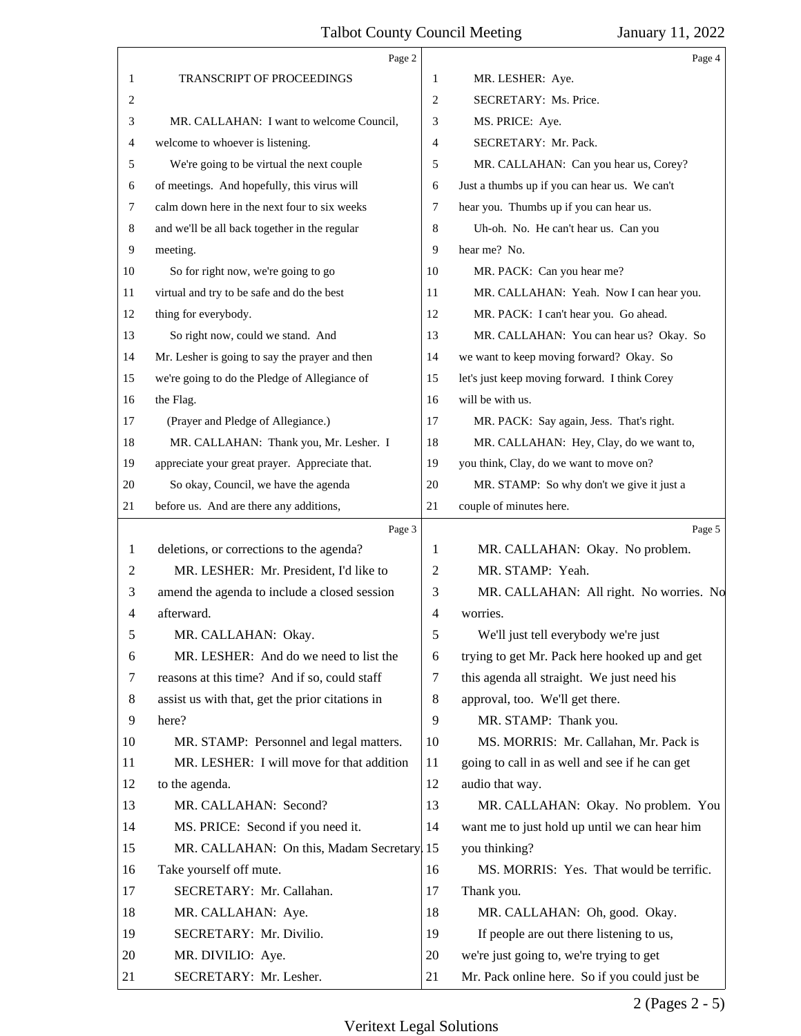TRANSCRIPT OF PROCEEDINGS

MR. CALLAHAN: I want to welcome Council, welcome to whoever is listening.

We're going to be virtual the next couple of meetings. And hopefully, this virus will calm down here in the next four to six weeks and we'll be all back together in the regular meeting.

So for right now, we're going to go virtual and try to be safe and do the best thing for everybody.

So right now, could we stand. And Mr. Lesher is going to say the prayer and then we're going to do the Pledge of Allegiance of the Flag.

(Prayer and Pledge of Allegiance.)

MR. CALLAHAN: Thank you, Mr. Lesher. I appreciate your great prayer. Appreciate that.

So okay, Council, we have the agenda before us. And are there any additions, deletions, or corrections to the agenda?

MR. LESHER: Mr. President, I'd like to amend the agenda to include a closed session afterward.

MR. CALLAHAN: Okay.

MR. LESHER: And do we need to list the reasons at this time? And if so, could staff assist us with that, get the prior citations in here?

MR. STAMP: Personnel and legal matters.

MR. LESHER: I will move for that addition to the agenda.

MR. CALLAHAN: Second?

MS. PRICE: Second if you need it.

MR. CALLAHAN: On this, Madam Secretary. Take yourself off mute.

SECRETARY: Mr. Callahan.

MR. CALLAHAN: Aye.

SECRETARY: Mr. Divilio.

MR. DIVILIO: Aye.

SECRETARY: Mr. Lesher.

MR. LESHER: Aye.

SECRETARY: Ms. Price.

MS. PRICE: Aye.

SECRETARY: Mr. Pack.

MR. CALLAHAN: Can you hear us, Corey? Just a thumbs up if you can hear us. We can't hear you. Thumbs up if you can hear us.

Uh-oh. No. He can't hear us. Can you hear me? No.

MR. PACK: Can you hear me?

MR. CALLAHAN: Yeah. Now I can hear you.

MR. PACK: I can't hear you. Go ahead.

MR. CALLAHAN: You can hear us? Okay. So we want to keep moving forward? Okay. So let's just keep moving forward. I think Corey will be with us.

MR. PACK: Say again, Jess. That's right.

MR. CALLAHAN: Hey, Clay, do we want to, you think, Clay, do we want to move on?

MR. STAMP: So why don't we give it just a couple of minutes here.

MR. CALLAHAN: Okay. No problem.

MR. STAMP: Yeah.

MR. CALLAHAN: All right. No worries. No worries.

We'll just tell everybody we're just trying to get Mr. Pack here hooked up and get this agenda all straight. We just need his approval, too. We'll get there.

MR. STAMP: Thank you.

MS. MORRIS: Mr. Callahan, Mr. Pack is going to call in as well and see if he can get audio that way.

MR. CALLAHAN: Okay. No problem. You want me to just hold up until we can hear him you thinking?

MS. MORRIS: Yes. That would be terrific. Thank you.

MR. CALLAHAN: Oh, good. Okay.

If people are out there listening to us, we're just going to, we're trying to get Mr. Pack online here. So if you could just be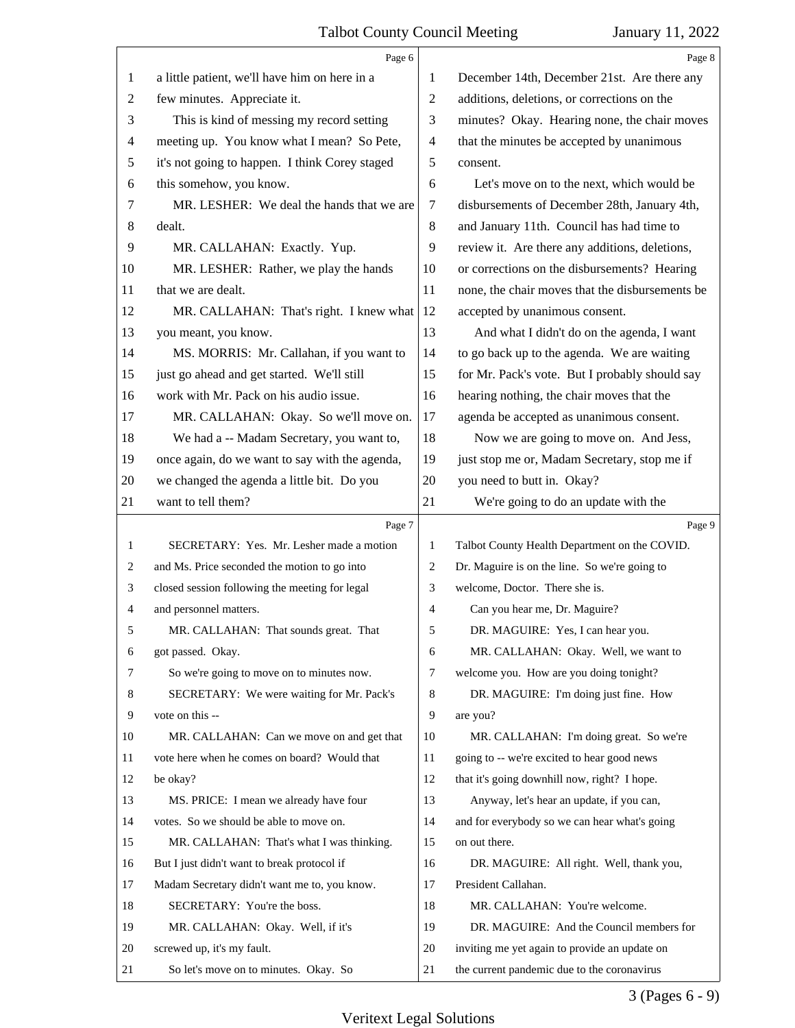Page 6

1 a little patient, we'll have him on here in a
2 few minutes. Appreciate it.
3 This is kind of messing my record setting
4 meeting up. You know what I mean? So Pete,
5 it's not going to happen. I think Corey staged
6 this somehow, you know.
7 MR. LESHER: We deal the hands that we are
8 dealt.
9 MR. CALLAHAN: Exactly. Yup.
10 MR. LESHER: Rather, we play the hands
11 that we are dealt.
12 MR. CALLAHAN: That's right. I knew what
13 you meant, you know.
14 MS. MORRIS: Mr. Callahan, if you want to
15 just go ahead and get started. We'll still
16 work with Mr. Pack on his audio issue.
17 MR. CALLAHAN: Okay. So we'll move on.
18 We had a -- Madam Secretary, you want to,
19 once again, do we want to say with the agenda,
20 we changed the agenda a little bit. Do you
21 want to tell them?

Page 7

1 SECRETARY: Yes. Mr. Lesher made a motion
2 and Ms. Price seconded the motion to go into
3 closed session following the meeting for legal
4 and personnel matters.
5 MR. CALLAHAN: That sounds great. That
6 got passed. Okay.
7 So we're going to move on to minutes now.
8 SECRETARY: We were waiting for Mr. Pack's
9 vote on this --
10 MR. CALLAHAN: Can we move on and get that
11 vote here when he comes on board? Would that
12 be okay?
13 MS. PRICE: I mean we already have four
14 votes. So we should be able to move on.
15 MR. CALLAHAN: That's what I was thinking.
16 But I just didn't want to break protocol if
17 Madam Secretary didn't want me to, you know.
18 SECRETARY: You're the boss.
19 MR. CALLAHAN: Okay. Well, if it's
20 screwed up, it's my fault.
21 So let's move on to minutes. Okay. So

Page 8

1 December 14th, December 21st. Are there any
2 additions, deletions, or corrections on the
3 minutes? Okay. Hearing none, the chair moves
4 that the minutes be accepted by unanimous
5 consent.
6 Let's move on to the next, which would be
7 disbursements of December 28th, January 4th,
8 and January 11th. Council has had time to
9 review it. Are there any additions, deletions,
10 or corrections on the disbursements? Hearing
11 none, the chair moves that the disbursements be
12 accepted by unanimous consent.
13 And what I didn't do on the agenda, I want
14 to go back up to the agenda. We are waiting
15 for Mr. Pack's vote. But I probably should say
16 hearing nothing, the chair moves that the
17 agenda be accepted as unanimous consent.
18 Now we are going to move on. And Jess,
19 just stop me or, Madam Secretary, stop me if
20 you need to butt in. Okay?
21 We're going to do an update with the

Page 9

1 Talbot County Health Department on the COVID.
2 Dr. Maguire is on the line. So we're going to
3 welcome, Doctor. There she is.
4 Can you hear me, Dr. Maguire?
5 DR. MAGUIRE: Yes, I can hear you.
6 MR. CALLAHAN: Okay. Well, we want to
7 welcome you. How are you doing tonight?
8 DR. MAGUIRE: I'm doing just fine. How
9 are you?
10 MR. CALLAHAN: I'm doing great. So we're
11 going to -- we're excited to hear good news
12 that it's going downhill now, right? I hope.
13 Anyway, let's hear an update, if you can,
14 and for everybody so we can hear what's going
15 on out there.
16 DR. MAGUIRE: All right. Well, thank you,
17 President Callahan.
18 MR. CALLAHAN: You're welcome.
19 DR. MAGUIRE: And the Council members for
20 inviting me yet again to provide an update on
21 the current pandemic due to the coronavirus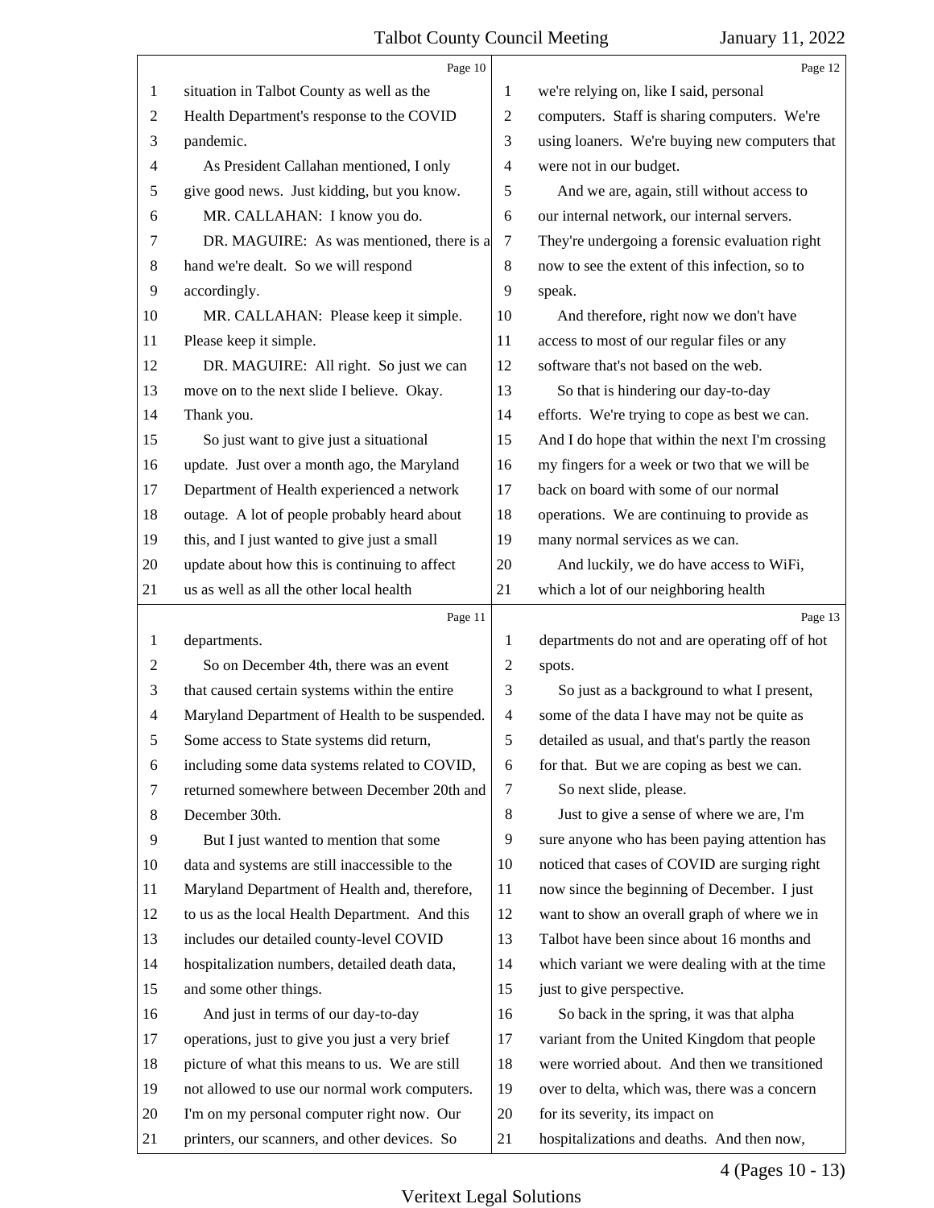situation in Talbot County as well as the Health Department's response to the COVID pandemic.

As President Callahan mentioned, I only give good news. Just kidding, but you know.

MR. CALLAHAN: I know you do.

DR. MAGUIRE: As was mentioned, there is a hand we're dealt. So we will respond accordingly.

MR. CALLAHAN: Please keep it simple. Please keep it simple.

DR. MAGUIRE: All right. So just we can move on to the next slide I believe. Okay. Thank you.

So just want to give just a situational update. Just over a month ago, the Maryland Department of Health experienced a network outage. A lot of people probably heard about this, and I just wanted to give just a small update about how this is continuing to affect us as well as all the other local health departments.

So on December 4th, there was an event that caused certain systems within the entire Maryland Department of Health to be suspended. Some access to State systems did return, including some data systems related to COVID, returned somewhere between December 20th and December 30th.

But I just wanted to mention that some data and systems are still inaccessible to the Maryland Department of Health and, therefore, to us as the local Health Department. And this includes our detailed county-level COVID hospitalization numbers, detailed death data, and some other things.

And just in terms of our day-to-day operations, just to give you just a very brief picture of what this means to us. We are still not allowed to use our normal work computers. I'm on my personal computer right now. Our printers, our scanners, and other devices. So we're relying on, like I said, personal computers. Staff is sharing computers. We're using loaners. We're buying new computers that were not in our budget.

And we are, again, still without access to our internal network, our internal servers. They're undergoing a forensic evaluation right now to see the extent of this infection, so to speak.

And therefore, right now we don't have access to most of our regular files or any software that's not based on the web.

So that is hindering our day-to-day efforts. We're trying to cope as best we can. And I do hope that within the next I'm crossing my fingers for a week or two that we will be back on board with some of our normal operations. We are continuing to provide as many normal services as we can.

And luckily, we do have access to WiFi, which a lot of our neighboring health departments do not and are operating off of hot spots.

So just as a background to what I present, some of the data I have may not be quite as detailed as usual, and that's partly the reason for that. But we are coping as best we can.

So next slide, please.

Just to give a sense of where we are, I'm sure anyone who has been paying attention has noticed that cases of COVID are surging right now since the beginning of December. I just want to show an overall graph of where we in Talbot have been since about 16 months and which variant we were dealing with at the time just to give perspective.

So back in the spring, it was that alpha variant from the United Kingdom that people were worried about. And then we transitioned over to delta, which was, there was a concern for its severity, its impact on hospitalizations and deaths. And then now,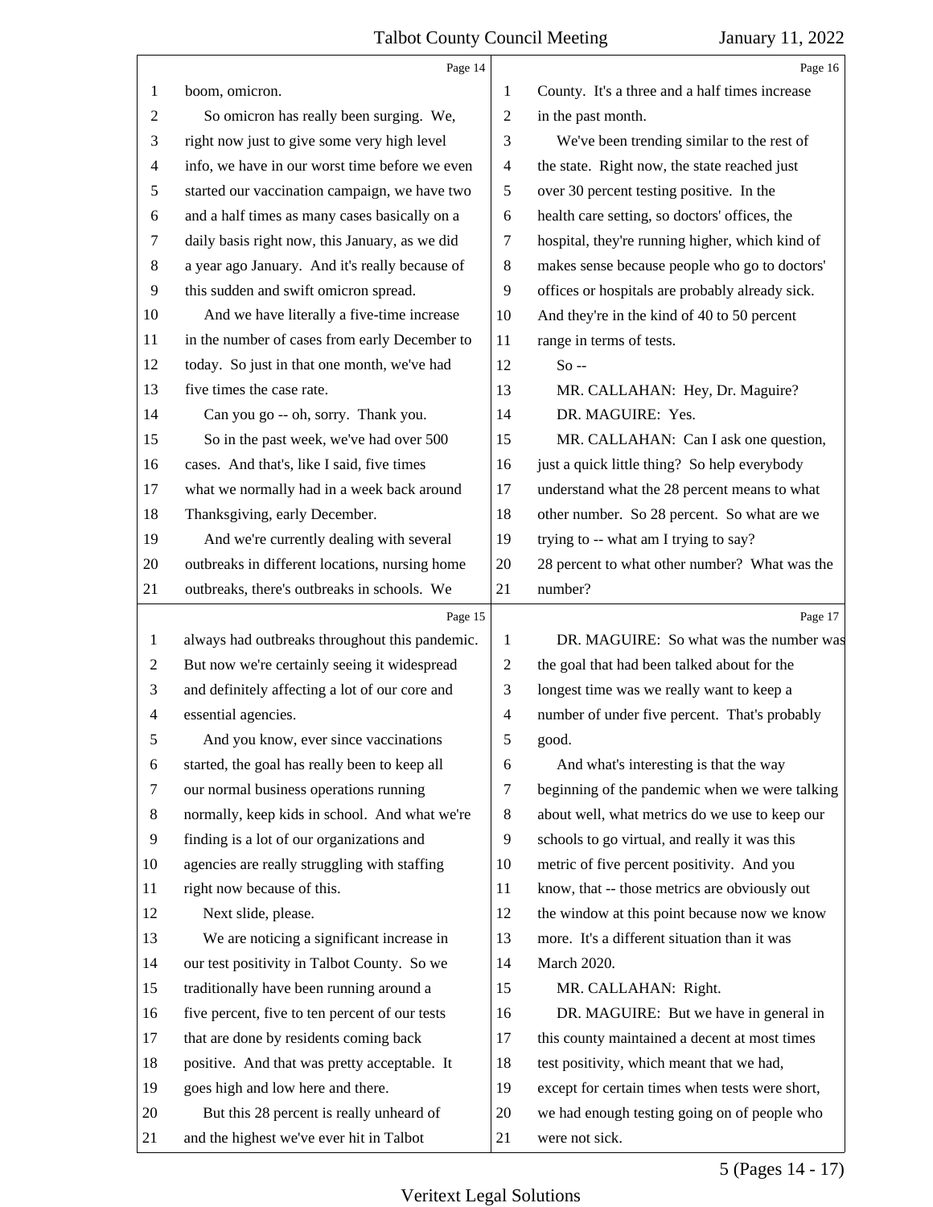boom, omicron.

So omicron has really been surging. We, right now just to give some very high level info, we have in our worst time before we even started our vaccination campaign, we have two and a half times as many cases basically on a daily basis right now, this January, as we did a year ago January. And it's really because of this sudden and swift omicron spread.

And we have literally a five-time increase in the number of cases from early December to today. So just in that one month, we've had five times the case rate.

Can you go -- oh, sorry. Thank you.

So in the past week, we've had over 500 cases. And that's, like I said, five times what we normally had in a week back around Thanksgiving, early December.

And we're currently dealing with several outbreaks in different locations, nursing home outbreaks, there's outbreaks in schools. We always had outbreaks throughout this pandemic. But now we're certainly seeing it widespread and definitely affecting a lot of our core and essential agencies.

And you know, ever since vaccinations started, the goal has really been to keep all our normal business operations running normally, keep kids in school. And what we're finding is a lot of our organizations and agencies are really struggling with staffing right now because of this.

Next slide, please.

We are noticing a significant increase in our test positivity in Talbot County. So we traditionally have been running around a five percent, five to ten percent of our tests that are done by residents coming back positive. And that was pretty acceptable. It goes high and low here and there.

But this 28 percent is really unheard of and the highest we've ever hit in Talbot County. It's a three and a half times increase in the past month.

We've been trending similar to the rest of the state. Right now, the state reached just over 30 percent testing positive. In the health care setting, so doctors' offices, the hospital, they're running higher, which kind of makes sense because people who go to doctors' offices or hospitals are probably already sick. And they're in the kind of 40 to 50 percent range in terms of tests.

So --

MR. CALLAHAN: Hey, Dr. Maguire?

DR. MAGUIRE: Yes.

MR. CALLAHAN: Can I ask one question, just a quick little thing? So help everybody understand what the 28 percent means to what other number. So 28 percent. So what are we trying to -- what am I trying to say? 28 percent to what other number? What was the number?

DR. MAGUIRE: So what was the number was the goal that had been talked about for the longest time was we really want to keep a number of under five percent. That's probably good.

And what's interesting is that the way beginning of the pandemic when we were talking about well, what metrics do we use to keep our schools to go virtual, and really it was this metric of five percent positivity. And you know, that -- those metrics are obviously out the window at this point because now we know more. It's a different situation than it was March 2020.

MR. CALLAHAN: Right.

DR. MAGUIRE: But we have in general in this county maintained a decent at most times test positivity, which meant that we had, except for certain times when tests were short, we had enough testing going on of people who were not sick.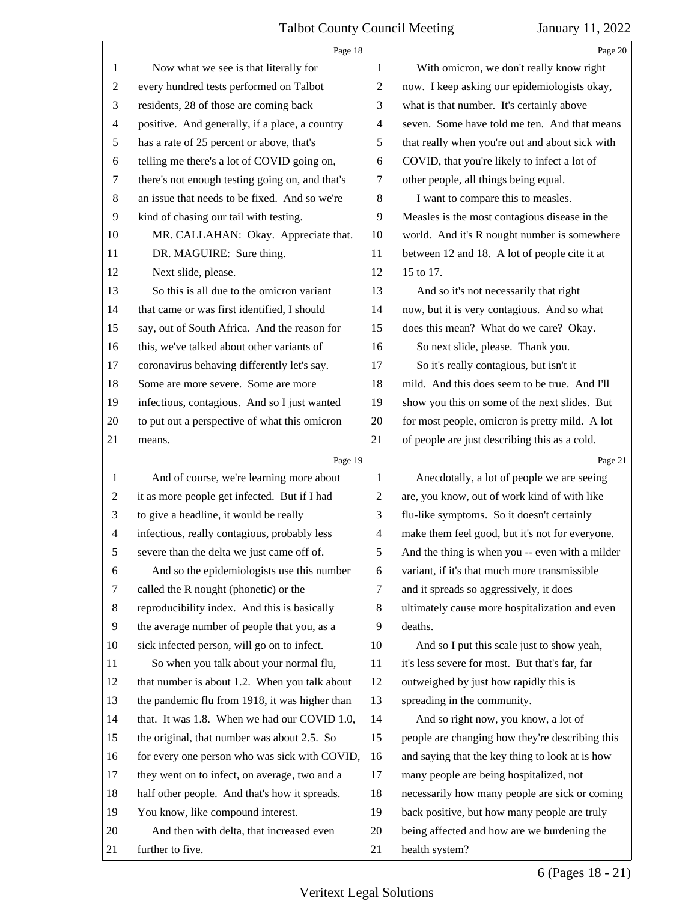Now what we see is that literally for every hundred tests performed on Talbot residents, 28 of those are coming back positive. And generally, if a place, a country has a rate of 25 percent or above, that's telling me there's a lot of COVID going on, there's not enough testing going on, and that's an issue that needs to be fixed. And so we're kind of chasing our tail with testing.

MR. CALLAHAN: Okay. Appreciate that.

DR. MAGUIRE: Sure thing.

Next slide, please.

So this is all due to the omicron variant that came or was first identified, I should say, out of South Africa. And the reason for this, we've talked about other variants of coronavirus behaving differently let's say. Some are more severe. Some are more infectious, contagious. And so I just wanted to put out a perspective of what this omicron means.

And of course, we're learning more about it as more people get infected. But if I had to give a headline, it would be really infectious, really contagious, probably less severe than the delta we just came off of.

And so the epidemiologists use this number called the R nought (phonetic) or the reproducibility index. And this is basically the average number of people that you, as a sick infected person, will go on to infect.

So when you talk about your normal flu, that number is about 1.2. When you talk about the pandemic flu from 1918, it was higher than that. It was 1.8. When we had our COVID 1.0, the original, that number was about 2.5. So for every one person who was sick with COVID, they went on to infect, on average, two and a half other people. And that's how it spreads. You know, like compound interest.

And then with delta, that increased even further to five.

With omicron, we don't really know right now. I keep asking our epidemiologists okay, what is that number. It's certainly above seven. Some have told me ten. And that means that really when you're out and about sick with COVID, that you're likely to infect a lot of other people, all things being equal.

I want to compare this to measles. Measles is the most contagious disease in the world. And it's R nought number is somewhere between 12 and 18. A lot of people cite it at 15 to 17.

And so it's not necessarily that right now, but it is very contagious. And so what does this mean? What do we care? Okay.

So next slide, please. Thank you.

So it's really contagious, but isn't it mild. And this does seem to be true. And I'll show you this on some of the next slides. But for most people, omicron is pretty mild. A lot of people are just describing this as a cold.

Anecdotally, a lot of people we are seeing are, you know, out of work kind of with like flu-like symptoms. So it doesn't certainly make them feel good, but it's not for everyone. And the thing is when you -- even with a milder variant, if it's that much more transmissible and it spreads so aggressively, it does ultimately cause more hospitalization and even deaths.

And so I put this scale just to show yeah, it's less severe for most. But that's far, far outweighed by just how rapidly this is spreading in the community.

And so right now, you know, a lot of people are changing how they're describing this and saying that the key thing to look at is how many people are being hospitalized, not necessarily how many people are sick or coming back positive, but how many people are truly being affected and how are we burdening the health system?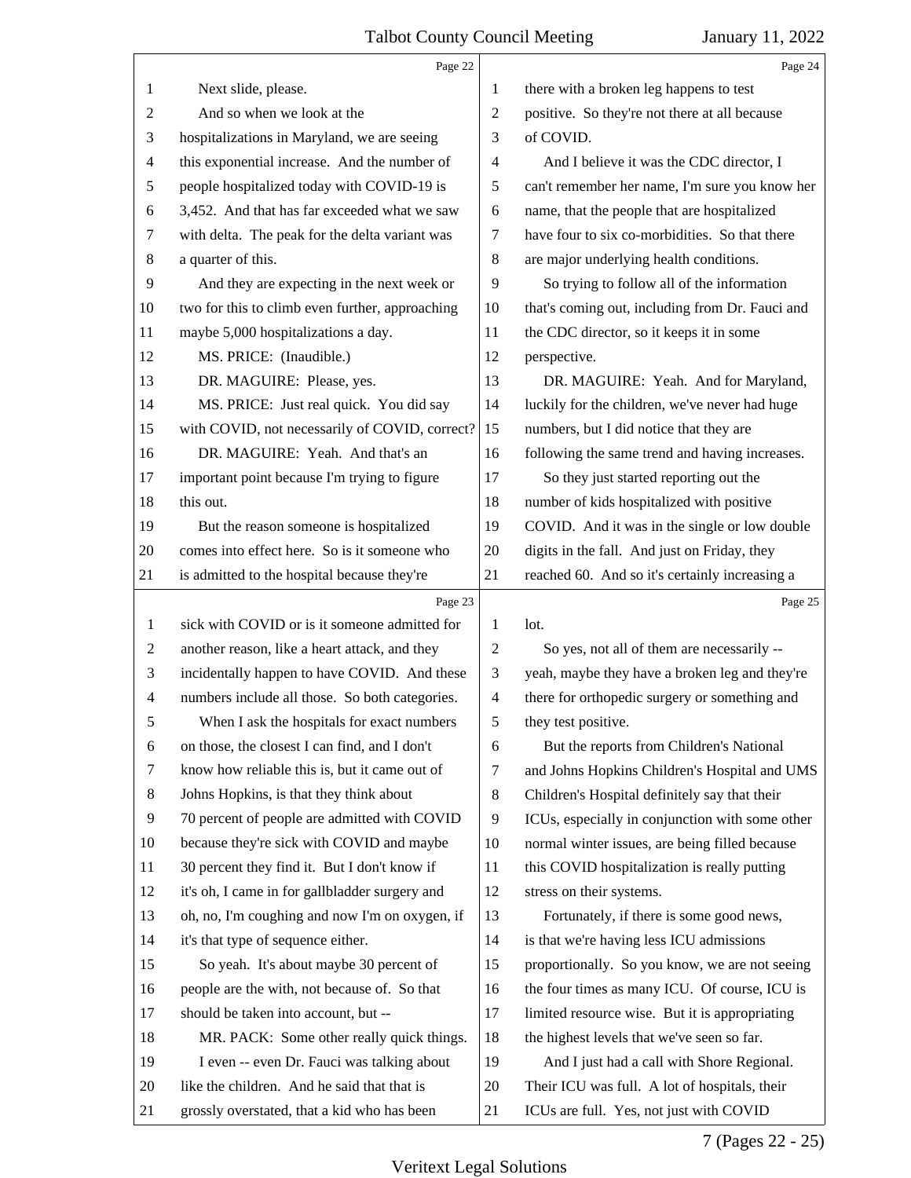Next slide, please.

And so when we look at the hospitalizations in Maryland, we are seeing this exponential increase. And the number of people hospitalized today with COVID-19 is 3,452. And that has far exceeded what we saw with delta. The peak for the delta variant was a quarter of this.

And they are expecting in the next week or two for this to climb even further, approaching maybe 5,000 hospitalizations a day.

MS. PRICE: (Inaudible.)

DR. MAGUIRE: Please, yes.

MS. PRICE: Just real quick. You did say with COVID, not necessarily of COVID, correct?

DR. MAGUIRE: Yeah. And that's an important point because I'm trying to figure this out.

But the reason someone is hospitalized comes into effect here. So is it someone who is admitted to the hospital because they're sick with COVID or is it someone admitted for another reason, like a heart attack, and they incidentally happen to have COVID. And these numbers include all those. So both categories.

When I ask the hospitals for exact numbers on those, the closest I can find, and I don't know how reliable this is, but it came out of Johns Hopkins, is that they think about 70 percent of people are admitted with COVID because they're sick with COVID and maybe 30 percent they find it. But I don't know if it's oh, I came in for gallbladder surgery and oh, no, I'm coughing and now I'm on oxygen, if it's that type of sequence either.

So yeah. It's about maybe 30 percent of people are the with, not because of. So that should be taken into account, but --

MR. PACK: Some other really quick things.

I even -- even Dr. Fauci was talking about like the children. And he said that that is grossly overstated, that a kid who has been there with a broken leg happens to test positive. So they're not there at all because of COVID.

And I believe it was the CDC director, I can't remember her name, I'm sure you know her name, that the people that are hospitalized have four to six co-morbidities. So that there are major underlying health conditions.

So trying to follow all of the information that's coming out, including from Dr. Fauci and the CDC director, so it keeps it in some perspective.

DR. MAGUIRE: Yeah. And for Maryland, luckily for the children, we've never had huge numbers, but I did notice that they are following the same trend and having increases.

So they just started reporting out the number of kids hospitalized with positive COVID. And it was in the single or low double digits in the fall. And just on Friday, they reached 60. And so it's certainly increasing a lot.

So yes, not all of them are necessarily -- yeah, maybe they have a broken leg and they're there for orthopedic surgery or something and they test positive.

But the reports from Children's National and Johns Hopkins Children's Hospital and UMS Children's Hospital definitely say that their ICUs, especially in conjunction with some other normal winter issues, are being filled because this COVID hospitalization is really putting stress on their systems.

Fortunately, if there is some good news, is that we're having less ICU admissions proportionally. So you know, we are not seeing the four times as many ICU. Of course, ICU is limited resource wise. But it is appropriating the highest levels that we've seen so far.

And I just had a call with Shore Regional. Their ICU was full. A lot of hospitals, their ICUs are full. Yes, not just with COVID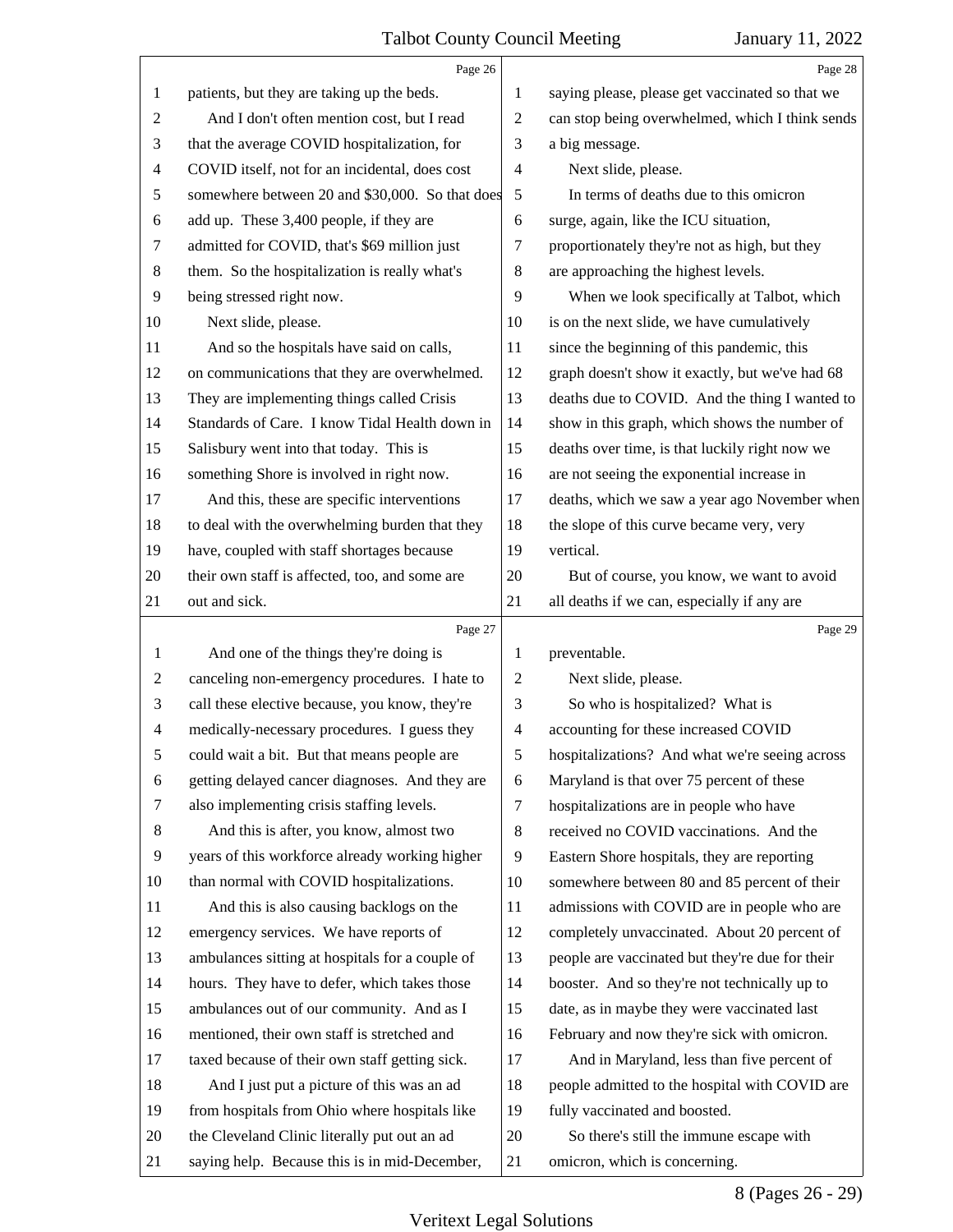Page 26

patients, but they are taking up the beds.

And I don't often mention cost, but I read that the average COVID hospitalization, for COVID itself, not for an incidental, does cost somewhere between 20 and $30,000. So that does add up. These 3,400 people, if they are admitted for COVID, that's $69 million just them. So the hospitalization is really what's being stressed right now.

Next slide, please.

And so the hospitals have said on calls, on communications that they are overwhelmed. They are implementing things called Crisis Standards of Care. I know Tidal Health down in Salisbury went into that today. This is something Shore is involved in right now.

And this, these are specific interventions to deal with the overwhelming burden that they have, coupled with staff shortages because their own staff is affected, too, and some are out and sick.

Page 27

And one of the things they're doing is canceling non-emergency procedures. I hate to call these elective because, you know, they're medically-necessary procedures. I guess they could wait a bit. But that means people are getting delayed cancer diagnoses. And they are also implementing crisis staffing levels.

And this is after, you know, almost two years of this workforce already working higher than normal with COVID hospitalizations.

And this is also causing backlogs on the emergency services. We have reports of ambulances sitting at hospitals for a couple of hours. They have to defer, which takes those ambulances out of our community. And as I mentioned, their own staff is stretched and taxed because of their own staff getting sick.

And I just put a picture of this was an ad from hospitals from Ohio where hospitals like the Cleveland Clinic literally put out an ad saying help. Because this is in mid-December,

Page 28

saying please, please get vaccinated so that we can stop being overwhelmed, which I think sends a big message.

Next slide, please.

In terms of deaths due to this omicron surge, again, like the ICU situation, proportionately they're not as high, but they are approaching the highest levels.

When we look specifically at Talbot, which is on the next slide, we have cumulatively since the beginning of this pandemic, this graph doesn't show it exactly, but we've had 68 deaths due to COVID. And the thing I wanted to show in this graph, which shows the number of deaths over time, is that luckily right now we are not seeing the exponential increase in deaths, which we saw a year ago November when the slope of this curve became very, very vertical.

But of course, you know, we want to avoid all deaths if we can, especially if any are

Page 29

preventable.

Next slide, please.

So who is hospitalized? What is accounting for these increased COVID hospitalizations? And what we're seeing across Maryland is that over 75 percent of these hospitalizations are in people who have received no COVID vaccinations. And the Eastern Shore hospitals, they are reporting somewhere between 80 and 85 percent of their admissions with COVID are in people who are completely unvaccinated. About 20 percent of people are vaccinated but they're due for their booster. And so they're not technically up to date, as in maybe they were vaccinated last February and now they're sick with omicron.

And in Maryland, less than five percent of people admitted to the hospital with COVID are fully vaccinated and boosted.

So there's still the immune escape with omicron, which is concerning.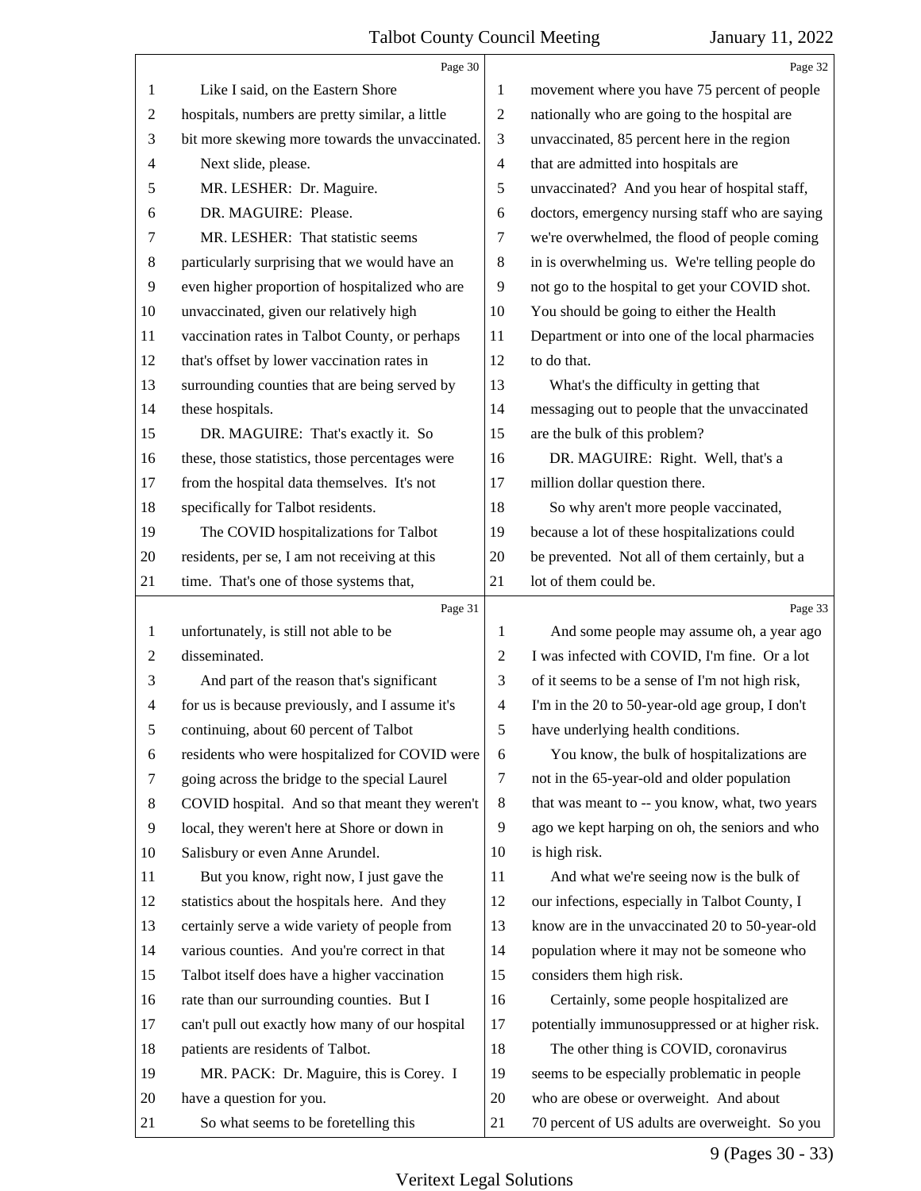Like I said, on the Eastern Shore hospitals, numbers are pretty similar, a little bit more skewing more towards the unvaccinated.

Next slide, please.

MR. LESHER: Dr. Maguire.

DR. MAGUIRE: Please.

MR. LESHER: That statistic seems particularly surprising that we would have an even higher proportion of hospitalized who are unvaccinated, given our relatively high vaccination rates in Talbot County, or perhaps that's offset by lower vaccination rates in surrounding counties that are being served by these hospitals.

DR. MAGUIRE: That's exactly it. So these, those statistics, those percentages were from the hospital data themselves. It's not specifically for Talbot residents.

The COVID hospitalizations for Talbot residents, per se, I am not receiving at this time. That's one of those systems that, unfortunately, is still not able to be disseminated.

And part of the reason that's significant for us is because previously, and I assume it's continuing, about 60 percent of Talbot residents who were hospitalized for COVID were going across the bridge to the special Laurel COVID hospital. And so that meant they weren't local, they weren't here at Shore or down in Salisbury or even Anne Arundel.

But you know, right now, I just gave the statistics about the hospitals here. And they certainly serve a wide variety of people from various counties. And you're correct in that Talbot itself does have a higher vaccination rate than our surrounding counties. But I can't pull out exactly how many of our hospital patients are residents of Talbot.

MR. PACK: Dr. Maguire, this is Corey. I have a question for you.

So what seems to be foretelling this movement where you have 75 percent of people nationally who are going to the hospital are unvaccinated, 85 percent here in the region that are admitted into hospitals are unvaccinated? And you hear of hospital staff, doctors, emergency nursing staff who are saying we're overwhelmed, the flood of people coming in is overwhelming us. We're telling people do not go to the hospital to get your COVID shot. You should be going to either the Health Department or into one of the local pharmacies to do that.

What's the difficulty in getting that messaging out to people that the unvaccinated are the bulk of this problem?

DR. MAGUIRE: Right. Well, that's a million dollar question there.

So why aren't more people vaccinated, because a lot of these hospitalizations could be prevented. Not all of them certainly, but a lot of them could be.

And some people may assume oh, a year ago I was infected with COVID, I'm fine. Or a lot of it seems to be a sense of I'm not high risk, I'm in the 20 to 50-year-old age group, I don't have underlying health conditions.

You know, the bulk of hospitalizations are not in the 65-year-old and older population that was meant to -- you know, what, two years ago we kept harping on oh, the seniors and who is high risk.

And what we're seeing now is the bulk of our infections, especially in Talbot County, I know are in the unvaccinated 20 to 50-year-old population where it may not be someone who considers them high risk.

Certainly, some people hospitalized are potentially immunosuppressed or at higher risk.

The other thing is COVID, coronavirus seems to be especially problematic in people who are obese or overweight. And about 70 percent of US adults are overweight. So you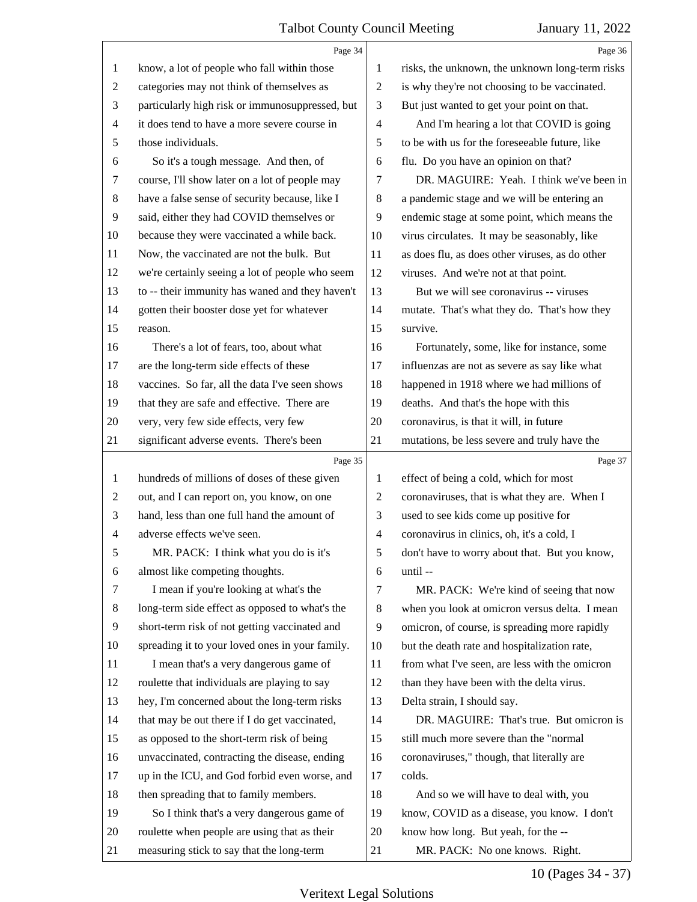know, a lot of people who fall within those categories may not think of themselves as particularly high risk or immunosuppressed, but it does tend to have a more severe course in those individuals.

So it's a tough message. And then, of course, I'll show later on a lot of people may have a false sense of security because, like I said, either they had COVID themselves or because they were vaccinated a while back. Now, the vaccinated are not the bulk. But we're certainly seeing a lot of people who seem to -- their immunity has waned and they haven't gotten their booster dose yet for whatever reason.

There's a lot of fears, too, about what are the long-term side effects of these vaccines. So far, all the data I've seen shows that they are safe and effective. There are very, very few side effects, very few significant adverse events. There's been hundreds of millions of doses of these given out, and I can report on, you know, on one hand, less than one full hand the amount of adverse effects we've seen.

MR. PACK: I think what you do is it's almost like competing thoughts.

I mean if you're looking at what's the long-term side effect as opposed to what's the short-term risk of not getting vaccinated and spreading it to your loved ones in your family.

I mean that's a very dangerous game of roulette that individuals are playing to say hey, I'm concerned about the long-term risks that may be out there if I do get vaccinated, as opposed to the short-term risk of being unvaccinated, contracting the disease, ending up in the ICU, and God forbid even worse, and then spreading that to family members.

So I think that's a very dangerous game of roulette when people are using that as their measuring stick to say that the long-term risks, the unknown, the unknown long-term risks is why they're not choosing to be vaccinated. But just wanted to get your point on that.

And I'm hearing a lot that COVID is going to be with us for the foreseeable future, like flu. Do you have an opinion on that?

DR. MAGUIRE: Yeah. I think we've been in a pandemic stage and we will be entering an endemic stage at some point, which means the virus circulates. It may be seasonably, like as does flu, as does other viruses, as do other viruses. And we're not at that point.

But we will see coronavirus -- viruses mutate. That's what they do. That's how they survive.

Fortunately, some, like for instance, some influenzas are not as severe as say like what happened in 1918 where we had millions of deaths. And that's the hope with this coronavirus, is that it will, in future mutations, be less severe and truly have the effect of being a cold, which for most coronaviruses, that is what they are. When I used to see kids come up positive for coronavirus in clinics, oh, it's a cold, I don't have to worry about that. But you know, until --

MR. PACK: We're kind of seeing that now when you look at omicron versus delta. I mean omicron, of course, is spreading more rapidly but the death rate and hospitalization rate, from what I've seen, are less with the omicron than they have been with the delta virus. Delta strain, I should say.

DR. MAGUIRE: That's true. But omicron is still much more severe than the "normal coronaviruses," though, that literally are colds.

And so we will have to deal with, you know, COVID as a disease, you know. I don't know how long. But yeah, for the --

MR. PACK: No one knows. Right.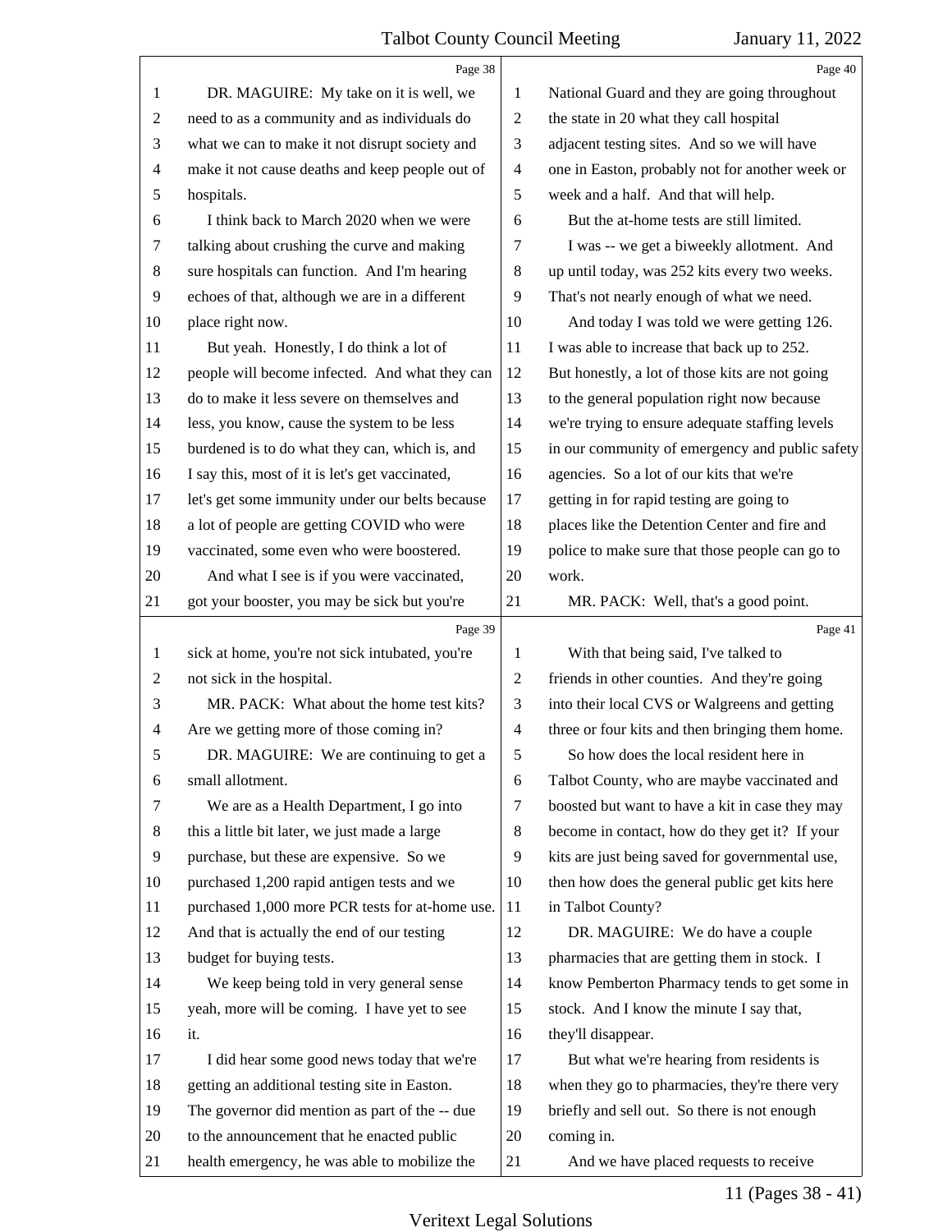DR. MAGUIRE: My take on it is well, we need to as a community and as individuals do what we can to make it not disrupt society and make it not cause deaths and keep people out of hospitals.

I think back to March 2020 when we were talking about crushing the curve and making sure hospitals can function. And I'm hearing echoes of that, although we are in a different place right now.

But yeah. Honestly, I do think a lot of people will become infected. And what they can do to make it less severe on themselves and less, you know, cause the system to be less burdened is to do what they can, which is, and I say this, most of it is let's get vaccinated, let's get some immunity under our belts because a lot of people are getting COVID who were vaccinated, some even who were boostered.

And what I see is if you were vaccinated, got your booster, you may be sick but you're sick at home, you're not sick intubated, you're not sick in the hospital.

MR. PACK: What about the home test kits? Are we getting more of those coming in?

DR. MAGUIRE: We are continuing to get a small allotment.

We are as a Health Department, I go into this a little bit later, we just made a large purchase, but these are expensive. So we purchased 1,200 rapid antigen tests and we purchased 1,000 more PCR tests for at-home use. And that is actually the end of our testing budget for buying tests.

We keep being told in very general sense yeah, more will be coming. I have yet to see it.

I did hear some good news today that we're getting an additional testing site in Easton. The governor did mention as part of the -- due to the announcement that he enacted public health emergency, he was able to mobilize the National Guard and they are going throughout the state in 20 what they call hospital adjacent testing sites. And so we will have one in Easton, probably not for another week or week and a half. And that will help.

But the at-home tests are still limited.

I was -- we get a biweekly allotment. And up until today, was 252 kits every two weeks. That's not nearly enough of what we need.

And today I was told we were getting 126. I was able to increase that back up to 252. But honestly, a lot of those kits are not going to the general population right now because we're trying to ensure adequate staffing levels in our community of emergency and public safety agencies. So a lot of our kits that we're getting in for rapid testing are going to places like the Detention Center and fire and police to make sure that those people can go to work.

MR. PACK: Well, that's a good point.

With that being said, I've talked to friends in other counties. And they're going into their local CVS or Walgreens and getting three or four kits and then bringing them home.

So how does the local resident here in Talbot County, who are maybe vaccinated and boosted but want to have a kit in case they may become in contact, how do they get it? If your kits are just being saved for governmental use, then how does the general public get kits here in Talbot County?

DR. MAGUIRE: We do have a couple pharmacies that are getting them in stock. I know Pemberton Pharmacy tends to get some in stock. And I know the minute I say that, they'll disappear.

But what we're hearing from residents is when they go to pharmacies, they're there very briefly and sell out. So there is not enough coming in.

And we have placed requests to receive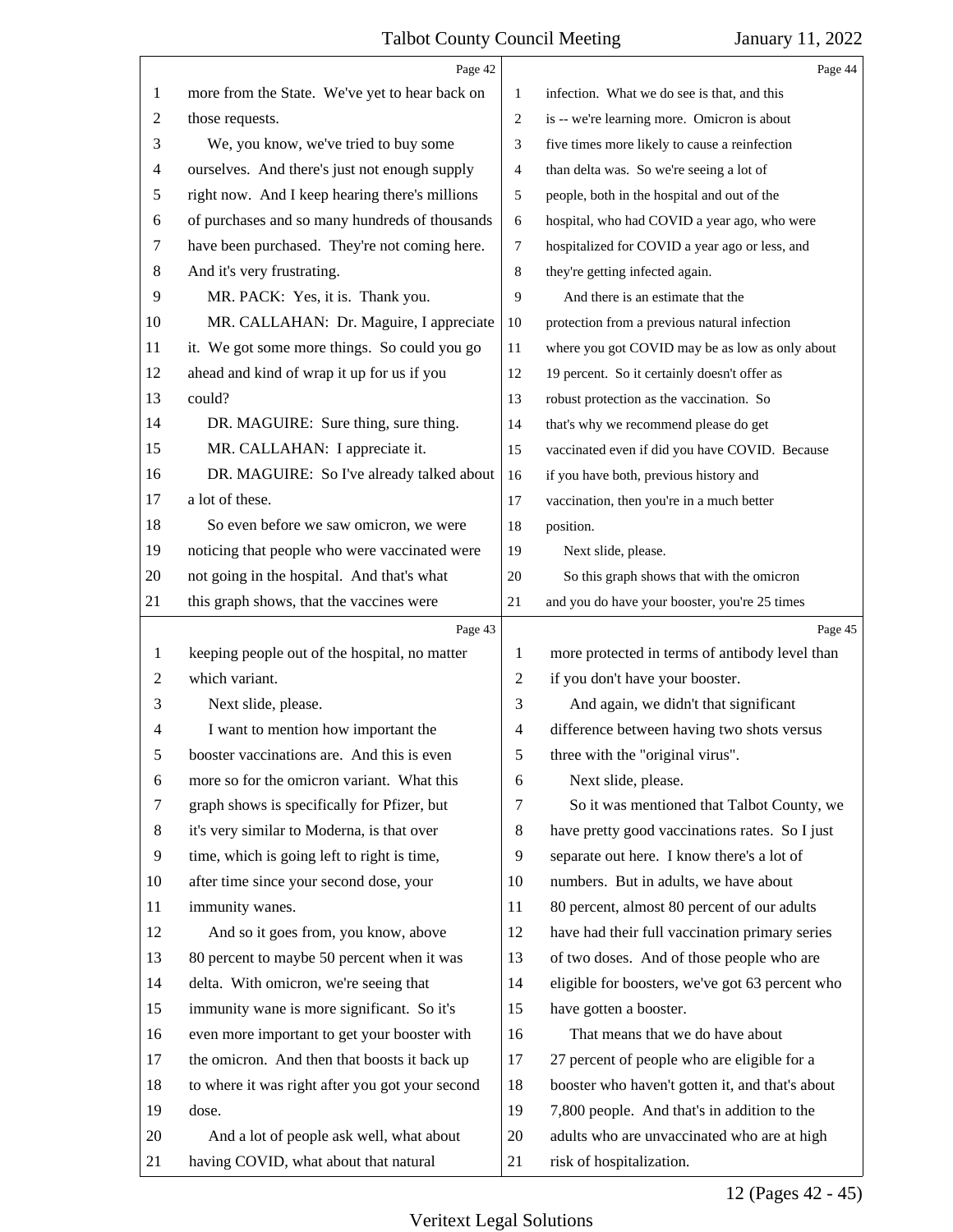Page 42

more from the State. We've yet to hear back on those requests.

We, you know, we've tried to buy some ourselves. And there's just not enough supply right now. And I keep hearing there's millions of purchases and so many hundreds of thousands have been purchased. They're not coming here. And it's very frustrating.

MR. PACK: Yes, it is. Thank you.

MR. CALLAHAN: Dr. Maguire, I appreciate it. We got some more things. So could you go ahead and kind of wrap it up for us if you could?

DR. MAGUIRE: Sure thing, sure thing.

MR. CALLAHAN: I appreciate it.

DR. MAGUIRE: So I've already talked about a lot of these.

So even before we saw omicron, we were noticing that people who were vaccinated were not going in the hospital. And that's what this graph shows, that the vaccines were

Page 43

keeping people out of the hospital, no matter which variant.

Next slide, please.

I want to mention how important the booster vaccinations are. And this is even more so for the omicron variant. What this graph shows is specifically for Pfizer, but it's very similar to Moderna, is that over time, which is going left to right is time, after time since your second dose, your immunity wanes.

And so it goes from, you know, above 80 percent to maybe 50 percent when it was delta. With omicron, we're seeing that immunity wane is more significant. So it's even more important to get your booster with the omicron. And then that boosts it back up to where it was right after you got your second dose.

And a lot of people ask well, what about having COVID, what about that natural

Page 44

infection. What we do see is that, and this is -- we're learning more. Omicron is about five times more likely to cause a reinfection than delta was. So we're seeing a lot of people, both in the hospital and out of the hospital, who had COVID a year ago, who were hospitalized for COVID a year ago or less, and they're getting infected again.

And there is an estimate that the protection from a previous natural infection where you got COVID may be as low as only about 19 percent. So it certainly doesn't offer as robust protection as the vaccination. So that's why we recommend please do get vaccinated even if did you have COVID. Because if you have both, previous history and vaccination, then you're in a much better position.

Next slide, please.

So this graph shows that with the omicron and you do have your booster, you're 25 times

Page 45

more protected in terms of antibody level than if you don't have your booster.

And again, we didn't that significant difference between having two shots versus three with the "original virus".

Next slide, please.

So it was mentioned that Talbot County, we have pretty good vaccinations rates. So I just separate out here. I know there's a lot of numbers. But in adults, we have about 80 percent, almost 80 percent of our adults have had their full vaccination primary series of two doses. And of those people who are eligible for boosters, we've got 63 percent who have gotten a booster.

That means that we do have about 27 percent of people who are eligible for a booster who haven't gotten it, and that's about 7,800 people. And that's in addition to the adults who are unvaccinated who are at high risk of hospitalization.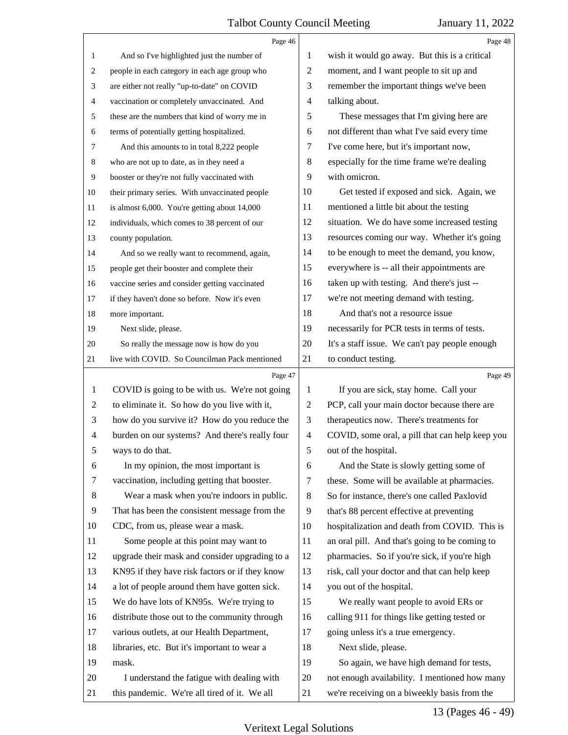Page 46

And so I've highlighted just the number of people in each category in each age group who are either not really "up-to-date" on COVID vaccination or completely unvaccinated. And these are the numbers that kind of worry me in terms of potentially getting hospitalized.

And this amounts to in total 8,222 people who are not up to date, as in they need a booster or they're not fully vaccinated with their primary series. With unvaccinated people is almost 6,000. You're getting about 14,000 individuals, which comes to 38 percent of our county population.

And so we really want to recommend, again, people get their booster and complete their vaccine series and consider getting vaccinated if they haven't done so before. Now it's even more important.

Next slide, please.

So really the message now is how do you live with COVID. So Councilman Pack mentioned

Page 47

COVID is going to be with us. We're not going to eliminate it. So how do you live with it, how do you survive it? How do you reduce the burden on our systems? And there's really four ways to do that.

In my opinion, the most important is vaccination, including getting that booster.

Wear a mask when you're indoors in public. That has been the consistent message from the CDC, from us, please wear a mask.

Some people at this point may want to upgrade their mask and consider upgrading to a KN95 if they have risk factors or if they know a lot of people around them have gotten sick. We do have lots of KN95s. We're trying to distribute those out to the community through various outlets, at our Health Department, libraries, etc. But it's important to wear a mask.

I understand the fatigue with dealing with this pandemic. We're all tired of it. We all

Page 48

wish it would go away. But this is a critical moment, and I want people to sit up and remember the important things we've been talking about.

These messages that I'm giving here are not different than what I've said every time I've come here, but it's important now, especially for the time frame we're dealing with omicron.

Get tested if exposed and sick. Again, we mentioned a little bit about the testing situation. We do have some increased testing resources coming our way. Whether it's going to be enough to meet the demand, you know, everywhere is -- all their appointments are taken up with testing. And there's just -- we're not meeting demand with testing.

And that's not a resource issue necessarily for PCR tests in terms of tests. It's a staff issue. We can't pay people enough to conduct testing.

Page 49

If you are sick, stay home. Call your PCP, call your main doctor because there are therapeutics now. There's treatments for COVID, some oral, a pill that can help keep you out of the hospital.

And the State is slowly getting some of these. Some will be available at pharmacies. So for instance, there's one called Paxlovid that's 88 percent effective at preventing hospitalization and death from COVID. This is an oral pill. And that's going to be coming to pharmacies. So if you're sick, if you're high risk, call your doctor and that can help keep you out of the hospital.

We really want people to avoid ERs or calling 911 for things like getting tested or going unless it's a true emergency.

Next slide, please.

So again, we have high demand for tests, not enough availability. I mentioned how many we're receiving on a biweekly basis from the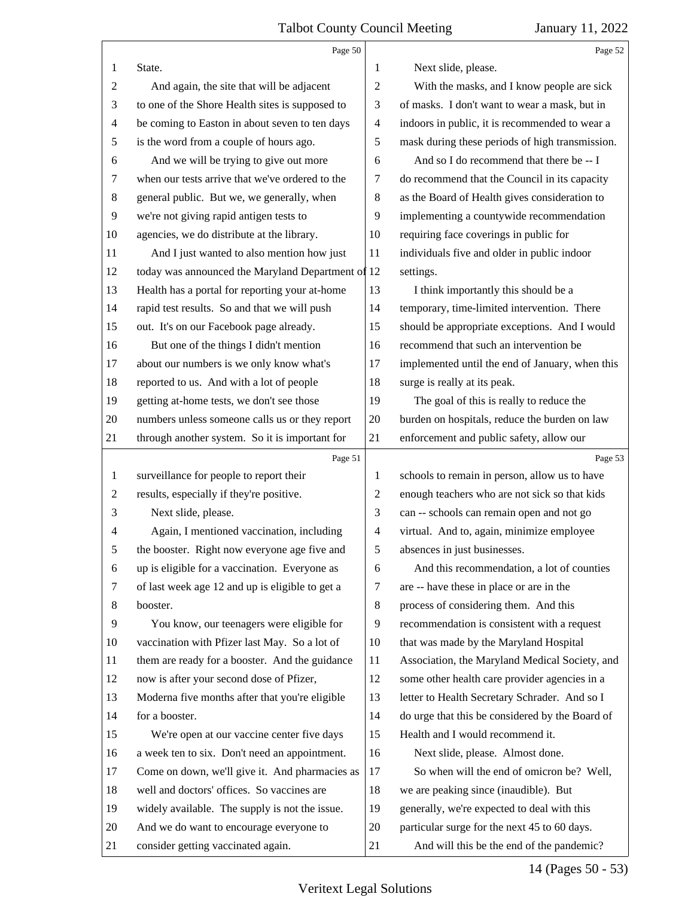State.

And again, the site that will be adjacent to one of the Shore Health sites is supposed to be coming to Easton in about seven to ten days is the word from a couple of hours ago.

And we will be trying to give out more when our tests arrive that we've ordered to the general public. But we, we generally, when we're not giving rapid antigen tests to agencies, we do distribute at the library.

And I just wanted to also mention how just today was announced the Maryland Department of Health has a portal for reporting your at-home rapid test results. So and that we will push out. It's on our Facebook page already.

But one of the things I didn't mention about our numbers is we only know what's reported to us. And with a lot of people getting at-home tests, we don't see those numbers unless someone calls us or they report through another system. So it is important for surveillance for people to report their results, especially if they're positive.

Next slide, please.

Again, I mentioned vaccination, including the booster. Right now everyone age five and up is eligible for a vaccination. Everyone as of last week age 12 and up is eligible to get a booster.

You know, our teenagers were eligible for vaccination with Pfizer last May. So a lot of them are ready for a booster. And the guidance now is after your second dose of Pfizer, Moderna five months after that you're eligible for a booster.

We're open at our vaccine center five days a week ten to six. Don't need an appointment. Come on down, we'll give it. And pharmacies as well and doctors' offices. So vaccines are widely available. The supply is not the issue. And we do want to encourage everyone to consider getting vaccinated again.

Next slide, please.

With the masks, and I know people are sick of masks. I don't want to wear a mask, but in indoors in public, it is recommended to wear a mask during these periods of high transmission.

And so I do recommend that there be -- I do recommend that the Council in its capacity as the Board of Health gives consideration to implementing a countywide recommendation requiring face coverings in public for individuals five and older in public indoor settings.

I think importantly this should be a temporary, time-limited intervention. There should be appropriate exceptions. And I would recommend that such an intervention be implemented until the end of January, when this surge is really at its peak.

The goal of this is really to reduce the burden on hospitals, reduce the burden on law enforcement and public safety, allow our schools to remain in person, allow us to have enough teachers who are not sick so that kids can -- schools can remain open and not go virtual. And to, again, minimize employee absences in just businesses.

And this recommendation, a lot of counties are -- have these in place or are in the process of considering them. And this recommendation is consistent with a request that was made by the Maryland Hospital Association, the Maryland Medical Society, and some other health care provider agencies in a letter to Health Secretary Schrader. And so I do urge that this be considered by the Board of Health and I would recommend it.

Next slide, please. Almost done.

So when will the end of omicron be? Well, we are peaking since (inaudible). But generally, we're expected to deal with this particular surge for the next 45 to 60 days.

And will this be the end of the pandemic?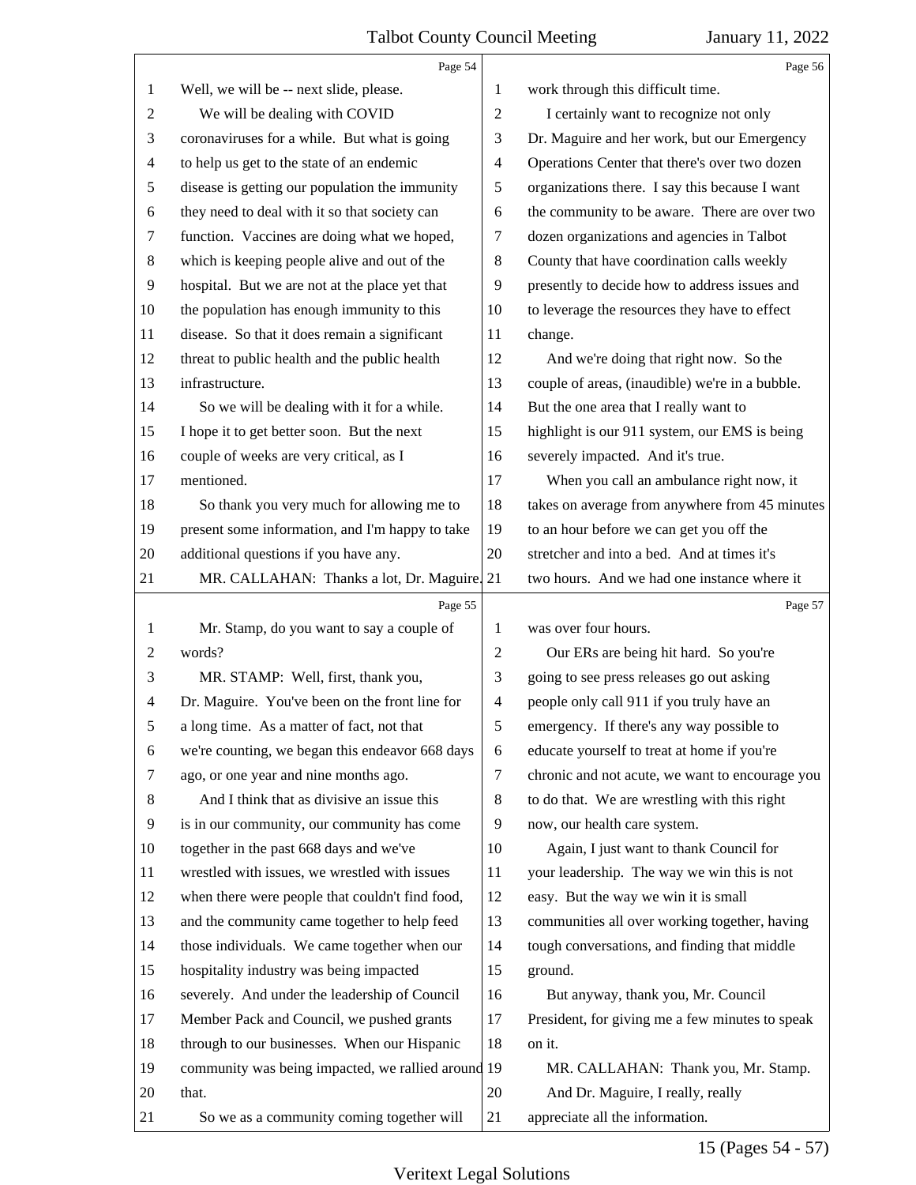Well, we will be -- next slide, please.

We will be dealing with COVID coronaviruses for a while. But what is going to help us get to the state of an endemic disease is getting our population the immunity they need to deal with it so that society can function. Vaccines are doing what we hoped, which is keeping people alive and out of the hospital. But we are not at the place yet that the population has enough immunity to this disease. So that it does remain a significant threat to public health and the public health infrastructure.

So we will be dealing with it for a while. I hope it to get better soon. But the next couple of weeks are very critical, as I mentioned.

So thank you very much for allowing me to present some information, and I'm happy to take additional questions if you have any.

MR. CALLAHAN: Thanks a lot, Dr. Maguire. Mr. Stamp, do you want to say a couple of words?

MR. STAMP: Well, first, thank you, Dr. Maguire. You've been on the front line for a long time. As a matter of fact, not that we're counting, we began this endeavor 668 days ago, or one year and nine months ago.

And I think that as divisive an issue this is in our community, our community has come together in the past 668 days and we've wrestled with issues, we wrestled with issues when there were people that couldn't find food, and the community came together to help feed those individuals. We came together when our hospitality industry was being impacted severely. And under the leadership of Council Member Pack and Council, we pushed grants through to our businesses. When our Hispanic community was being impacted, we rallied around that.

So we as a community coming together will work through this difficult time.

I certainly want to recognize not only Dr. Maguire and her work, but our Emergency Operations Center that there's over two dozen organizations there. I say this because I want the community to be aware. There are over two dozen organizations and agencies in Talbot County that have coordination calls weekly presently to decide how to address issues and to leverage the resources they have to effect change.

And we're doing that right now. So the couple of areas, (inaudible) we're in a bubble. But the one area that I really want to highlight is our 911 system, our EMS is being severely impacted. And it's true.

When you call an ambulance right now, it takes on average from anywhere from 45 minutes to an hour before we can get you off the stretcher and into a bed. And at times it's two hours. And we had one instance where it was over four hours.

Our ERs are being hit hard. So you're going to see press releases go out asking people only call 911 if you truly have an emergency. If there's any way possible to educate yourself to treat at home if you're chronic and not acute, we want to encourage you to do that. We are wrestling with this right now, our health care system.

Again, I just want to thank Council for your leadership. The way we win this is not easy. But the way we win it is small communities all over working together, having tough conversations, and finding that middle ground.

But anyway, thank you, Mr. Council President, for giving me a few minutes to speak on it.

MR. CALLAHAN: Thank you, Mr. Stamp.

And Dr. Maguire, I really, really appreciate all the information.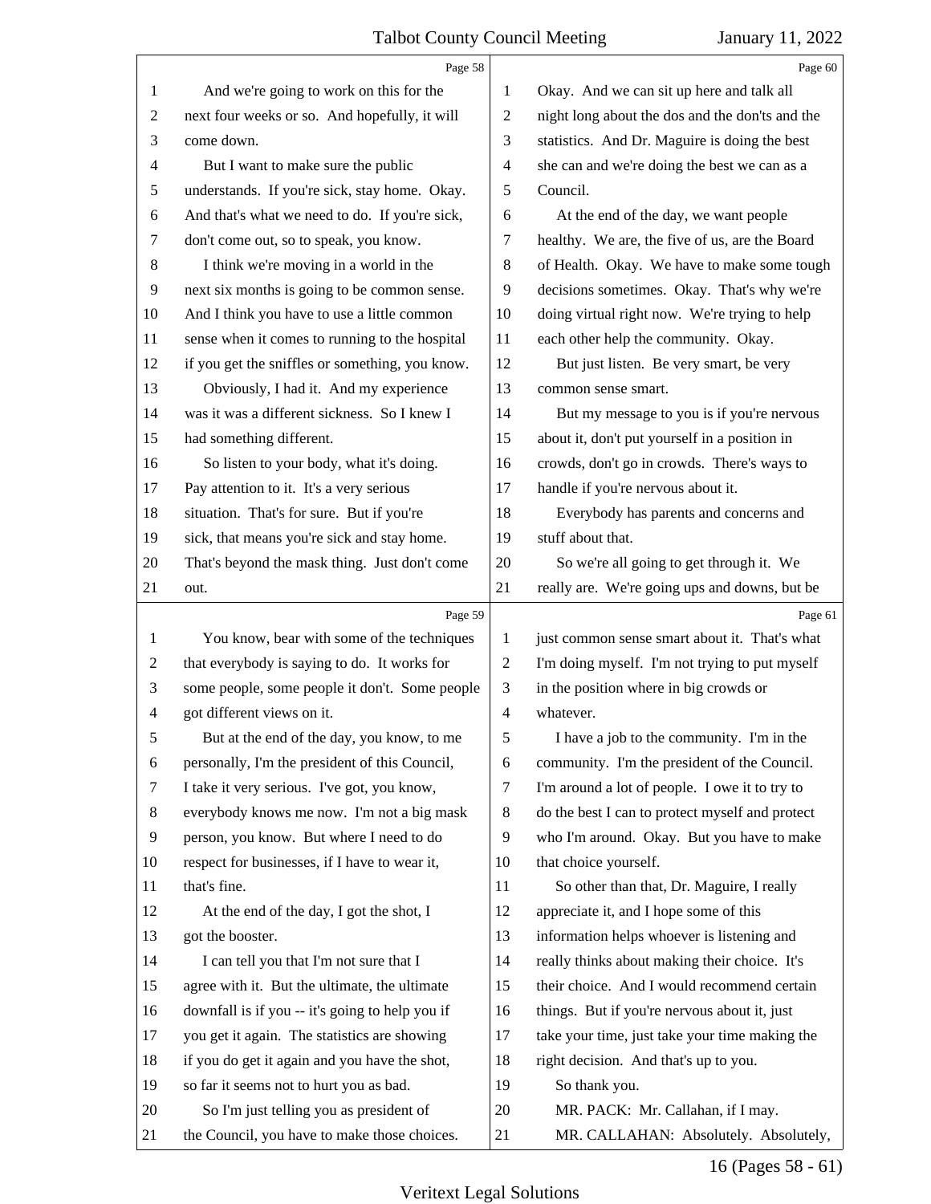Page 58

And we're going to work on this for the next four weeks or so. And hopefully, it will come down.

But I want to make sure the public understands. If you're sick, stay home. Okay. And that's what we need to do. If you're sick, don't come out, so to speak, you know.

I think we're moving in a world in the next six months is going to be common sense. And I think you have to use a little common sense when it comes to running to the hospital if you get the sniffles or something, you know.

Obviously, I had it. And my experience was it was a different sickness. So I knew I had something different.

So listen to your body, what it's doing. Pay attention to it. It's a very serious situation. That's for sure. But if you're sick, that means you're sick and stay home. That's beyond the mask thing. Just don't come out.

Page 59

You know, bear with some of the techniques that everybody is saying to do. It works for some people, some people it don't. Some people got different views on it.

But at the end of the day, you know, to me personally, I'm the president of this Council, I take it very serious. I've got, you know, everybody knows me now. I'm not a big mask person, you know. But where I need to do respect for businesses, if I have to wear it, that's fine.

At the end of the day, I got the shot, I got the booster.

I can tell you that I'm not sure that I agree with it. But the ultimate, the ultimate downfall is if you -- it's going to help you if you get it again. The statistics are showing if you do get it again and you have the shot, so far it seems not to hurt you as bad.

So I'm just telling you as president of the Council, you have to make those choices.

Page 60

Okay. And we can sit up here and talk all night long about the dos and the don'ts and the statistics. And Dr. Maguire is doing the best she can and we're doing the best we can as a Council.

At the end of the day, we want people healthy. We are, the five of us, are the Board of Health. Okay. We have to make some tough decisions sometimes. Okay. That's why we're doing virtual right now. We're trying to help each other help the community. Okay.

But just listen. Be very smart, be very common sense smart.

But my message to you is if you're nervous about it, don't put yourself in a position in crowds, don't go in crowds. There's ways to handle if you're nervous about it.

Everybody has parents and concerns and stuff about that.

So we're all going to get through it. We really are. We're going ups and downs, but be

Page 61

just common sense smart about it. That's what I'm doing myself. I'm not trying to put myself in the position where in big crowds or whatever.

I have a job to the community. I'm in the community. I'm the president of the Council. I'm around a lot of people. I owe it to try to do the best I can to protect myself and protect who I'm around. Okay. But you have to make that choice yourself.

So other than that, Dr. Maguire, I really appreciate it, and I hope some of this information helps whoever is listening and really thinks about making their choice. It's their choice. And I would recommend certain things. But if you're nervous about it, just take your time, just take your time making the right decision. And that's up to you.

So thank you.

MR. PACK: Mr. Callahan, if I may.

MR. CALLAHAN: Absolutely. Absolutely,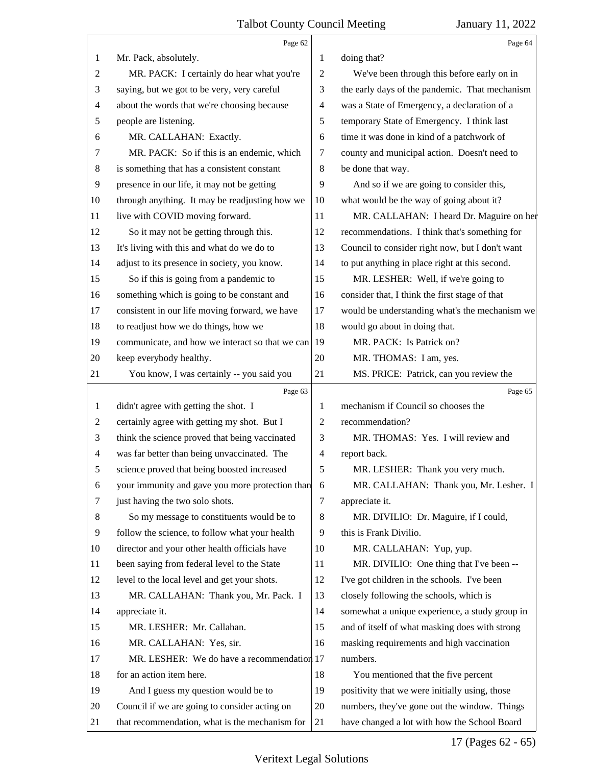Mr. Pack, absolutely.

MR. PACK: I certainly do hear what you're saying, but we got to be very, very careful about the words that we're choosing because people are listening.

MR. CALLAHAN: Exactly.

MR. PACK: So if this is an endemic, which is something that has a consistent constant presence in our life, it may not be getting through anything. It may be readjusting how we live with COVID moving forward.

So it may not be getting through this. It's living with this and what do we do to adjust to its presence in society, you know.

So if this is going from a pandemic to something which is going to be constant and consistent in our life moving forward, we have to readjust how we do things, how we communicate, and how we interact so that we can keep everybody healthy.

You know, I was certainly -- you said you didn't agree with getting the shot. I certainly agree with getting my shot. But I think the science proved that being vaccinated was far better than being unvaccinated. The science proved that being boosted increased your immunity and gave you more protection than just having the two solo shots.

So my message to constituents would be to follow the science, to follow what your health director and your other health officials have been saying from federal level to the State level to the local level and get your shots.

MR. CALLAHAN: Thank you, Mr. Pack. I appreciate it.

MR. LESHER: Mr. Callahan.

MR. CALLAHAN: Yes, sir.

MR. LESHER: We do have a recommendation for an action item here.

And I guess my question would be to Council if we are going to consider acting on that recommendation, what is the mechanism for doing that?

We've been through this before early on in the early days of the pandemic. That mechanism was a State of Emergency, a declaration of a temporary State of Emergency. I think last time it was done in kind of a patchwork of county and municipal action. Doesn't need to be done that way.

And so if we are going to consider this, what would be the way of going about it?

MR. CALLAHAN: I heard Dr. Maguire on her recommendations. I think that's something for Council to consider right now, but I don't want to put anything in place right at this second.

MR. LESHER: Well, if we're going to consider that, I think the first stage of that would be understanding what's the mechanism we would go about in doing that.

MR. PACK: Is Patrick on?

MR. THOMAS: I am, yes.

MS. PRICE: Patrick, can you review the mechanism if Council so chooses the recommendation?

MR. THOMAS: Yes. I will review and report back.

MR. LESHER: Thank you very much.

MR. CALLAHAN: Thank you, Mr. Lesher. I appreciate it.

MR. DIVILIO: Dr. Maguire, if I could, this is Frank Divilio.

MR. CALLAHAN: Yup, yup.

MR. DIVILIO: One thing that I've been -- I've got children in the schools. I've been closely following the schools, which is somewhat a unique experience, a study group in and of itself of what masking does with strong masking requirements and high vaccination numbers.

You mentioned that the five percent positivity that we were initially using, those numbers, they've gone out the window. Things have changed a lot with how the School Board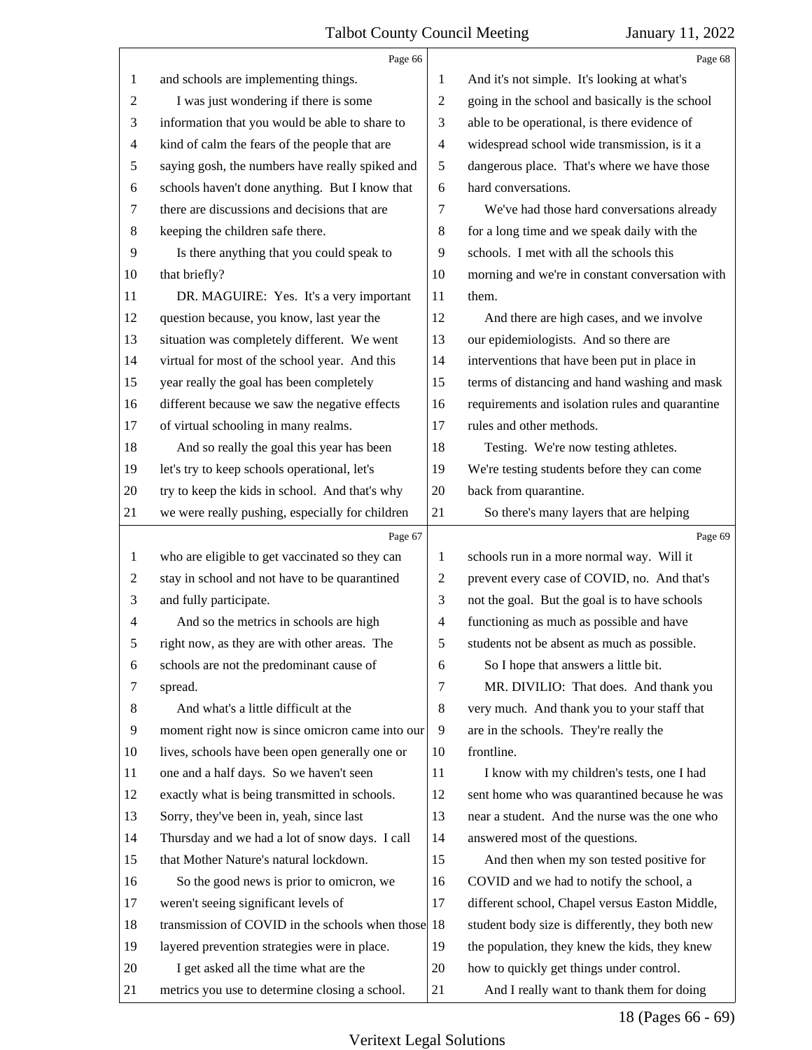and schools are implementing things.

I was just wondering if there is some information that you would be able to share to kind of calm the fears of the people that are saying gosh, the numbers have really spiked and schools haven't done anything. But I know that there are discussions and decisions that are keeping the children safe there.

Is there anything that you could speak to that briefly?

DR. MAGUIRE: Yes. It's a very important question because, you know, last year the situation was completely different. We went virtual for most of the school year. And this year really the goal has been completely different because we saw the negative effects of virtual schooling in many realms.

And so really the goal this year has been let's try to keep schools operational, let's try to keep the kids in school. And that's why we were really pushing, especially for children who are eligible to get vaccinated so they can stay in school and not have to be quarantined and fully participate.

And so the metrics in schools are high right now, as they are with other areas. The schools are not the predominant cause of spread.

And what's a little difficult at the moment right now is since omicron came into our lives, schools have been open generally one or one and a half days. So we haven't seen exactly what is being transmitted in schools. Sorry, they've been in, yeah, since last Thursday and we had a lot of snow days. I call that Mother Nature's natural lockdown.

So the good news is prior to omicron, we weren't seeing significant levels of transmission of COVID in the schools when those layered prevention strategies were in place.

I get asked all the time what are the metrics you use to determine closing a school. And it's not simple. It's looking at what's going in the school and basically is the school able to be operational, is there evidence of widespread school wide transmission, is it a dangerous place. That's where we have those hard conversations.

We've had those hard conversations already for a long time and we speak daily with the schools. I met with all the schools this morning and we're in constant conversation with them.

And there are high cases, and we involve our epidemiologists. And so there are interventions that have been put in place in terms of distancing and hand washing and mask requirements and isolation rules and quarantine rules and other methods.

Testing. We're now testing athletes. We're testing students before they can come back from quarantine.

So there's many layers that are helping schools run in a more normal way. Will it prevent every case of COVID, no. And that's not the goal. But the goal is to have schools functioning as much as possible and have students not be absent as much as possible.

So I hope that answers a little bit.

MR. DIVILIO: That does. And thank you very much. And thank you to your staff that are in the schools. They're really the frontline.

I know with my children's tests, one I had sent home who was quarantined because he was near a student. And the nurse was the one who answered most of the questions.

And then when my son tested positive for COVID and we had to notify the school, a different school, Chapel versus Easton Middle, student body size is differently, they both new the population, they knew the kids, they knew how to quickly get things under control.

And I really want to thank them for doing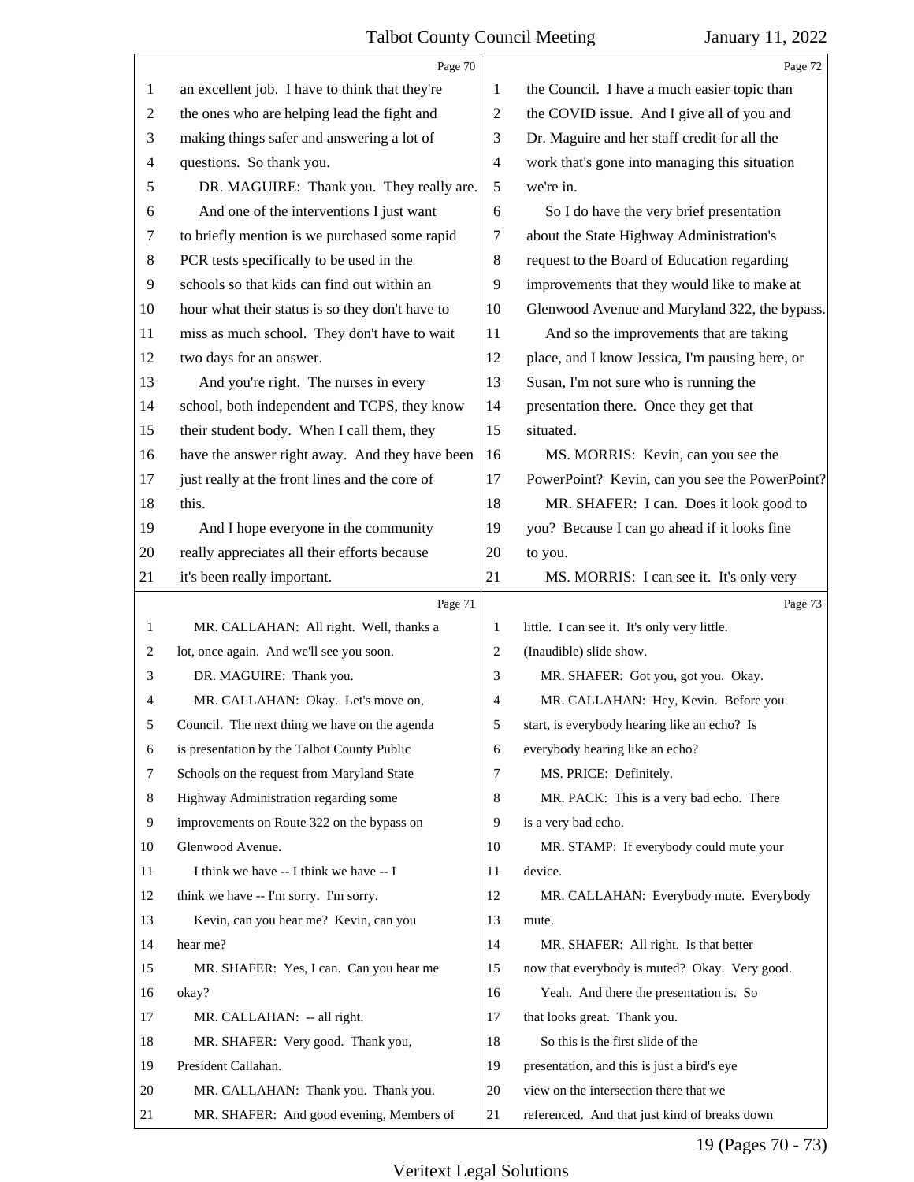Page 70

1 an excellent job. I have to think that they're
2 the ones who are helping lead the fight and
3 making things safer and answering a lot of
4 questions. So thank you.
5 DR. MAGUIRE: Thank you. They really are.
6 And one of the interventions I just want
7 to briefly mention is we purchased some rapid
8 PCR tests specifically to be used in the
9 schools so that kids can find out within an
10 hour what their status is so they don't have to
11 miss as much school. They don't have to wait
12 two days for an answer.
13 And you're right. The nurses in every
14 school, both independent and TCPS, they know
15 their student body. When I call them, they
16 have the answer right away. And they have been
17 just really at the front lines and the core of
18 this.
19 And I hope everyone in the community
20 really appreciates all their efforts because
21 it's been really important.

Page 71

1 MR. CALLAHAN: All right. Well, thanks a
2 lot, once again. And we'll see you soon.
3 DR. MAGUIRE: Thank you.
4 MR. CALLAHAN: Okay. Let's move on,
5 Council. The next thing we have on the agenda
6 is presentation by the Talbot County Public
7 Schools on the request from Maryland State
8 Highway Administration regarding some
9 improvements on Route 322 on the bypass on
10 Glenwood Avenue.
11 I think we have -- I think we have -- I
12 think we have -- I'm sorry. I'm sorry.
13 Kevin, can you hear me? Kevin, can you
14 hear me?
15 MR. SHAFER: Yes, I can. Can you hear me
16 okay?
17 MR. CALLAHAN: -- all right.
18 MR. SHAFER: Very good. Thank you,
19 President Callahan.
20 MR. CALLAHAN: Thank you. Thank you.
21 MR. SHAFER: And good evening, Members of

Page 72

1 the Council. I have a much easier topic than
2 the COVID issue. And I give all of you and
3 Dr. Maguire and her staff credit for all the
4 work that's gone into managing this situation
5 we're in.
6 So I do have the very brief presentation
7 about the State Highway Administration's
8 request to the Board of Education regarding
9 improvements that they would like to make at
10 Glenwood Avenue and Maryland 322, the bypass.
11 And so the improvements that are taking
12 place, and I know Jessica, I'm pausing here, or
13 Susan, I'm not sure who is running the
14 presentation there. Once they get that
15 situated.
16 MS. MORRIS: Kevin, can you see the
17 PowerPoint? Kevin, can you see the PowerPoint?
18 MR. SHAFER: I can. Does it look good to
19 you? Because I can go ahead if it looks fine
20 to you.
21 MS. MORRIS: I can see it. It's only very

Page 73

1 little. I can see it. It's only very little.
2 (Inaudible) slide show.
3 MR. SHAFER: Got you, got you. Okay.
4 MR. CALLAHAN: Hey, Kevin. Before you
5 start, is everybody hearing like an echo? Is
6 everybody hearing like an echo?
7 MS. PRICE: Definitely.
8 MR. PACK: This is a very bad echo. There
9 is a very bad echo.
10 MR. STAMP: If everybody could mute your
11 device.
12 MR. CALLAHAN: Everybody mute. Everybody
13 mute.
14 MR. SHAFER: All right. Is that better
15 now that everybody is muted? Okay. Very good.
16 Yeah. And there the presentation is. So
17 that looks great. Thank you.
18 So this is the first slide of the
19 presentation, and this is just a bird's eye
20 view on the intersection there that we
21 referenced. And that just kind of breaks down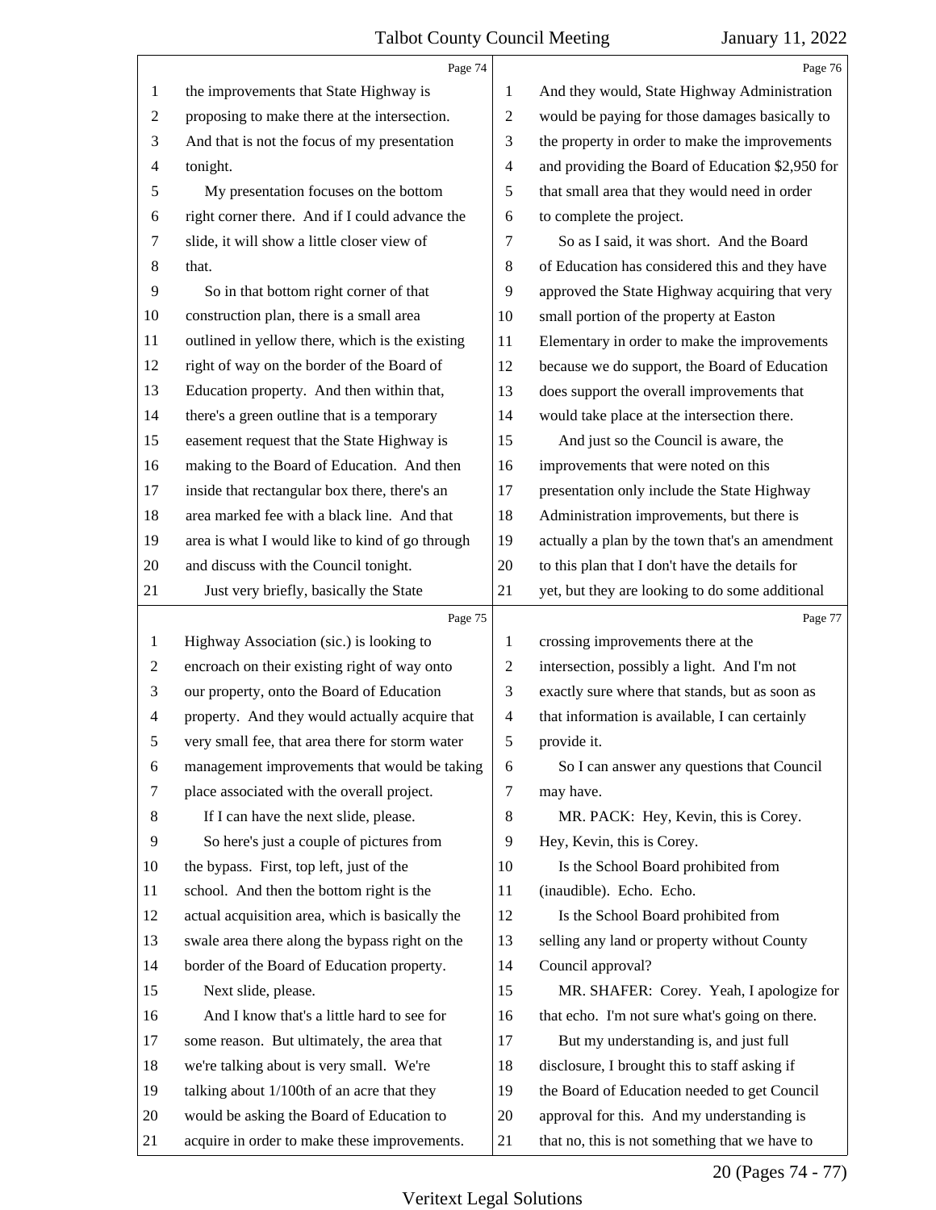**Page 74**

1 the improvements that State Highway is
2 proposing to make there at the intersection.
3 And that is not the focus of my presentation
4 tonight.
5 My presentation focuses on the bottom
6 right corner there. And if I could advance the
7 slide, it will show a little closer view of
8 that.
9 So in that bottom right corner of that
10 construction plan, there is a small area
11 outlined in yellow there, which is the existing
12 right of way on the border of the Board of
13 Education property. And then within that,
14 there's a green outline that is a temporary
15 easement request that the State Highway is
16 making to the Board of Education. And then
17 inside that rectangular box there, there's an
18 area marked fee with a black line. And that
19 area is what I would like to kind of go through
20 and discuss with the Council tonight.
21 Just very briefly, basically the State

**Page 75**

1 Highway Association (sic.) is looking to
2 encroach on their existing right of way onto
3 our property, onto the Board of Education
4 property. And they would actually acquire that
5 very small fee, that area there for storm water
6 management improvements that would be taking
7 place associated with the overall project.
8 If I can have the next slide, please.
9 So here's just a couple of pictures from
10 the bypass. First, top left, just of the
11 school. And then the bottom right is the
12 actual acquisition area, which is basically the
13 swale area there along the bypass right on the
14 border of the Board of Education property.
15 Next slide, please.
16 And I know that's a little hard to see for
17 some reason. But ultimately, the area that
18 we're talking about is very small. We're
19 talking about 1/100th of an acre that they
20 would be asking the Board of Education to
21 acquire in order to make these improvements.

**Page 76**

1 And they would, State Highway Administration
2 would be paying for those damages basically to
3 the property in order to make the improvements
4 and providing the Board of Education $2,950 for
5 that small area that they would need in order
6 to complete the project.
7 So as I said, it was short. And the Board
8 of Education has considered this and they have
9 approved the State Highway acquiring that very
10 small portion of the property at Easton
11 Elementary in order to make the improvements
12 because we do support, the Board of Education
13 does support the overall improvements that
14 would take place at the intersection there.
15 And just so the Council is aware, the
16 improvements that were noted on this
17 presentation only include the State Highway
18 Administration improvements, but there is
19 actually a plan by the town that's an amendment
20 to this plan that I don't have the details for
21 yet, but they are looking to do some additional

**Page 77**

1 crossing improvements there at the
2 intersection, possibly a light. And I'm not
3 exactly sure where that stands, but as soon as
4 that information is available, I can certainly
5 provide it.
6 So I can answer any questions that Council
7 may have.
8 MR. PACK: Hey, Kevin, this is Corey.
9 Hey, Kevin, this is Corey.
10 Is the School Board prohibited from
11 (inaudible). Echo. Echo.
12 Is the School Board prohibited from
13 selling any land or property without County
14 Council approval?
15 MR. SHAFER: Corey. Yeah, I apologize for
16 that echo. I'm not sure what's going on there.
17 But my understanding is, and just full
18 disclosure, I brought this to staff asking if
19 the Board of Education needed to get Council
20 approval for this. And my understanding is
21 that no, this is not something that we have to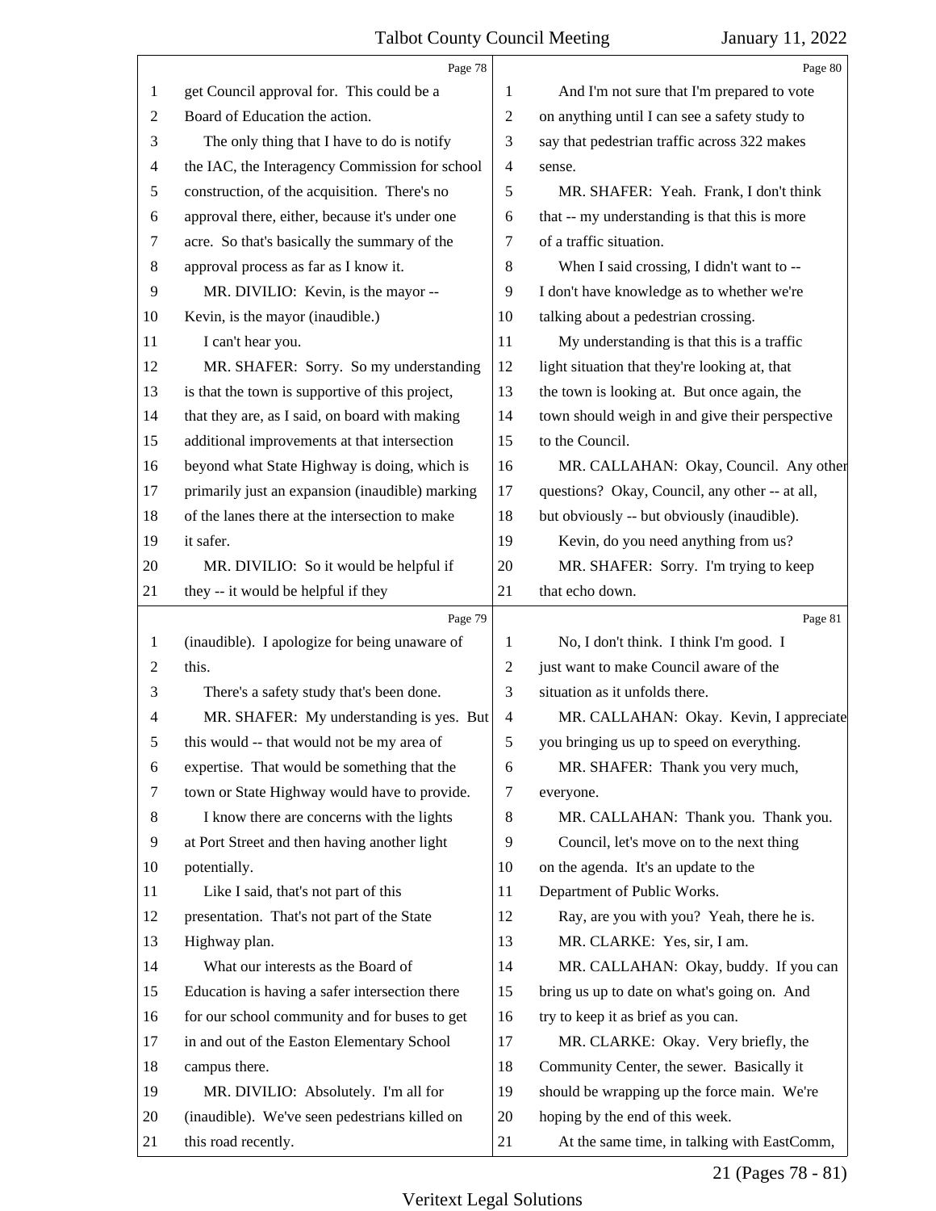Page 78

get Council approval for. This could be a Board of Education the action.

The only thing that I have to do is notify the IAC, the Interagency Commission for school construction, of the acquisition. There's no approval there, either, because it's under one acre. So that's basically the summary of the approval process as far as I know it.

MR. DIVILIO: Kevin, is the mayor -- Kevin, is the mayor (inaudible.)

I can't hear you.

MR. SHAFER: Sorry. So my understanding is that the town is supportive of this project, that they are, as I said, on board with making additional improvements at that intersection beyond what State Highway is doing, which is primarily just an expansion (inaudible) marking of the lanes there at the intersection to make it safer.

MR. DIVILIO: So it would be helpful if they -- it would be helpful if they

Page 79

(inaudible). I apologize for being unaware of this.

There's a safety study that's been done.

MR. SHAFER: My understanding is yes. But this would -- that would not be my area of expertise. That would be something that the town or State Highway would have to provide.

I know there are concerns with the lights at Port Street and then having another light potentially.

Like I said, that's not part of this presentation. That's not part of the State Highway plan.

What our interests as the Board of Education is having a safer intersection there for our school community and for buses to get in and out of the Easton Elementary School campus there.

MR. DIVILIO: Absolutely. I'm all for (inaudible). We've seen pedestrians killed on this road recently.

Page 80

And I'm not sure that I'm prepared to vote on anything until I can see a safety study to say that pedestrian traffic across 322 makes sense.

MR. SHAFER: Yeah. Frank, I don't think that -- my understanding is that this is more of a traffic situation.

When I said crossing, I didn't want to -- I don't have knowledge as to whether we're talking about a pedestrian crossing.

My understanding is that this is a traffic light situation that they're looking at, that the town is looking at. But once again, the town should weigh in and give their perspective to the Council.

MR. CALLAHAN: Okay, Council. Any other questions? Okay, Council, any other -- at all, but obviously -- but obviously (inaudible).

Kevin, do you need anything from us?

MR. SHAFER: Sorry. I'm trying to keep that echo down.

Page 81

No, I don't think. I think I'm good. I just want to make Council aware of the situation as it unfolds there.

MR. CALLAHAN: Okay. Kevin, I appreciate you bringing us up to speed on everything.

MR. SHAFER: Thank you very much, everyone.

MR. CALLAHAN: Thank you. Thank you.

Council, let's move on to the next thing on the agenda. It's an update to the Department of Public Works.

Ray, are you with you? Yeah, there he is.

MR. CLARKE: Yes, sir, I am.

MR. CALLAHAN: Okay, buddy. If you can bring us up to date on what's going on. And try to keep it as brief as you can.

MR. CLARKE: Okay. Very briefly, the Community Center, the sewer. Basically it should be wrapping up the force main. We're hoping by the end of this week.

At the same time, in talking with EastComm,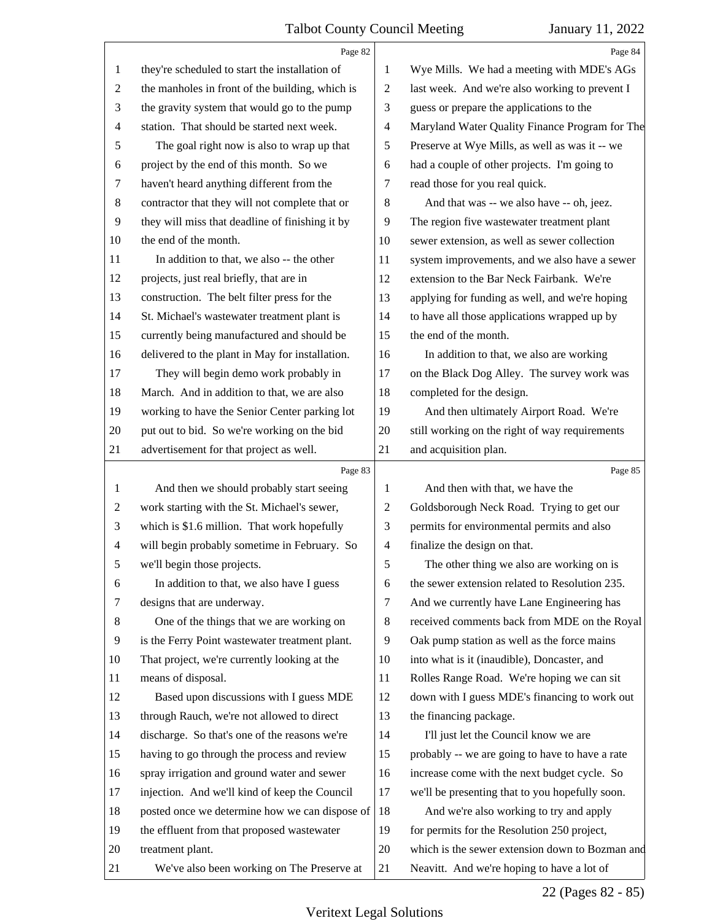Page 82

they're scheduled to start the installation of the manholes in front of the building, which is the gravity system that would go to the pump station. That should be started next week.

The goal right now is also to wrap up that project by the end of this month. So we haven't heard anything different from the contractor that they will not complete that or they will miss that deadline of finishing it by the end of the month.

In addition to that, we also -- the other projects, just real briefly, that are in construction. The belt filter press for the St. Michael's wastewater treatment plant is currently being manufactured and should be delivered to the plant in May for installation.

They will begin demo work probably in March. And in addition to that, we are also working to have the Senior Center parking lot put out to bid. So we're working on the bid advertisement for that project as well.

Page 83

And then we should probably start seeing work starting with the St. Michael's sewer, which is $1.6 million. That work hopefully will begin probably sometime in February. So we'll begin those projects.

In addition to that, we also have I guess designs that are underway.

One of the things that we are working on is the Ferry Point wastewater treatment plant. That project, we're currently looking at the means of disposal.

Based upon discussions with I guess MDE through Rauch, we're not allowed to direct discharge. So that's one of the reasons we're having to go through the process and review spray irrigation and ground water and sewer injection. And we'll kind of keep the Council posted once we determine how we can dispose of the effluent from that proposed wastewater treatment plant.

We've also been working on The Preserve at

Page 84

Wye Mills. We had a meeting with MDE's AGs last week. And we're also working to prevent I guess or prepare the applications to the Maryland Water Quality Finance Program for The Preserve at Wye Mills, as well as was it -- we had a couple of other projects. I'm going to read those for you real quick.

And that was -- we also have -- oh, jeez. The region five wastewater treatment plant sewer extension, as well as sewer collection system improvements, and we also have a sewer extension to the Bar Neck Fairbank. We're applying for funding as well, and we're hoping to have all those applications wrapped up by the end of the month.

In addition to that, we also are working on the Black Dog Alley. The survey work was completed for the design.

And then ultimately Airport Road. We're still working on the right of way requirements and acquisition plan.

Page 85

And then with that, we have the Goldsborough Neck Road. Trying to get our permits for environmental permits and also finalize the design on that.

The other thing we also are working on is the sewer extension related to Resolution 235. And we currently have Lane Engineering has received comments back from MDE on the Royal Oak pump station as well as the force mains into what is it (inaudible), Doncaster, and Rolles Range Road. We're hoping we can sit down with I guess MDE's financing to work out the financing package.

I'll just let the Council know we are probably -- we are going to have to have a rate increase come with the next budget cycle. So we'll be presenting that to you hopefully soon.

And we're also working to try and apply for permits for the Resolution 250 project, which is the sewer extension down to Bozman and Neavitt. And we're hoping to have a lot of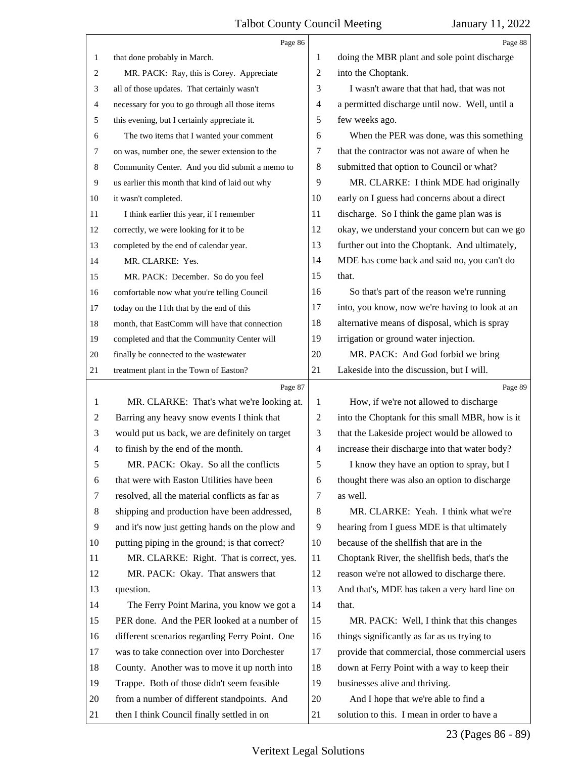Page 86

1 that done probably in March.
2 MR. PACK: Ray, this is Corey. Appreciate
3 all of those updates. That certainly wasn't
4 necessary for you to go through all those items
5 this evening, but I certainly appreciate it.
6 The two items that I wanted your comment
7 on was, number one, the sewer extension to the
8 Community Center. And you did submit a memo to
9 us earlier this month that kind of laid out why
10 it wasn't completed.
11 I think earlier this year, if I remember
12 correctly, we were looking for it to be
13 completed by the end of calendar year.
14 MR. CLARKE: Yes.
15 MR. PACK: December. So do you feel
16 comfortable now what you're telling Council
17 today on the 11th that by the end of this
18 month, that EastComm will have that connection
19 completed and that the Community Center will
20 finally be connected to the wastewater
21 treatment plant in the Town of Easton?

Page 87

1 MR. CLARKE: That's what we're looking at.
2 Barring any heavy snow events I think that
3 would put us back, we are definitely on target
4 to finish by the end of the month.
5 MR. PACK: Okay. So all the conflicts
6 that were with Easton Utilities have been
7 resolved, all the material conflicts as far as
8 shipping and production have been addressed,
9 and it's now just getting hands on the plow and
10 putting piping in the ground; is that correct?
11 MR. CLARKE: Right. That is correct, yes.
12 MR. PACK: Okay. That answers that
13 question.
14 The Ferry Point Marina, you know we got a
15 PER done. And the PER looked at a number of
16 different scenarios regarding Ferry Point. One
17 was to take connection over into Dorchester
18 County. Another was to move it up north into
19 Trappe. Both of those didn't seem feasible
20 from a number of different standpoints. And
21 then I think Council finally settled in on

Page 88

1 doing the MBR plant and sole point discharge
2 into the Choptank.
3 I wasn't aware that that had, that was not
4 a permitted discharge until now. Well, until a
5 few weeks ago.
6 When the PER was done, was this something
7 that the contractor was not aware of when he
8 submitted that option to Council or what?
9 MR. CLARKE: I think MDE had originally
10 early on I guess had concerns about a direct
11 discharge. So I think the game plan was is
12 okay, we understand your concern but can we go
13 further out into the Choptank. And ultimately,
14 MDE has come back and said no, you can't do
15 that.
16 So that's part of the reason we're running
17 into, you know, now we're having to look at an
18 alternative means of disposal, which is spray
19 irrigation or ground water injection.
20 MR. PACK: And God forbid we bring
21 Lakeside into the discussion, but I will.

Page 89

1 How, if we're not allowed to discharge
2 into the Choptank for this small MBR, how is it
3 that the Lakeside project would be allowed to
4 increase their discharge into that water body?
5 I know they have an option to spray, but I
6 thought there was also an option to discharge
7 as well.
8 MR. CLARKE: Yeah. I think what we're
9 hearing from I guess MDE is that ultimately
10 because of the shellfish that are in the
11 Choptank River, the shellfish beds, that's the
12 reason we're not allowed to discharge there.
13 And that's, MDE has taken a very hard line on
14 that.
15 MR. PACK: Well, I think that this changes
16 things significantly as far as us trying to
17 provide that commercial, those commercial users
18 down at Ferry Point with a way to keep their
19 businesses alive and thriving.
20 And I hope that we're able to find a
21 solution to this. I mean in order to have a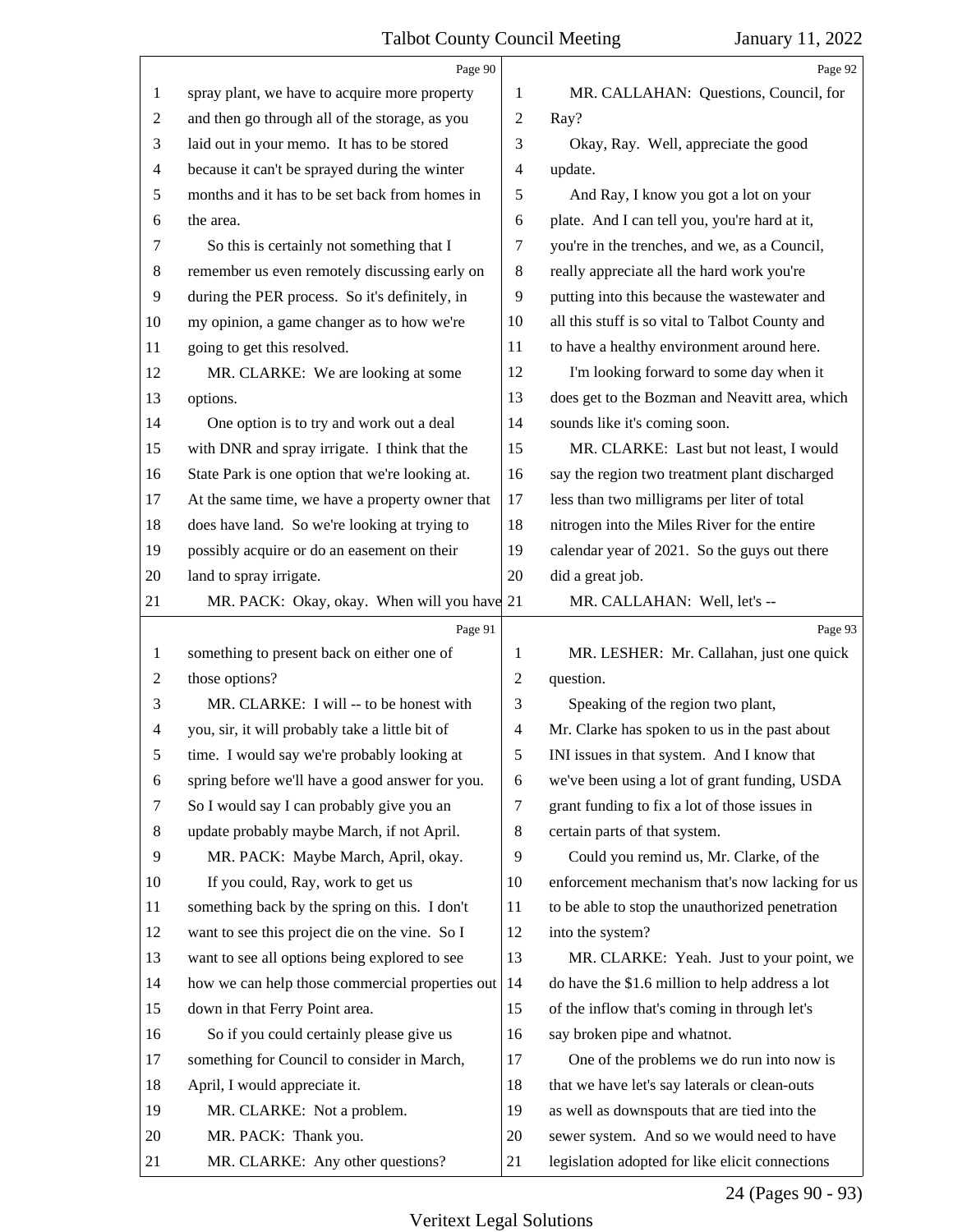Page 90

spray plant, we have to acquire more property and then go through all of the storage, as you laid out in your memo. It has to be stored because it can't be sprayed during the winter months and it has to be set back from homes in the area.

So this is certainly not something that I remember us even remotely discussing early on during the PER process. So it's definitely, in my opinion, a game changer as to how we're going to get this resolved.

MR. CLARKE: We are looking at some options.

One option is to try and work out a deal with DNR and spray irrigate. I think that the State Park is one option that we're looking at. At the same time, we have a property owner that does have land. So we're looking at trying to possibly acquire or do an easement on their land to spray irrigate.

MR. PACK: Okay, okay. When will you have

Page 91

something to present back on either one of those options?

MR. CLARKE: I will -- to be honest with you, sir, it will probably take a little bit of time. I would say we're probably looking at spring before we'll have a good answer for you. So I would say I can probably give you an update probably maybe March, if not April.

MR. PACK: Maybe March, April, okay.

If you could, Ray, work to get us something back by the spring on this. I don't want to see this project die on the vine. So I want to see all options being explored to see how we can help those commercial properties out down in that Ferry Point area.

So if you could certainly please give us something for Council to consider in March, April, I would appreciate it.

MR. CLARKE: Not a problem.

MR. PACK: Thank you.

MR. CLARKE: Any other questions?

Page 92

MR. CALLAHAN: Questions, Council, for Ray?

Okay, Ray. Well, appreciate the good update.

And Ray, I know you got a lot on your plate. And I can tell you, you're hard at it, you're in the trenches, and we, as a Council, really appreciate all the hard work you're putting into this because the wastewater and all this stuff is so vital to Talbot County and to have a healthy environment around here.

I'm looking forward to some day when it does get to the Bozman and Neavitt area, which sounds like it's coming soon.

MR. CLARKE: Last but not least, I would say the region two treatment plant discharged less than two milligrams per liter of total nitrogen into the Miles River for the entire calendar year of 2021. So the guys out there did a great job.

MR. CALLAHAN: Well, let's --

Page 93

MR. LESHER: Mr. Callahan, just one quick question.

Speaking of the region two plant, Mr. Clarke has spoken to us in the past about INI issues in that system. And I know that we've been using a lot of grant funding, USDA grant funding to fix a lot of those issues in certain parts of that system.

Could you remind us, Mr. Clarke, of the enforcement mechanism that's now lacking for us to be able to stop the unauthorized penetration into the system?

MR. CLARKE: Yeah. Just to your point, we do have the $1.6 million to help address a lot of the inflow that's coming in through let's say broken pipe and whatnot.

One of the problems we do run into now is that we have let's say laterals or clean-outs as well as downspouts that are tied into the sewer system. And so we would need to have legislation adopted for like elicit connections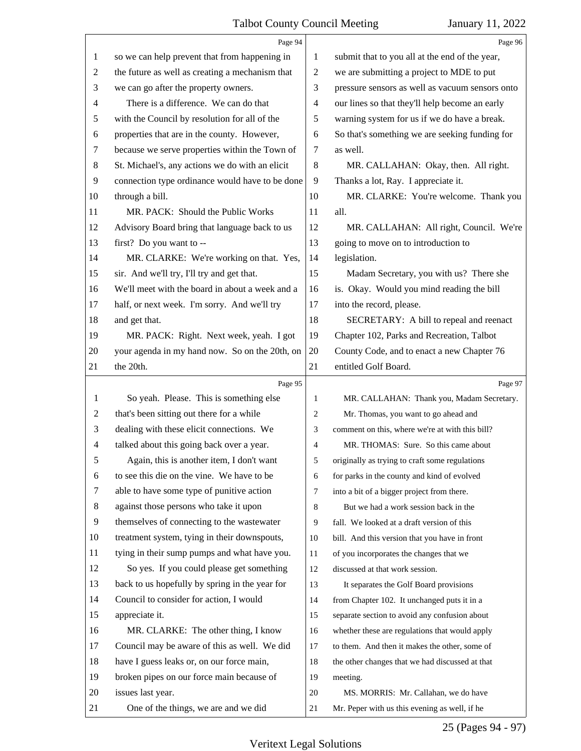**Page 94**

1 so we can help prevent that from happening in
2 the future as well as creating a mechanism that
3 we can go after the property owners.
4 There is a difference. We can do that
5 with the Council by resolution for all of the
6 properties that are in the county. However,
7 because we serve properties within the Town of
8 St. Michael's, any actions we do with an elicit
9 connection type ordinance would have to be done
10 through a bill.
11 MR. PACK: Should the Public Works
12 Advisory Board bring that language back to us
13 first? Do you want to --
14 MR. CLARKE: We're working on that. Yes,
15 sir. And we'll try, I'll try and get that.
16 We'll meet with the board in about a week and a
17 half, or next week. I'm sorry. And we'll try
18 and get that.
19 MR. PACK: Right. Next week, yeah. I got
20 your agenda in my hand now. So on the 20th, on
21 the 20th.

**Page 95**

1 So yeah. Please. This is something else
2 that's been sitting out there for a while
3 dealing with these elicit connections. We
4 talked about this going back over a year.
5 Again, this is another item, I don't want
6 to see this die on the vine. We have to be
7 able to have some type of punitive action
8 against those persons who take it upon
9 themselves of connecting to the wastewater
10 treatment system, tying in their downspouts,
11 tying in their sump pumps and what have you.
12 So yes. If you could please get something
13 back to us hopefully by spring in the year for
14 Council to consider for action, I would
15 appreciate it.
16 MR. CLARKE: The other thing, I know
17 Council may be aware of this as well. We did
18 have I guess leaks or, on our force main,
19 broken pipes on our force main because of
20 issues last year.
21 One of the things, we are and we did

**Page 96**

1 submit that to you all at the end of the year,
2 we are submitting a project to MDE to put
3 pressure sensors as well as vacuum sensors onto
4 our lines so that they'll help become an early
5 warning system for us if we do have a break.
6 So that's something we are seeking funding for
7 as well.
8 MR. CALLAHAN: Okay, then. All right.
9 Thanks a lot, Ray. I appreciate it.
10 MR. CLARKE: You're welcome. Thank you
11 all.
12 MR. CALLAHAN: All right, Council. We're
13 going to move on to introduction to
14 legislation.
15 Madam Secretary, you with us? There she
16 is. Okay. Would you mind reading the bill
17 into the record, please.
18 SECRETARY: A bill to repeal and reenact
19 Chapter 102, Parks and Recreation, Talbot
20 County Code, and to enact a new Chapter 76
21 entitled Golf Board.

**Page 97**

1 MR. CALLAHAN: Thank you, Madam Secretary.
2 Mr. Thomas, you want to go ahead and
3 comment on this, where we're at with this bill?
4 MR. THOMAS: Sure. So this came about
5 originally as trying to craft some regulations
6 for parks in the county and kind of evolved
7 into a bit of a bigger project from there.
8 But we had a work session back in the
9 fall. We looked at a draft version of this
10 bill. And this version that you have in front
11 of you incorporates the changes that we
12 discussed at that work session.
13 It separates the Golf Board provisions
14 from Chapter 102. It unchanged puts it in a
15 separate section to avoid any confusion about
16 whether these are regulations that would apply
17 to them. And then it makes the other, some of
18 the other changes that we had discussed at that
19 meeting.
20 MS. MORRIS: Mr. Callahan, we do have
21 Mr. Peper with us this evening as well, if he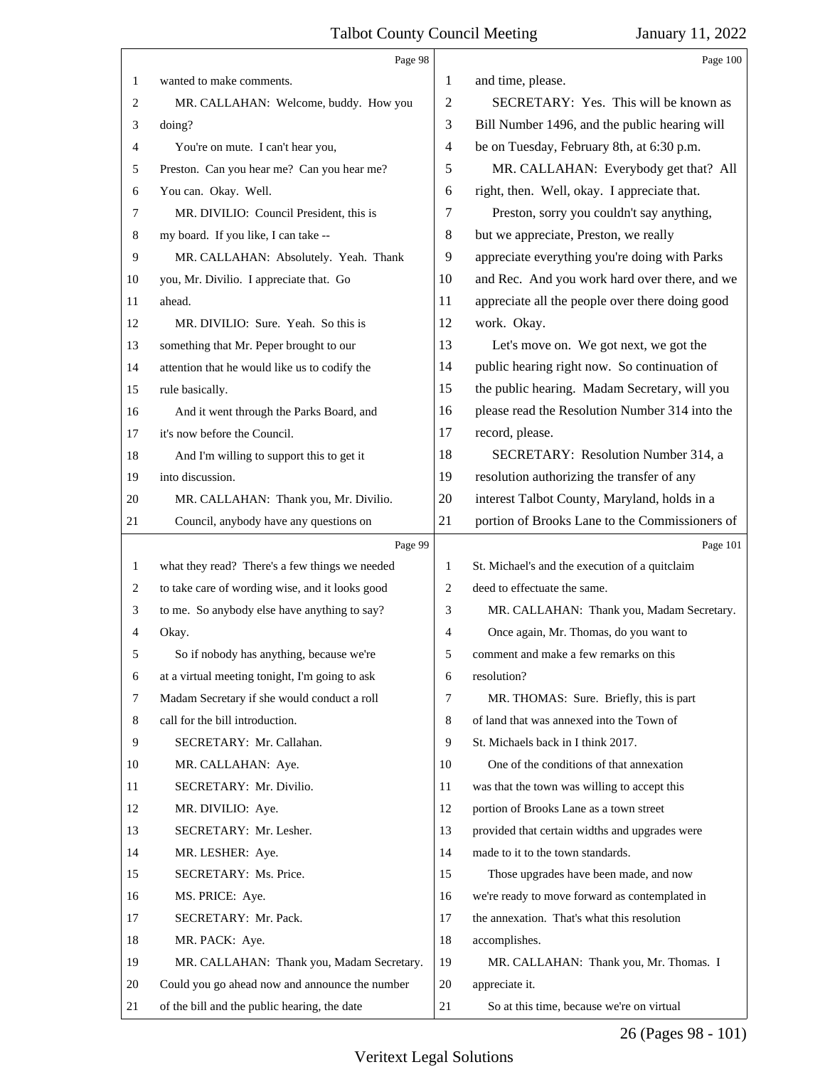Page 98

wanted to make comments.

MR. CALLAHAN: Welcome, buddy. How you doing?

You're on mute. I can't hear you, Preston. Can you hear me? Can you hear me? You can. Okay. Well.

MR. DIVILIO: Council President, this is my board. If you like, I can take --

MR. CALLAHAN: Absolutely. Yeah. Thank you, Mr. Divilio. I appreciate that. Go ahead.

MR. DIVILIO: Sure. Yeah. So this is something that Mr. Peper brought to our attention that he would like us to codify the rule basically.

And it went through the Parks Board, and it's now before the Council.

And I'm willing to support this to get it into discussion.

MR. CALLAHAN: Thank you, Mr. Divilio.

Council, anybody have any questions on

Page 99

what they read? There's a few things we needed to take care of wording wise, and it looks good to me. So anybody else have anything to say? Okay.

So if nobody has anything, because we're at a virtual meeting tonight, I'm going to ask Madam Secretary if she would conduct a roll call for the bill introduction.

SECRETARY: Mr. Callahan.

MR. CALLAHAN: Aye.

SECRETARY: Mr. Divilio.

MR. DIVILIO: Aye.

SECRETARY: Mr. Lesher.

MR. LESHER: Aye.

SECRETARY: Ms. Price.

MS. PRICE: Aye.

SECRETARY: Mr. Pack.

MR. PACK: Aye.

MR. CALLAHAN: Thank you, Madam Secretary. Could you go ahead now and announce the number of the bill and the public hearing, the date

Page 100

and time, please.

SECRETARY: Yes. This will be known as Bill Number 1496, and the public hearing will be on Tuesday, February 8th, at 6:30 p.m.

MR. CALLAHAN: Everybody get that? All right, then. Well, okay. I appreciate that.

Preston, sorry you couldn't say anything, but we appreciate, Preston, we really appreciate everything you're doing with Parks and Rec. And you work hard over there, and we appreciate all the people over there doing good work. Okay.

Let's move on. We got next, we got the public hearing right now. So continuation of the public hearing. Madam Secretary, will you please read the Resolution Number 314 into the record, please.

SECRETARY: Resolution Number 314, a resolution authorizing the transfer of any interest Talbot County, Maryland, holds in a portion of Brooks Lane to the Commissioners of

Page 101

St. Michael's and the execution of a quitclaim deed to effectuate the same.

MR. CALLAHAN: Thank you, Madam Secretary.

Once again, Mr. Thomas, do you want to comment and make a few remarks on this resolution?

MR. THOMAS: Sure. Briefly, this is part of land that was annexed into the Town of St. Michaels back in I think 2017.

One of the conditions of that annexation was that the town was willing to accept this portion of Brooks Lane as a town street provided that certain widths and upgrades were made to it to the town standards.

Those upgrades have been made, and now we're ready to move forward as contemplated in the annexation. That's what this resolution accomplishes.

MR. CALLAHAN: Thank you, Mr. Thomas. I appreciate it.

So at this time, because we're on virtual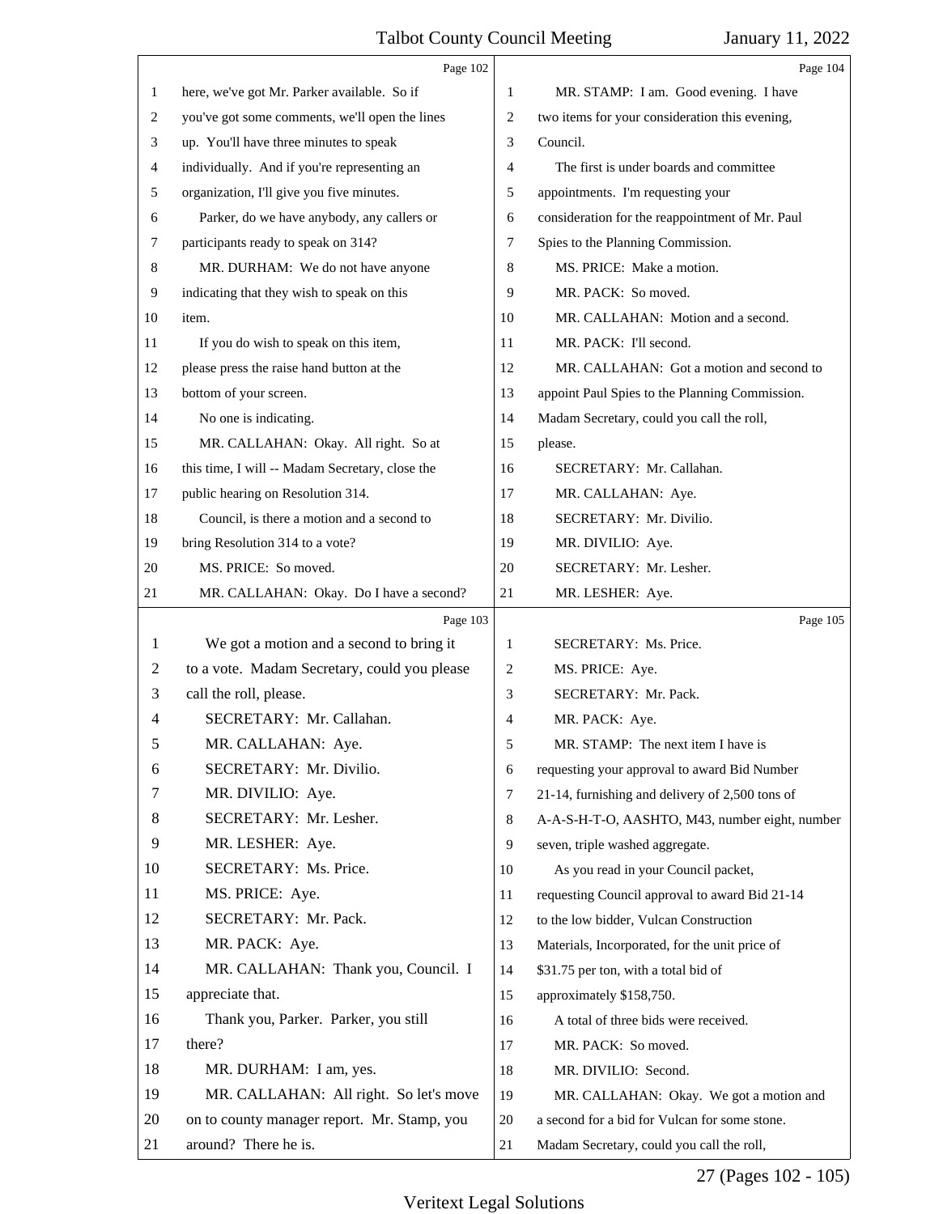here, we've got Mr. Parker available. So if you've got some comments, we'll open the lines up. You'll have three minutes to speak individually. And if you're representing an organization, I'll give you five minutes.

Parker, do we have anybody, any callers or participants ready to speak on 314?

MR. DURHAM: We do not have anyone indicating that they wish to speak on this item.

If you do wish to speak on this item, please press the raise hand button at the bottom of your screen.

No one is indicating.

MR. CALLAHAN: Okay. All right. So at this time, I will -- Madam Secretary, close the public hearing on Resolution 314.

Council, is there a motion and a second to bring Resolution 314 to a vote?

MS. PRICE: So moved.

MR. CALLAHAN: Okay. Do I have a second?

We got a motion and a second to bring it to a vote. Madam Secretary, could you please call the roll, please.

SECRETARY: Mr. Callahan.

MR. CALLAHAN: Aye.

SECRETARY: Mr. Divilio.

MR. DIVILIO: Aye.

SECRETARY: Mr. Lesher.

MR. LESHER: Aye.

SECRETARY: Ms. Price.

MS. PRICE: Aye.

SECRETARY: Mr. Pack.

MR. PACK: Aye.

MR. CALLAHAN: Thank you, Council. I appreciate that.

Thank you, Parker. Parker, you still there?

MR. DURHAM: I am, yes.

MR. CALLAHAN: All right. So let's move on to county manager report. Mr. Stamp, you around? There he is.

MR. STAMP: I am. Good evening. I have two items for your consideration this evening, Council.

The first is under boards and committee appointments. I'm requesting your consideration for the reappointment of Mr. Paul Spies to the Planning Commission.

MS. PRICE: Make a motion.

MR. PACK: So moved.

MR. CALLAHAN: Motion and a second.

MR. PACK: I'll second.

MR. CALLAHAN: Got a motion and second to appoint Paul Spies to the Planning Commission. Madam Secretary, could you call the roll, please.

SECRETARY: Mr. Callahan.

MR. CALLAHAN: Aye.

SECRETARY: Mr. Divilio.

MR. DIVILIO: Aye.

SECRETARY: Mr. Lesher.

MR. LESHER: Aye.

SECRETARY: Ms. Price.

MS. PRICE: Aye.

SECRETARY: Mr. Pack.

MR. PACK: Aye.

MR. STAMP: The next item I have is requesting your approval to award Bid Number 21-14, furnishing and delivery of 2,500 tons of A-A-S-H-T-O, AASHTO, M43, number eight, number seven, triple washed aggregate.

As you read in your Council packet, requesting Council approval to award Bid 21-14 to the low bidder, Vulcan Construction Materials, Incorporated, for the unit price of $31.75 per ton, with a total bid of approximately $158,750.

A total of three bids were received.

MR. PACK: So moved.

MR. DIVILIO: Second.

MR. CALLAHAN: Okay. We got a motion and a second for a bid for Vulcan for some stone. Madam Secretary, could you call the roll,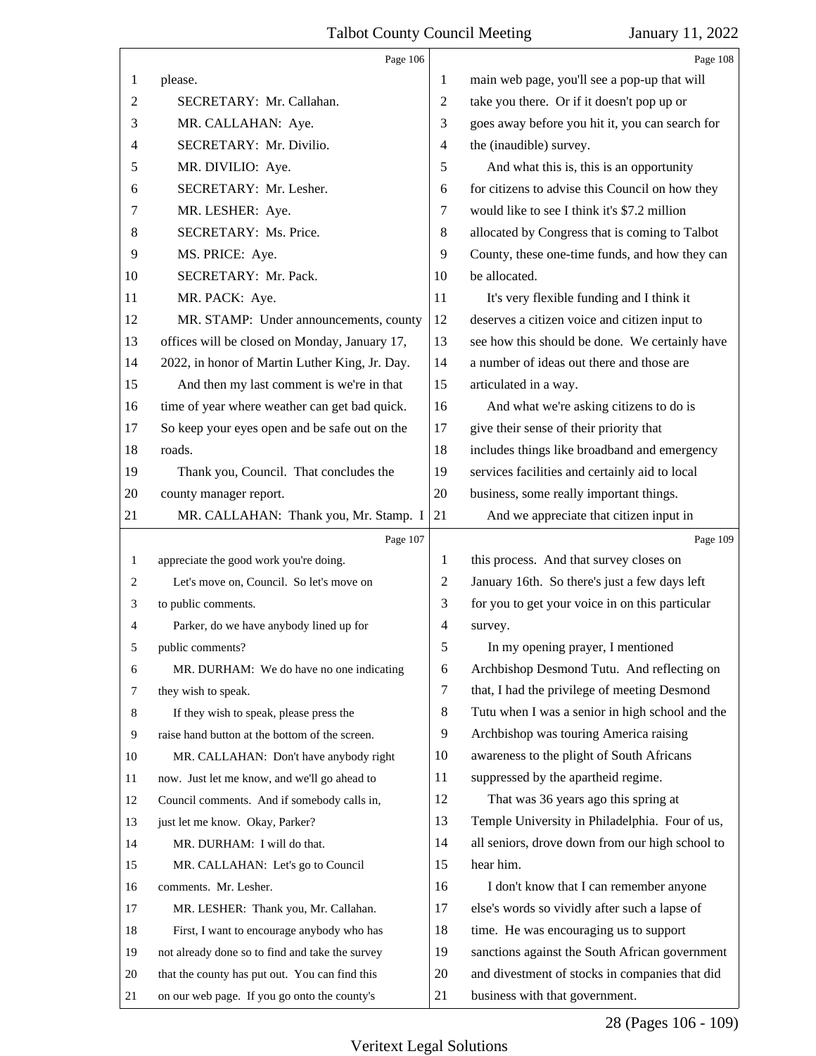Page 106

1 please.
2 SECRETARY: Mr. Callahan.
3 MR. CALLAHAN: Aye.
4 SECRETARY: Mr. Divilio.
5 MR. DIVILIO: Aye.
6 SECRETARY: Mr. Lesher.
7 MR. LESHER: Aye.
8 SECRETARY: Ms. Price.
9 MS. PRICE: Aye.
10 SECRETARY: Mr. Pack.
11 MR. PACK: Aye.
12 MR. STAMP: Under announcements, county
13 offices will be closed on Monday, January 17,
14 2022, in honor of Martin Luther King, Jr. Day.
15 And then my last comment is we're in that
16 time of year where weather can get bad quick.
17 So keep your eyes open and be safe out on the
18 roads.
19 Thank you, Council. That concludes the
20 county manager report.
21 MR. CALLAHAN: Thank you, Mr. Stamp. I

Page 107

1 appreciate the good work you're doing.
2 Let's move on, Council. So let's move on
3 to public comments.
4 Parker, do we have anybody lined up for
5 public comments?
6 MR. DURHAM: We do have no one indicating
7 they wish to speak.
8 If they wish to speak, please press the
9 raise hand button at the bottom of the screen.
10 MR. CALLAHAN: Don't have anybody right
11 now. Just let me know, and we'll go ahead to
12 Council comments. And if somebody calls in,
13 just let me know. Okay, Parker?
14 MR. DURHAM: I will do that.
15 MR. CALLAHAN: Let's go to Council
16 comments. Mr. Lesher.
17 MR. LESHER: Thank you, Mr. Callahan.
18 First, I want to encourage anybody who has
19 not already done so to find and take the survey
20 that the county has put out. You can find this
21 on our web page. If you go onto the county's

Page 108

1 main web page, you'll see a pop-up that will
2 take you there. Or if it doesn't pop up or
3 goes away before you hit it, you can search for
4 the (inaudible) survey.
5 And what this is, this is an opportunity
6 for citizens to advise this Council on how they
7 would like to see I think it's $7.2 million
8 allocated by Congress that is coming to Talbot
9 County, these one-time funds, and how they can
10 be allocated.
11 It's very flexible funding and I think it
12 deserves a citizen voice and citizen input to
13 see how this should be done. We certainly have
14 a number of ideas out there and those are
15 articulated in a way.
16 And what we're asking citizens to do is
17 give their sense of their priority that
18 includes things like broadband and emergency
19 services facilities and certainly aid to local
20 business, some really important things.
21 And we appreciate that citizen input in

Page 109

1 this process. And that survey closes on
2 January 16th. So there's just a few days left
3 for you to get your voice in on this particular
4 survey.
5 In my opening prayer, I mentioned
6 Archbishop Desmond Tutu. And reflecting on
7 that, I had the privilege of meeting Desmond
8 Tutu when I was a senior in high school and the
9 Archbishop was touring America raising
10 awareness to the plight of South Africans
11 suppressed by the apartheid regime.
12 That was 36 years ago this spring at
13 Temple University in Philadelphia. Four of us,
14 all seniors, drove down from our high school to
15 hear him.
16 I don't know that I can remember anyone
17 else's words so vividly after such a lapse of
18 time. He was encouraging us to support
19 sanctions against the South African government
20 and divestment of stocks in companies that did
21 business with that government.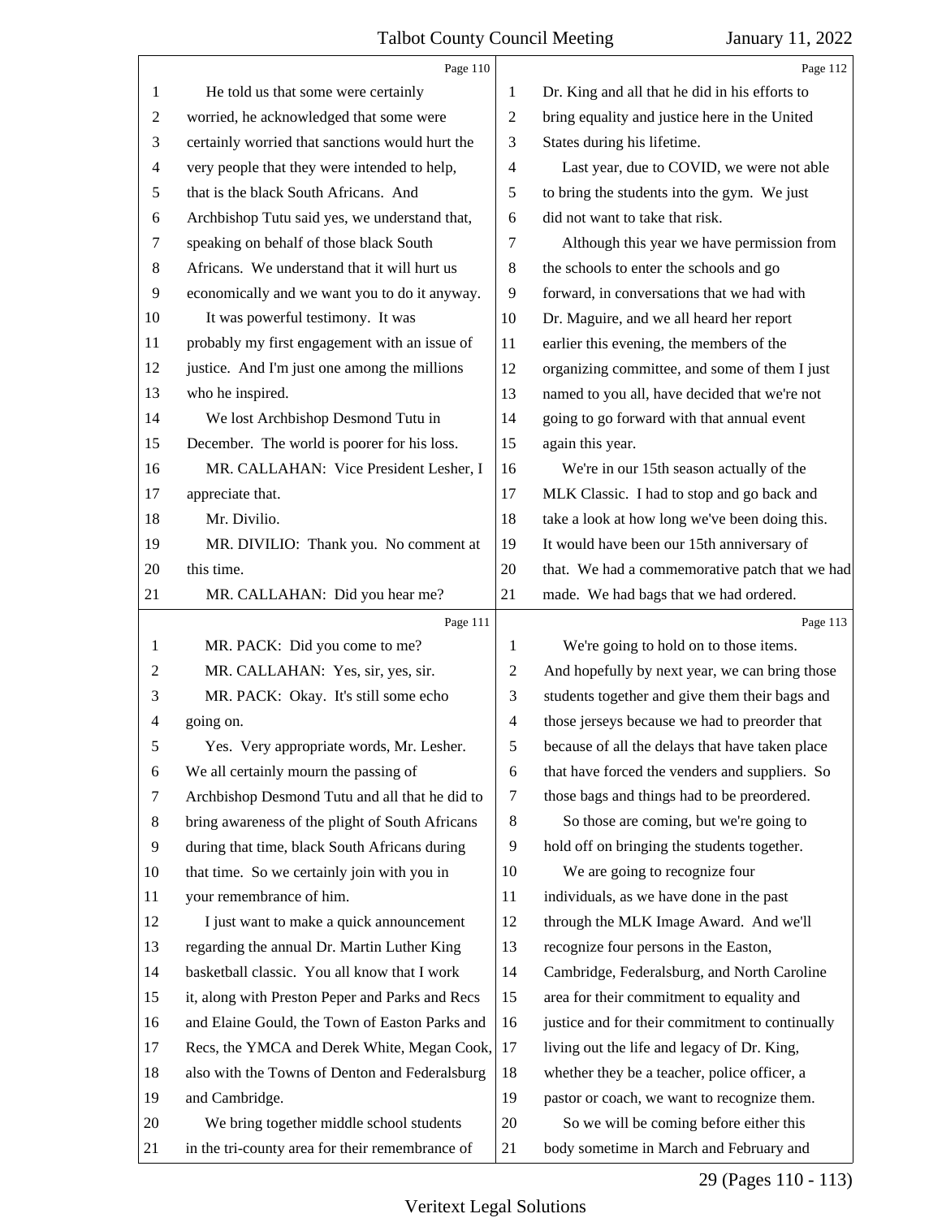Page 110

He told us that some were certainly worried, he acknowledged that some were certainly worried that sanctions would hurt the very people that they were intended to help, that is the black South Africans. And Archbishop Tutu said yes, we understand that, speaking on behalf of those black South Africans. We understand that it will hurt us economically and we want you to do it anyway.

It was powerful testimony. It was probably my first engagement with an issue of justice. And I'm just one among the millions who he inspired.

We lost Archbishop Desmond Tutu in December. The world is poorer for his loss.

MR. CALLAHAN: Vice President Lesher, I appreciate that.

Mr. Divilio.

MR. DIVILIO: Thank you. No comment at this time.

MR. CALLAHAN: Did you hear me?

Page 111

MR. PACK: Did you come to me?

MR. CALLAHAN: Yes, sir, yes, sir.

MR. PACK: Okay. It's still some echo going on.

Yes. Very appropriate words, Mr. Lesher. We all certainly mourn the passing of Archbishop Desmond Tutu and all that he did to bring awareness of the plight of South Africans during that time, black South Africans during that time. So we certainly join with you in your remembrance of him.

I just want to make a quick announcement regarding the annual Dr. Martin Luther King basketball classic. You all know that I work it, along with Preston Peper and Parks and Recs and Elaine Gould, the Town of Easton Parks and Recs, the YMCA and Derek White, Megan Cook, also with the Towns of Denton and Federalsburg and Cambridge.

We bring together middle school students in the tri-county area for their remembrance of

Page 112

Dr. King and all that he did in his efforts to bring equality and justice here in the United States during his lifetime.

Last year, due to COVID, we were not able to bring the students into the gym. We just did not want to take that risk.

Although this year we have permission from the schools to enter the schools and go forward, in conversations that we had with Dr. Maguire, and we all heard her report earlier this evening, the members of the organizing committee, and some of them I just named to you all, have decided that we're not going to go forward with that annual event again this year.

We're in our 15th season actually of the MLK Classic. I had to stop and go back and take a look at how long we've been doing this. It would have been our 15th anniversary of that. We had a commemorative patch that we had made. We had bags that we had ordered.

Page 113

We're going to hold on to those items. And hopefully by next year, we can bring those students together and give them their bags and those jerseys because we had to preorder that because of all the delays that have taken place that have forced the venders and suppliers. So those bags and things had to be preordered.

So those are coming, but we're going to hold off on bringing the students together.

We are going to recognize four individuals, as we have done in the past through the MLK Image Award. And we'll recognize four persons in the Easton, Cambridge, Federalsburg, and North Caroline area for their commitment to equality and justice and for their commitment to continually living out the life and legacy of Dr. King, whether they be a teacher, police officer, a pastor or coach, we want to recognize them.

So we will be coming before either this body sometime in March and February and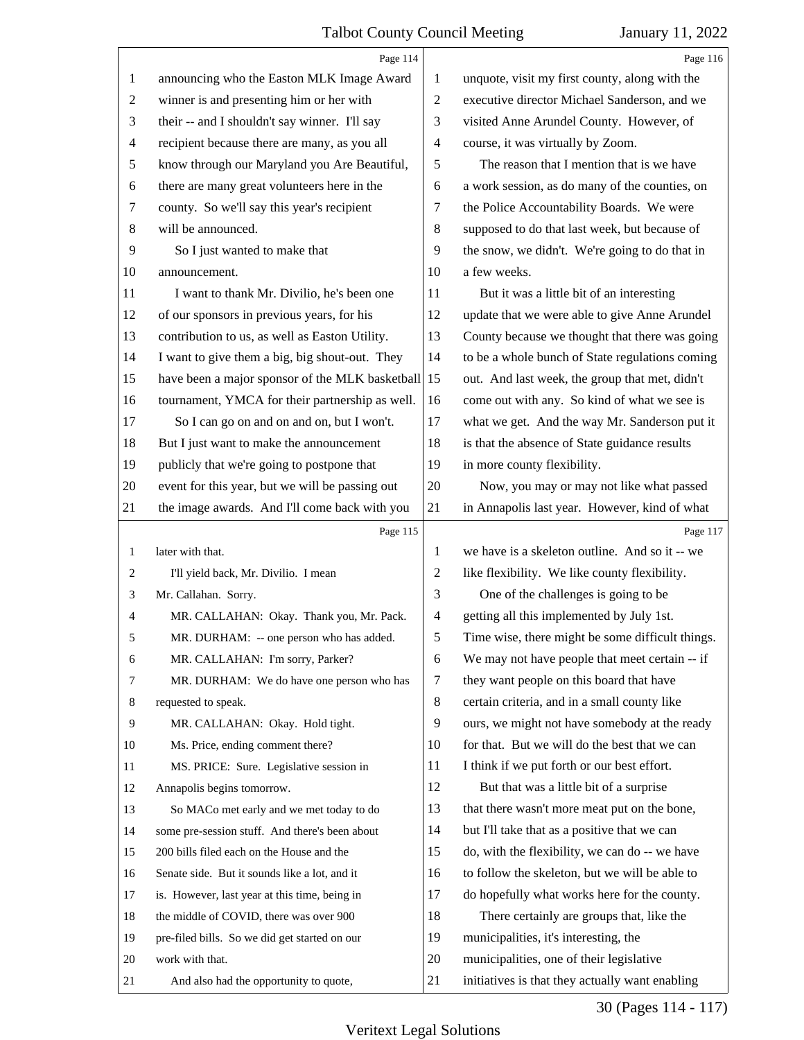Page 114

announcing who the Easton MLK Image Award winner is and presenting him or her with their -- and I shouldn't say winner. I'll say recipient because there are many, as you all know through our Maryland you Are Beautiful, there are many great volunteers here in the county. So we'll say this year's recipient will be announced.

So I just wanted to make that announcement.

I want to thank Mr. Divilio, he's been one of our sponsors in previous years, for his contribution to us, as well as Easton Utility. I want to give them a big, big shout-out. They have been a major sponsor of the MLK basketball tournament, YMCA for their partnership as well.

So I can go on and on and on, but I won't. But I just want to make the announcement publicly that we're going to postpone that event for this year, but we will be passing out the image awards. And I'll come back with you

Page 115

later with that.

I'll yield back, Mr. Divilio. I mean Mr. Callahan. Sorry.

MR. CALLAHAN: Okay. Thank you, Mr. Pack.

MR. DURHAM: -- one person who has added.

MR. CALLAHAN: I'm sorry, Parker?

MR. DURHAM: We do have one person who has requested to speak.

MR. CALLAHAN: Okay. Hold tight.

Ms. Price, ending comment there?

MS. PRICE: Sure. Legislative session in Annapolis begins tomorrow.

So MACo met early and we met today to do some pre-session stuff. And there's been about 200 bills filed each on the House and the Senate side. But it sounds like a lot, and it is. However, last year at this time, being in the middle of COVID, there was over 900 pre-filed bills. So we did get started on our work with that.

And also had the opportunity to quote,

Page 116

unquote, visit my first county, along with the executive director Michael Sanderson, and we visited Anne Arundel County. However, of course, it was virtually by Zoom.

The reason that I mention that is we have a work session, as do many of the counties, on the Police Accountability Boards. We were supposed to do that last week, but because of the snow, we didn't. We're going to do that in a few weeks.

But it was a little bit of an interesting update that we were able to give Anne Arundel County because we thought that there was going to be a whole bunch of State regulations coming out. And last week, the group that met, didn't come out with any. So kind of what we see is what we get. And the way Mr. Sanderson put it is that the absence of State guidance results in more county flexibility.

Now, you may or may not like what passed in Annapolis last year. However, kind of what

Page 117

we have is a skeleton outline. And so it -- we like flexibility. We like county flexibility.

One of the challenges is going to be getting all this implemented by July 1st. Time wise, there might be some difficult things. We may not have people that meet certain -- if they want people on this board that have certain criteria, and in a small county like ours, we might not have somebody at the ready for that. But we will do the best that we can I think if we put forth or our best effort.

But that was a little bit of a surprise that there wasn't more meat put on the bone, but I'll take that as a positive that we can do, with the flexibility, we can do -- we have to follow the skeleton, but we will be able to do hopefully what works here for the county.

There certainly are groups that, like the municipalities, it's interesting, the municipalities, one of their legislative initiatives is that they actually want enabling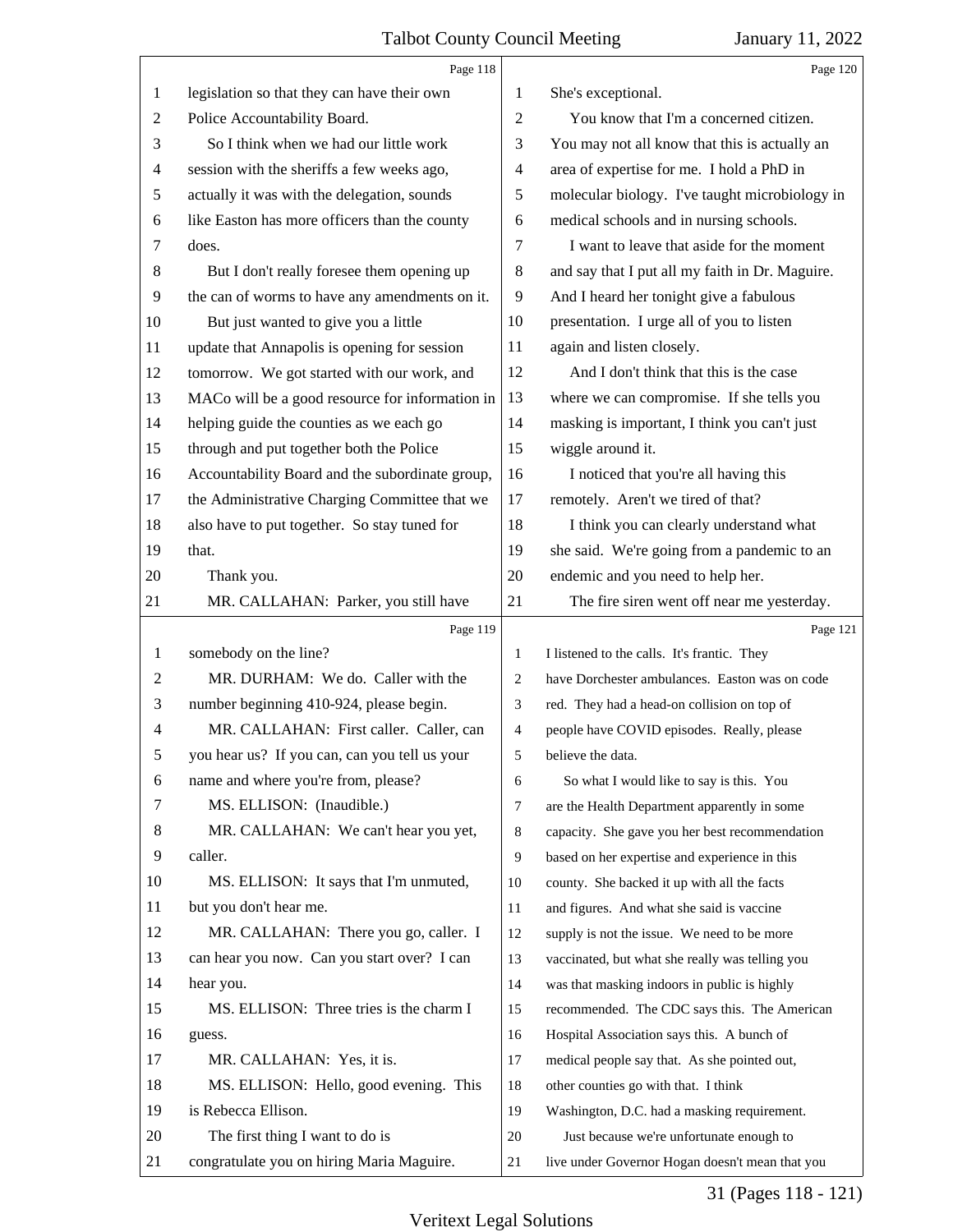legislation so that they can have their own Police Accountability Board.

So I think when we had our little work session with the sheriffs a few weeks ago, actually it was with the delegation, sounds like Easton has more officers than the county does.

But I don't really foresee them opening up the can of worms to have any amendments on it.

But just wanted to give you a little update that Annapolis is opening for session tomorrow. We got started with our work, and MACo will be a good resource for information in helping guide the counties as we each go through and put together both the Police Accountability Board and the subordinate group, the Administrative Charging Committee that we also have to put together. So stay tuned for that.

Thank you.

MR. CALLAHAN: Parker, you still have somebody on the line?

MR. DURHAM: We do. Caller with the number beginning 410-924, please begin.

MR. CALLAHAN: First caller. Caller, can you hear us? If you can, can you tell us your name and where you're from, please?

MS. ELLISON: (Inaudible.)

MR. CALLAHAN: We can't hear you yet, caller.

MS. ELLISON: It says that I'm unmuted, but you don't hear me.

MR. CALLAHAN: There you go, caller. I can hear you now. Can you start over? I can hear you.

MS. ELLISON: Three tries is the charm I guess.

MR. CALLAHAN: Yes, it is.

MS. ELLISON: Hello, good evening. This is Rebecca Ellison.

The first thing I want to do is congratulate you on hiring Maria Maguire. She's exceptional.

You know that I'm a concerned citizen. You may not all know that this is actually an area of expertise for me. I hold a PhD in molecular biology. I've taught microbiology in medical schools and in nursing schools.

I want to leave that aside for the moment and say that I put all my faith in Dr. Maguire. And I heard her tonight give a fabulous presentation. I urge all of you to listen again and listen closely.

And I don't think that this is the case where we can compromise. If she tells you masking is important, I think you can't just wiggle around it.

I noticed that you're all having this remotely. Aren't we tired of that?

I think you can clearly understand what she said. We're going from a pandemic to an endemic and you need to help her.

The fire siren went off near me yesterday. I listened to the calls. It's frantic. They have Dorchester ambulances. Easton was on code red. They had a head-on collision on top of people have COVID episodes. Really, please believe the data.

So what I would like to say is this. You are the Health Department apparently in some capacity. She gave you her best recommendation based on her expertise and experience in this county. She backed it up with all the facts and figures. And what she said is vaccine supply is not the issue. We need to be more vaccinated, but what she really was telling you was that masking indoors in public is highly recommended. The CDC says this. The American Hospital Association says this. A bunch of medical people say that. As she pointed out, other counties go with that. I think Washington, D.C. had a masking requirement.

Just because we're unfortunate enough to live under Governor Hogan doesn't mean that you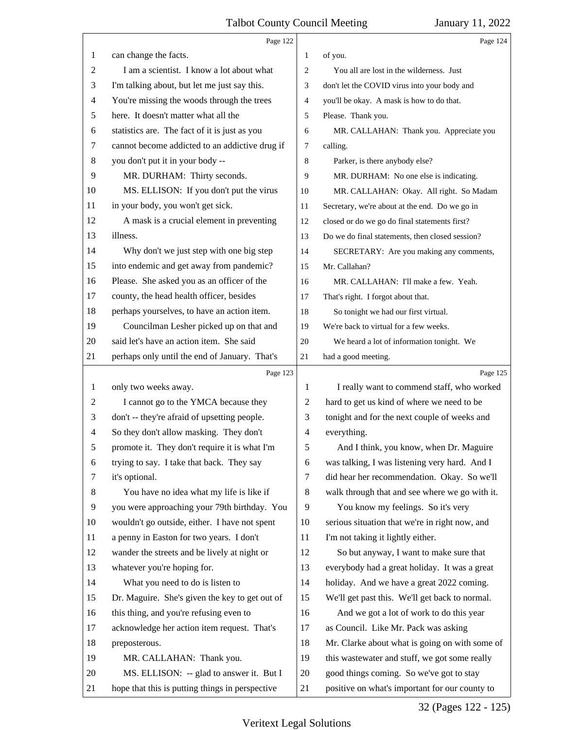can change the facts.

I am a scientist. I know a lot about what I'm talking about, but let me just say this. You're missing the woods through the trees here. It doesn't matter what all the statistics are. The fact of it is just as you cannot become addicted to an addictive drug if you don't put it in your body --

MR. DURHAM: Thirty seconds.

MS. ELLISON: If you don't put the virus in your body, you won't get sick.

A mask is a crucial element in preventing illness.

Why don't we just step with one big step into endemic and get away from pandemic? Please. She asked you as an officer of the county, the head health officer, besides perhaps yourselves, to have an action item.

Councilman Lesher picked up on that and said let's have an action item. She said perhaps only until the end of January. That's only two weeks away.

I cannot go to the YMCA because they don't -- they're afraid of upsetting people. So they don't allow masking. They don't promote it. They don't require it is what I'm trying to say. I take that back. They say it's optional.

You have no idea what my life is like if you were approaching your 79th birthday. You wouldn't go outside, either. I have not spent a penny in Easton for two years. I don't wander the streets and be lively at night or whatever you're hoping for.

What you need to do is listen to Dr. Maguire. She's given the key to get out of this thing, and you're refusing even to acknowledge her action item request. That's preposterous.

MR. CALLAHAN: Thank you.

MS. ELLISON: -- glad to answer it. But I hope that this is putting things in perspective of you.

You all are lost in the wilderness. Just don't let the COVID virus into your body and you'll be okay. A mask is how to do that. Please. Thank you.

MR. CALLAHAN: Thank you. Appreciate you calling.

Parker, is there anybody else?

MR. DURHAM: No one else is indicating.

MR. CALLAHAN: Okay. All right. So Madam Secretary, we're about at the end. Do we go in closed or do we go do final statements first? Do we do final statements, then closed session?

SECRETARY: Are you making any comments, Mr. Callahan?

MR. CALLAHAN: I'll make a few. Yeah. That's right. I forgot about that.

So tonight we had our first virtual. We're back to virtual for a few weeks.

We heard a lot of information tonight. We had a good meeting.

I really want to commend staff, who worked hard to get us kind of where we need to be tonight and for the next couple of weeks and everything.

And I think, you know, when Dr. Maguire was talking, I was listening very hard. And I did hear her recommendation. Okay. So we'll walk through that and see where we go with it.

You know my feelings. So it's very serious situation that we're in right now, and I'm not taking it lightly either.

So but anyway, I want to make sure that everybody had a great holiday. It was a great holiday. And we have a great 2022 coming. We'll get past this. We'll get back to normal.

And we got a lot of work to do this year as Council. Like Mr. Pack was asking Mr. Clarke about what is going on with some of this wastewater and stuff, we got some really good things coming. So we've got to stay positive on what's important for our county to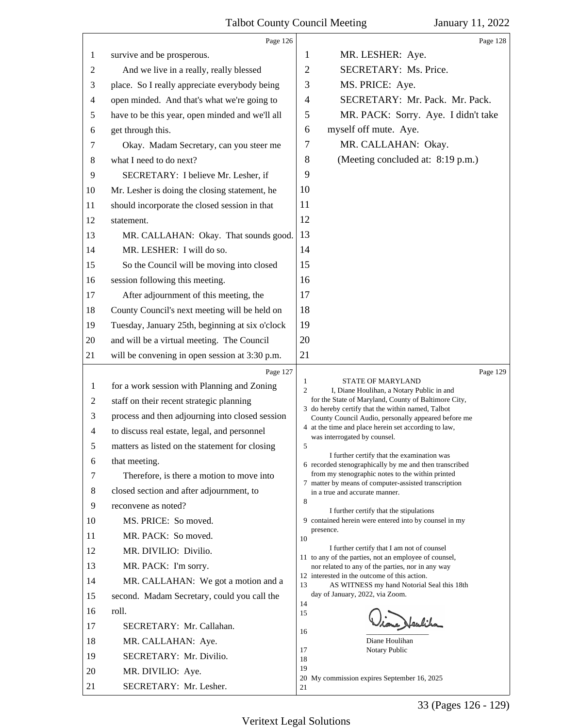survive and be prosperous.

And we live in a really, really blessed place. So I really appreciate everybody being open minded. And that's what we're going to have to be this year, open minded and we'll all get through this.

Okay. Madam Secretary, can you steer me what I need to do next?

SECRETARY: I believe Mr. Lesher, if Mr. Lesher is doing the closing statement, he should incorporate the closed session in that statement.

MR. CALLAHAN: Okay. That sounds good.

MR. LESHER: I will do so.

So the Council will be moving into closed session following this meeting.

After adjournment of this meeting, the County Council's next meeting will be held on Tuesday, January 25th, beginning at six o'clock and will be a virtual meeting. The Council will be convening in open session at 3:30 p.m. for a work session with Planning and Zoning staff on their recent strategic planning process and then adjourning into closed session to discuss real estate, legal, and personnel matters as listed on the statement for closing that meeting.

Therefore, is there a motion to move into closed section and after adjournment, to reconvene as noted?

MS. PRICE: So moved.

MR. PACK: So moved.

MR. DIVILIO: Divilio.

MR. PACK: I'm sorry.

MR. CALLAHAN: We got a motion and a second. Madam Secretary, could you call the roll.

SECRETARY: Mr. Callahan.

MR. CALLAHAN: Aye.

SECRETARY: Mr. Divilio.

MR. DIVILIO: Aye.

SECRETARY: Mr. Lesher.

MR. LESHER: Aye.

SECRETARY: Ms. Price.

MS. PRICE: Aye.

SECRETARY: Mr. Pack. Mr. Pack.

MR. PACK: Sorry. Aye. I didn't take myself off mute. Aye.

MR. CALLAHAN: Okay.

(Meeting concluded at: 8:19 p.m.)

STATE OF MARYLAND

I, Diane Houlihan, a Notary Public in and for the State of Maryland, County of Baltimore City, do hereby certify that the within named, Talbot County Council Audio, personally appeared before me at the time and place herein set according to law, was interrogated by counsel.

I further certify that the examination was recorded stenographically by me and then transcribed from my stenographic notes to the within printed matter by means of computer-assisted transcription in a true and accurate manner.

I further certify that the stipulations contained herein were entered into by counsel in my presence.

I further certify that I am not of counsel to any of the parties, not an employee of counsel, nor related to any of the parties, nor in any way interested in the outcome of this action.

AS WITNESS my hand Notorial Seal this 18th day of January, 2022, via Zoom.

Diane Houlihan
Notary Public

My commission expires September 16, 2025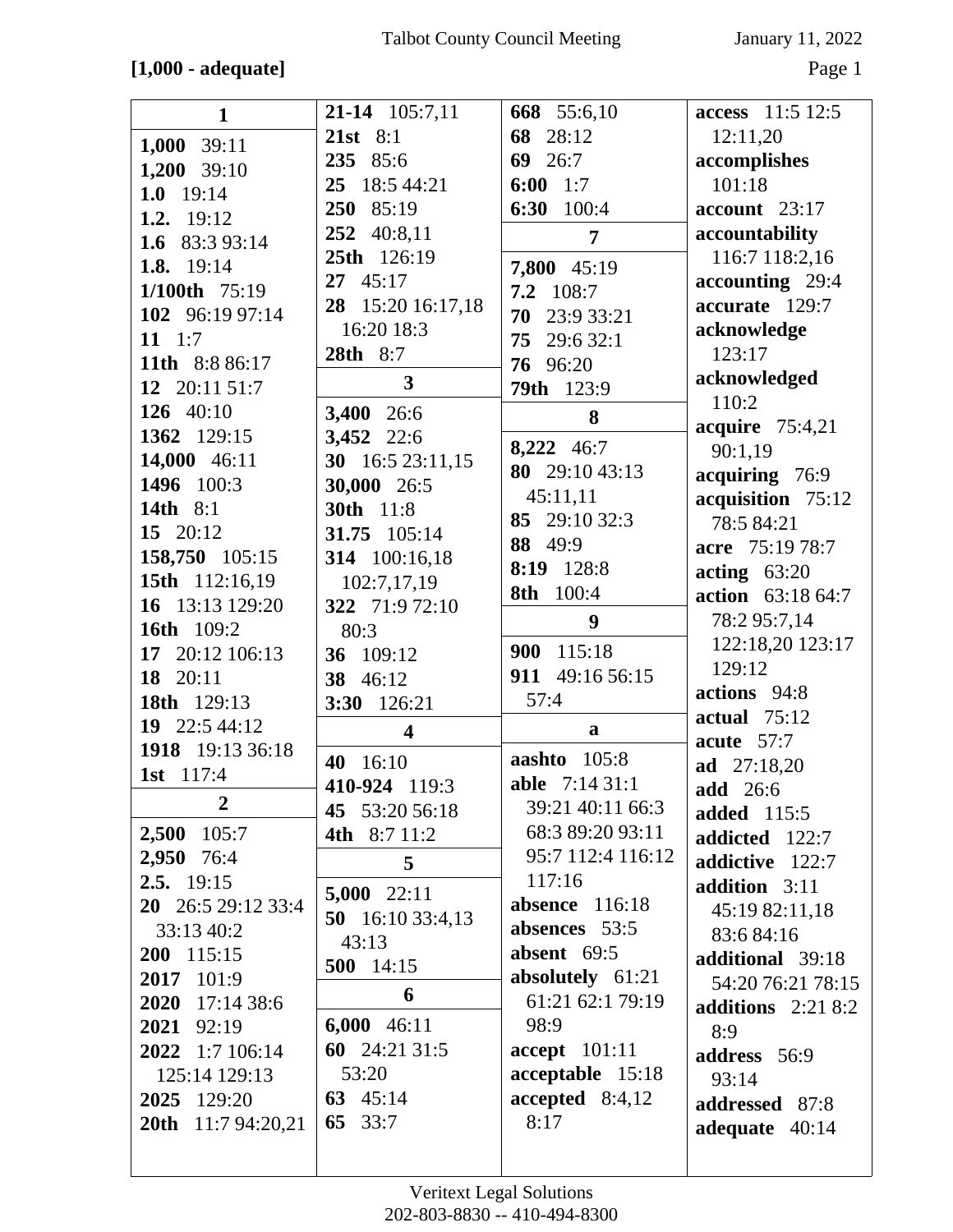**[1,000 - adequate]**

**1**

**1,000** 39:11
**1,200** 39:10
**1.0** 19:14
**1.2.** 19:12
**1.6** 83:3 93:14
**1.8.** 19:14
**1/100th** 75:19
**102** 96:19 97:14
**11** 1:7
**11th** 8:8 86:17
**12** 20:11 51:7
**126** 40:10
**1362** 129:15
**14,000** 46:11
**1496** 100:3
**14th** 8:1
**15** 20:12
**158,750** 105:15
**15th** 112:16,19
**16** 13:13 129:20
**16th** 109:2
**17** 20:12 106:13
**18** 20:11
**18th** 129:13
**19** 22:5 44:12
**1918** 19:13 36:18
**1st** 117:4

**2**

**2,500** 105:7
**2,950** 76:4
**2.5.** 19:15
**20** 26:5 29:12 33:4 33:13 40:2
**200** 115:15
**2017** 101:9
**2020** 17:14 38:6
**2021** 92:19
**2022** 1:7 106:14 125:14 129:13
**2025** 129:20
**20th** 11:7 94:20,21
**21-14** 105:7,11
**21st** 8:1
**235** 85:6
**25** 18:5 44:21
**250** 85:19
**252** 40:8,11
**25th** 126:19
**27** 45:17
**28** 15:20 16:17,18 16:20 18:3
**28th** 8:7

**3**

**3,400** 26:6
**3,452** 22:6
**30** 16:5 23:11,15
**30,000** 26:5
**30th** 11:8
**31.75** 105:14
**314** 100:16,18 102:7,17,19
**322** 71:9 72:10 80:3
**36** 109:12
**38** 46:12
**3:30** 126:21

**4**

**40** 16:10
**410-924** 119:3
**45** 53:20 56:18
**4th** 8:7 11:2

**5**

**5,000** 22:11
**50** 16:10 33:4,13 43:13
**500** 14:15

**6**

**6,000** 46:11
**60** 24:21 31:5 53:20
**63** 45:14
**65** 33:7
**668** 55:6,10
**68** 28:12
**69** 26:7
**6:00** 1:7
**6:30** 100:4

**7**

**7,800** 45:19
**7.2** 108:7
**70** 23:9 33:21
**75** 29:6 32:1
**76** 96:20
**79th** 123:9

**8**

**8,222** 46:7
**80** 29:10 43:13 45:11,11
**85** 29:10 32:3
**88** 49:9
**8:19** 128:8
**8th** 100:4

**9**

**900** 115:18
**911** 49:16 56:15 57:4

**a**

**aashto** 105:8
**able** 7:14 31:1 39:21 40:11 66:3 68:3 89:20 93:11 95:7 112:4 116:12 117:16
**absence** 116:18
**absences** 53:5
**absent** 69:5
**absolutely** 61:21 61:21 62:1 79:19 98:9
**accept** 101:11
**acceptable** 15:18
**accepted** 8:4,12 8:17
**access** 11:5 12:5 12:11,20
**accomplishes** 101:18
**account** 23:17
**accountability** 116:7 118:2,16
**accounting** 29:4
**accurate** 129:7
**acknowledge** 123:17
**acknowledged** 110:2
**acquire** 75:4,21 90:1,19
**acquiring** 76:9
**acquisition** 75:12 78:5 84:21
**acre** 75:19 78:7
**acting** 63:20
**action** 63:18 64:7 78:2 95:7,14 122:18,20 123:17 129:12
**actions** 94:8
**actual** 75:12
**acute** 57:7
**ad** 27:18,20
**add** 26:6
**added** 115:5
**addicted** 122:7
**addictive** 122:7
**addition** 3:11 45:19 82:11,18 83:6 84:16
**additional** 39:18 54:20 76:21 78:15
**additions** 2:21 8:2 8:9
**address** 56:9 93:14
**addressed** 87:8
**adequate** 40:14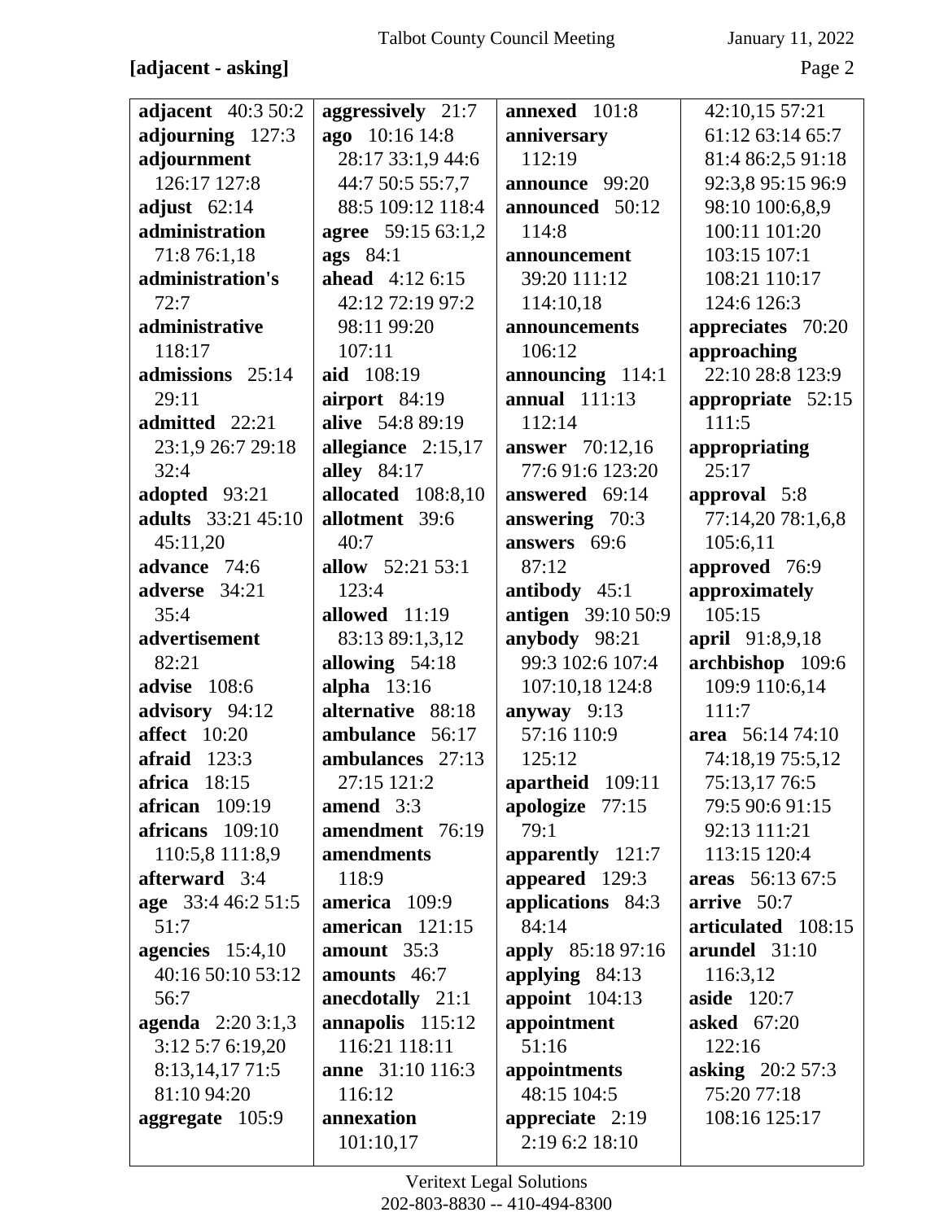**[adjacent - asking]**

**adjacent** 40:3 50:2
**adjourning** 127:3
**adjournment** 126:17 127:8
**adjust** 62:14
**administration** 71:8 76:1,18
**administration's** 72:7
**administrative** 118:17
**admissions** 25:14 29:11
**admitted** 22:21 23:1,9 26:7 29:18 32:4
**adopted** 93:21
**adults** 33:21 45:10 45:11,20
**advance** 74:6
**adverse** 34:21 35:4
**advertisement** 82:21
**advise** 108:6
**advisory** 94:12
**affect** 10:20
**afraid** 123:3
**africa** 18:15
**african** 109:19
**africans** 109:10 110:5,8 111:8,9
**afterward** 3:4
**age** 33:4 46:2 51:5 51:7
**agencies** 15:4,10 40:16 50:10 53:12 56:7
**agenda** 2:20 3:1,3 3:12 5:7 6:19,20 8:13,14,17 71:5 81:10 94:20
**aggregate** 105:9
**aggressively** 21:7
**ago** 10:16 14:8 28:17 33:1,9 44:6 44:7 50:5 55:7,7 88:5 109:12 118:4
**agree** 59:15 63:1,2
**ags** 84:1
**ahead** 4:12 6:15 42:12 72:19 97:2 98:11 99:20 107:11
**aid** 108:19
**airport** 84:19
**alive** 54:8 89:19
**allegiance** 2:15,17
**alley** 84:17
**allocated** 108:8,10
**allotment** 39:6 40:7
**allow** 52:21 53:1 123:4
**allowed** 11:19 83:13 89:1,3,12
**allowing** 54:18
**alpha** 13:16
**alternative** 88:18
**ambulance** 56:17
**ambulances** 27:13 27:15 121:2
**amend** 3:3
**amendment** 76:19
**amendments** 118:9
**america** 109:9
**american** 121:15
**amount** 35:3
**amounts** 46:7
**anecdotally** 21:1
**annapolis** 115:12 116:21 118:11
**anne** 31:10 116:3 116:12
**annexation** 101:10,17
**annexed** 101:8
**anniversary** 112:19
**announce** 99:20
**announced** 50:12 114:8
**announcement** 39:20 111:12 114:10,18
**announcements** 106:12
**announcing** 114:1
**annual** 111:13 112:14
**answer** 70:12,16 77:6 91:6 123:20
**answered** 69:14
**answering** 70:3
**answers** 69:6 87:12
**antibody** 45:1
**antigen** 39:10 50:9
**anybody** 98:21 99:3 102:6 107:4 107:10,18 124:8
**anyway** 9:13 57:16 110:9 125:12
**apartheid** 109:11
**apologize** 77:15 79:1
**apparently** 121:7
**appeared** 129:3
**applications** 84:3 84:14
**apply** 85:18 97:16
**applying** 84:13
**appoint** 104:13
**appointment** 51:16
**appointments** 48:15 104:5
**appreciate** 2:19 2:19 6:2 18:10 42:10,15 57:21 61:12 63:14 65:7 81:4 86:2,5 91:18 92:3,8 95:15 96:9 98:10 100:6,8,9 100:11 101:20 103:15 107:1 108:21 110:17 124:6 126:3
**appreciates** 70:20
**approaching** 22:10 28:8 123:9
**appropriate** 52:15 111:5
**appropriating** 25:17
**approval** 5:8 77:14,20 78:1,6,8 105:6,11
**approved** 76:9
**approximately** 105:15
**april** 91:8,9,18
**archbishop** 109:6 109:9 110:6,14 111:7
**area** 56:14 74:10 74:18,19 75:5,12 75:13,17 76:5 79:5 90:6 91:15 92:13 111:21 113:15 120:4
**areas** 56:13 67:5
**arrive** 50:7
**articulated** 108:15
**arundel** 31:10 116:3,12
**aside** 120:7
**asked** 67:20 122:16
**asking** 20:2 57:3 75:20 77:18 108:16 125:17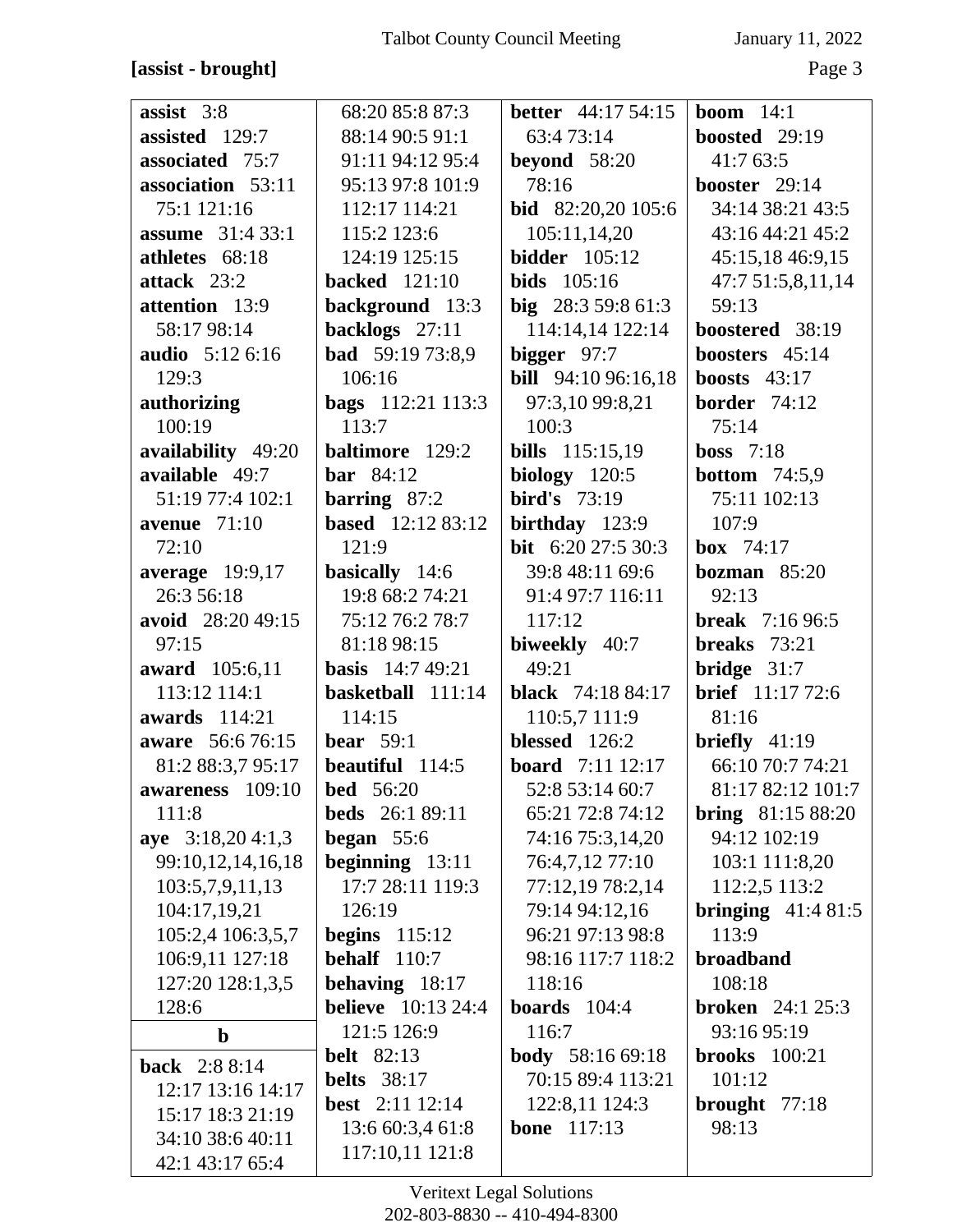**[assist - brought]**

**assist** 3:8
**assisted** 129:7
**associated** 75:7
**association** 53:11 75:1 121:16
**assume** 31:4 33:1
**athletes** 68:18
**attack** 23:2
**attention** 13:9 58:17 98:14
**audio** 5:12 6:16 129:3
**authorizing** 100:19
**availability** 49:20
**available** 49:7 51:19 77:4 102:1
**avenue** 71:10 72:10
**average** 19:9,17 26:3 56:18
**avoid** 28:20 49:15 97:15
**award** 105:6,11 113:12 114:1
**awards** 114:21
**aware** 56:6 76:15 81:2 88:3,7 95:17
**awareness** 109:10 111:8
**aye** 3:18,20 4:1,3 99:10,12,14,16,18 103:5,7,9,11,13 104:17,19,21 105:2,4 106:3,5,7 106:9,11 127:18 127:20 128:1,3,5 128:6

**b**

**back** 2:8 8:14 12:17 13:16 14:17 15:17 18:3 21:19 34:10 38:6 40:11 42:1 43:17 65:4 68:20 85:8 87:3 88:14 90:5 91:1 91:11 94:12 95:4 95:13 97:8 101:9 112:17 114:21 115:2 123:6 124:19 125:15
**backed** 121:10
**background** 13:3
**backlogs** 27:11
**bad** 59:19 73:8,9 106:16
**bags** 112:21 113:3 113:7
**baltimore** 129:2
**bar** 84:12
**barring** 87:2
**based** 12:12 83:12 121:9
**basically** 14:6 19:8 68:2 74:21 75:12 76:2 78:7 81:18 98:15
**basis** 14:7 49:21
**basketball** 111:14 114:15
**bear** 59:1
**beautiful** 114:5
**bed** 56:20
**beds** 26:1 89:11
**began** 55:6
**beginning** 13:11 17:7 28:11 119:3 126:19
**begins** 115:12
**behalf** 110:7
**behaving** 18:17
**believe** 10:13 24:4 121:5 126:9
**belt** 82:13
**belts** 38:17
**best** 2:11 12:14 13:6 60:3,4 61:8 117:10,11 121:8
**better** 44:17 54:15 63:4 73:14
**beyond** 58:20 78:16
**bid** 82:20,20 105:6 105:11,14,20
**bidder** 105:12
**bids** 105:16
**big** 28:3 59:8 61:3 114:14,14 122:14
**bigger** 97:7
**bill** 94:10 96:16,18 97:3,10 99:8,21 100:3
**bills** 115:15,19
**biology** 120:5
**bird's** 73:19
**birthday** 123:9
**bit** 6:20 27:5 30:3 39:8 48:11 69:6 91:4 97:7 116:11 117:12
**biweekly** 40:7 49:21
**black** 74:18 84:17 110:5,7 111:9
**blessed** 126:2
**board** 7:11 12:17 52:8 53:14 60:7 65:21 72:8 74:12 74:16 75:3,14,20 76:4,7,12 77:10 77:12,19 78:2,14 79:14 94:12,16 96:21 97:13 98:8 98:16 117:7 118:2 118:16
**boards** 104:4 116:7
**body** 58:16 69:18 70:15 89:4 113:21 122:8,11 124:3
**bone** 117:13
**boom** 14:1
**boosted** 29:19 41:7 63:5
**booster** 29:14 34:14 38:21 43:5 43:16 44:21 45:2 45:15,18 46:9,15 47:7 51:5,8,11,14 59:13
**boostered** 38:19
**boosters** 45:14
**boosts** 43:17
**border** 74:12 75:14
**boss** 7:18
**bottom** 74:5,9 75:11 102:13 107:9
**box** 74:17
**bozman** 85:20 92:13
**break** 7:16 96:5
**breaks** 73:21
**bridge** 31:7
**brief** 11:17 72:6 81:16
**briefly** 41:19 66:10 70:7 74:21 81:17 82:12 101:7
**bring** 81:15 88:20 94:12 102:19 103:1 111:8,20 112:2,5 113:2
**bringing** 41:4 81:5 113:9
**broadband** 108:18
**broken** 24:1 25:3 93:16 95:19
**brooks** 100:21 101:12
**brought** 77:18 98:13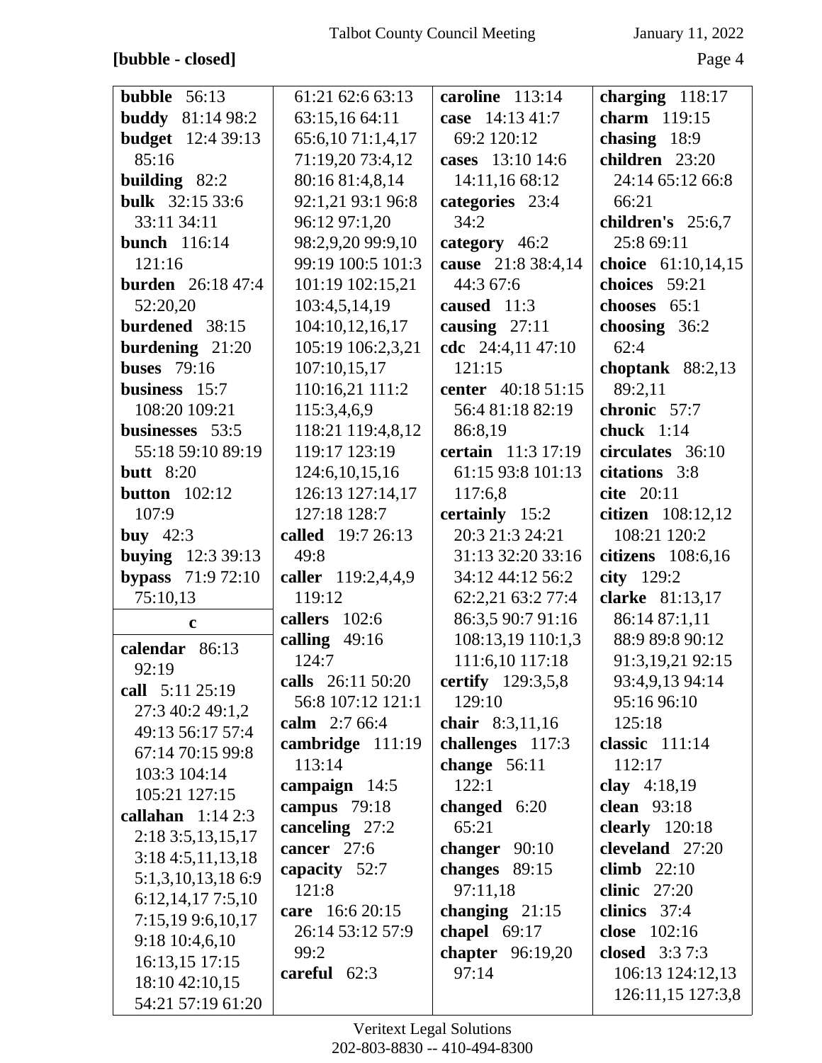**[bubble - closed]**

**bubble** 56:13
**buddy** 81:14 98:2
**budget** 12:4 39:13 85:16
**building** 82:2
**bulk** 32:15 33:6 33:11 34:11
**bunch** 116:14 121:16
**burden** 26:18 47:4 52:20,20
**burdened** 38:15
**burdening** 21:20
**buses** 79:16
**business** 15:7 108:20 109:21
**businesses** 53:5 55:18 59:10 89:19
**butt** 8:20
**button** 102:12 107:9
**buy** 42:3
**buying** 12:3 39:13
**bypass** 71:9 72:10 75:10,13

**c**

**calendar** 86:13 92:19
**call** 5:11 25:19 27:3 40:2 49:1,2 49:13 56:17 57:4 67:14 70:15 99:8 103:3 104:14 105:21 127:15
**callahan** 1:14 2:3 2:18 3:5,13,15,17 3:18 4:5,11,13,18 5:1,3,10,13,18 6:9 6:12,14,17 7:5,10 7:15,19 9:6,10,17 9:18 10:4,6,10 16:13,15 17:15 18:10 42:10,15 54:21 57:19 61:20 61:21 62:6 63:13 63:15,16 64:11 65:6,10 71:1,4,17 71:19,20 73:4,12 80:16 81:4,8,14 92:1,21 93:1 96:8 96:12 97:1,20 98:2,9,20 99:9,10 99:19 100:5 101:3 101:19 102:15,21 103:4,5,14,19 104:10,12,16,17 105:19 106:2,3,21 107:10,15,17 110:16,21 111:2 115:3,4,6,9 118:21 119:4,8,12 119:17 123:19 124:6,10,15,16 126:13 127:14,17 127:18 128:7
**called** 19:7 26:13 49:8
**caller** 119:2,4,4,9 119:12
**callers** 102:6
**calling** 49:16 124:7
**calls** 26:11 50:20 56:8 107:12 121:1
**calm** 2:7 66:4
**cambridge** 111:19 113:14
**campaign** 14:5
**campus** 79:18
**canceling** 27:2
**cancer** 27:6
**capacity** 52:7 121:8
**care** 16:6 20:15 26:14 53:12 57:9 99:2
**careful** 62:3
**caroline** 113:14
**case** 14:13 41:7 69:2 120:12
**cases** 13:10 14:6 14:11,16 68:12
**categories** 23:4 34:2
**category** 46:2
**cause** 21:8 38:4,14 44:3 67:6
**caused** 11:3
**causing** 27:11
**cdc** 24:4,11 47:10 121:15
**center** 40:18 51:15 56:4 81:18 82:19 86:8,19
**certain** 11:3 17:19 61:15 93:8 101:13 117:6,8
**certainly** 15:2 20:3 21:3 24:21 31:13 32:20 33:16 34:12 44:12 56:2 62:2,21 63:2 77:4 86:3,5 90:7 91:16 108:13,19 110:1,3 111:6,10 117:18
**certify** 129:3,5,8 129:10
**chair** 8:3,11,16
**challenges** 117:3
**change** 56:11 122:1
**changed** 6:20 65:21
**changer** 90:10
**changes** 89:15 97:11,18
**changing** 21:15
**chapel** 69:17
**chapter** 96:19,20 97:14
**charging** 118:17
**charm** 119:15
**chasing** 18:9
**children** 23:20 24:14 65:12 66:8 66:21
**children's** 25:6,7 25:8 69:11
**choice** 61:10,14,15
**choices** 59:21
**chooses** 65:1
**choosing** 36:2 62:4
**choptank** 88:2,13 89:2,11
**chronic** 57:7
**chuck** 1:14
**circulates** 36:10
**citations** 3:8
**cite** 20:11
**citizen** 108:12,12 108:21 120:2
**citizens** 108:6,16
**city** 129:2
**clarke** 81:13,17 86:14 87:1,11 88:9 89:8 90:12 91:3,19,21 92:15 93:4,9,13 94:14 95:16 96:10 125:18
**classic** 111:14 112:17
**clay** 4:18,19
**clean** 93:18
**clearly** 120:18
**cleveland** 27:20
**climb** 22:10
**clinic** 27:20
**clinics** 37:4
**close** 102:16
**closed** 3:3 7:3 106:13 124:12,13 126:11,15 127:3,8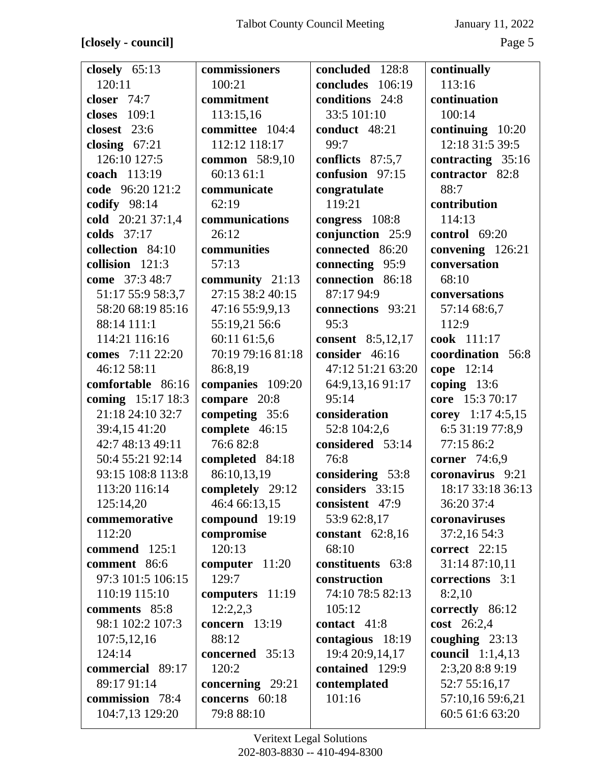**[closely - council]**

**closely** 65:13 120:11
**closer** 74:7
**closes** 109:1
**closest** 23:6
**closing** 67:21 126:10 127:5
**coach** 113:19
**code** 96:20 121:2
**codify** 98:14
**cold** 20:21 37:1,4
**colds** 37:17
**collection** 84:10
**collision** 121:3
**come** 37:3 48:7 51:17 55:9 58:3,7 58:20 68:19 85:16 88:14 111:1 114:21 116:16
**comes** 7:11 22:20 46:12 58:11
**comfortable** 86:16
**coming** 15:17 18:3 21:18 24:10 32:7 39:4,15 41:20 42:7 48:13 49:11 50:4 55:21 92:14 93:15 108:8 113:8 113:20 116:14 125:14,20
**commemorative** 112:20
**commend** 125:1
**comment** 86:6 97:3 101:5 106:15 110:19 115:10
**comments** 85:8 98:1 102:2 107:3 107:5,12,16 124:14
**commercial** 89:17 89:17 91:14
**commission** 78:4 104:7,13 129:20
**commissioners** 100:21
**commitment** 113:15,16
**committee** 104:4 112:12 118:17
**common** 58:9,10 60:13 61:1
**communicate** 62:19
**communications** 26:12
**communities** 57:13
**community** 21:13 27:15 38:2 40:15 47:16 55:9,9,13 55:19,21 56:6 60:11 61:5,6 70:19 79:16 81:18 86:8,19
**companies** 109:20
**compare** 20:8
**competing** 35:6
**complete** 46:15 76:6 82:8
**completed** 84:18 86:10,13,19
**completely** 29:12 46:4 66:13,15
**compound** 19:19
**compromise** 120:13
**computer** 11:20 129:7
**computers** 11:19 12:2,2,3
**concern** 13:19 88:12
**concerned** 35:13 120:2
**concerning** 29:21
**concerns** 60:18 79:8 88:10
**concluded** 128:8
**concludes** 106:19
**conditions** 24:8 33:5 101:10
**conduct** 48:21 99:7
**conflicts** 87:5,7
**confusion** 97:15
**congratulate** 119:21
**congress** 108:8
**conjunction** 25:9
**connected** 86:20
**connecting** 95:9
**connection** 86:18 87:17 94:9
**connections** 93:21 95:3
**consent** 8:5,12,17
**consider** 46:16 47:12 51:21 63:20 64:9,13,16 91:17 95:14
**consideration** 52:8 104:2,6
**considered** 53:14 76:8
**considering** 53:8
**considers** 33:15
**consistent** 47:9 53:9 62:8,17
**constant** 62:8,16 68:10
**constituents** 63:8
**construction** 74:10 78:5 82:13 105:12
**contact** 41:8
**contagious** 18:19 19:4 20:9,14,17
**contained** 129:9
**contemplated** 101:16
**continually** 113:16
**continuation** 100:14
**continuing** 10:20 12:18 31:5 39:5
**contracting** 35:16
**contractor** 82:8 88:7
**contribution** 114:13
**control** 69:20
**convening** 126:21
**conversation** 68:10
**conversations** 57:14 68:6,7 112:9
**cook** 111:17
**coordination** 56:8
**cope** 12:14
**coping** 13:6
**core** 15:3 70:17
**corey** 1:17 4:5,15 6:5 31:19 77:8,9 77:15 86:2
**corner** 74:6,9
**coronavirus** 9:21 18:17 33:18 36:13 36:20 37:4
**coronaviruses** 37:2,16 54:3
**correct** 22:15 31:14 87:10,11
**corrections** 3:1 8:2,10
**correctly** 86:12
**cost** 26:2,4
**coughing** 23:13
**council** 1:1,4,13 2:3,20 8:8 9:19 52:7 55:16,17 57:10,16 59:6,21 60:5 61:6 63:20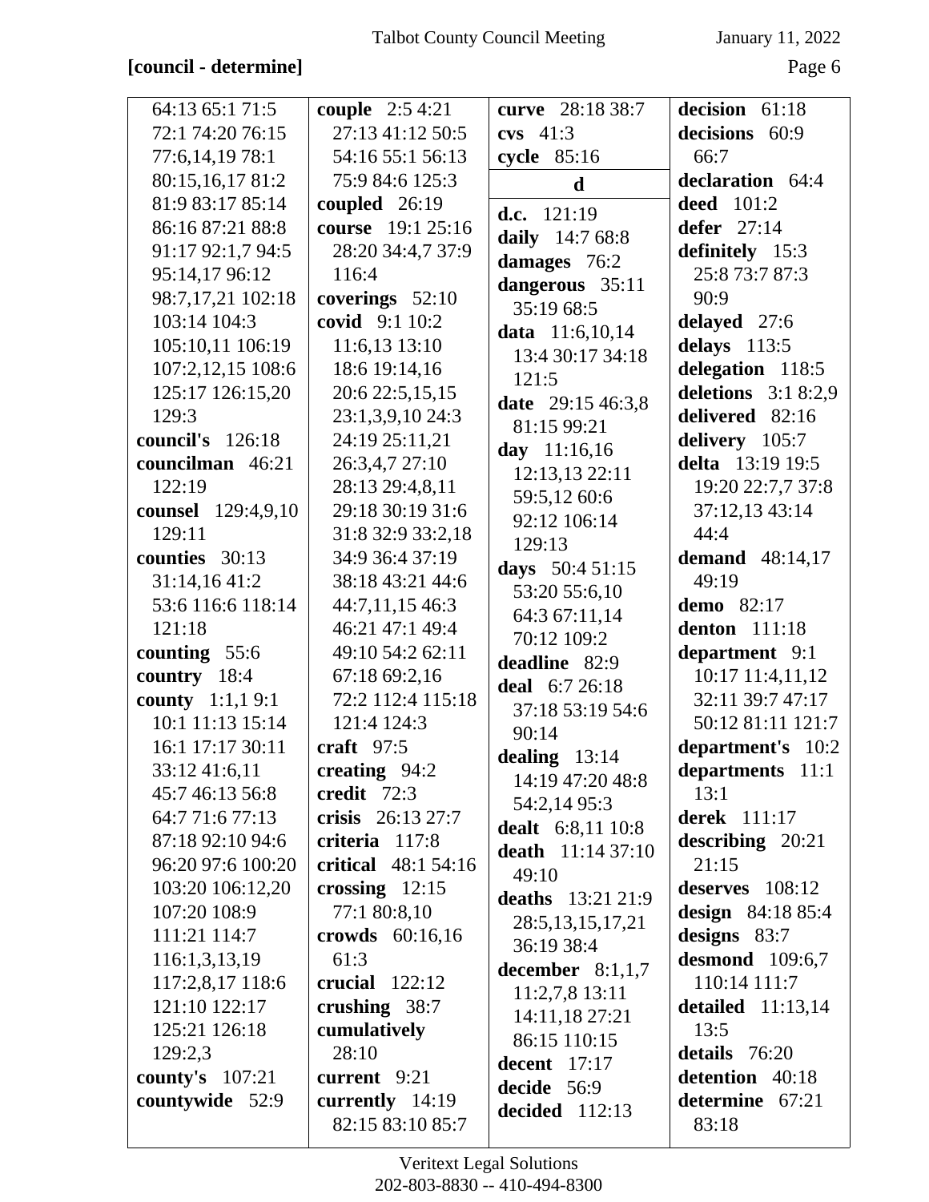**[council - determine]**

64:13 65:1 71:5 72:1 74:20 76:15 77:6,14,19 78:1 80:15,16,17 81:2 81:9 83:17 85:14 86:16 87:21 88:8 91:17 92:1,7 94:5 95:14,17 96:12 98:7,17,21 102:18 103:14 104:3 105:10,11 106:19 107:2,12,15 108:6 125:17 126:15,20 129:3

**council's** 126:18

**councilman** 46:21 122:19

**counsel** 129:4,9,10 129:11

**counties** 30:13 31:14,16 41:2 53:6 116:6 118:14 121:18

**counting** 55:6

**country** 18:4

**county** 1:1,1 9:1 10:1 11:13 15:14 16:1 17:17 30:11 33:12 41:6,11 45:7 46:13 56:8 64:7 71:6 77:13 87:18 92:10 94:6 96:20 97:6 100:20 103:20 106:12,20 107:20 108:9 111:21 114:7 116:1,3,13,19 117:2,8,17 118:6 121:10 122:17 125:21 126:18 129:2,3

**county's** 107:21

**countywide** 52:9

**couple** 2:5 4:21 27:13 41:12 50:5 54:16 55:1 56:13 75:9 84:6 125:3

**coupled** 26:19

**course** 19:1 25:16 28:20 34:4,7 37:9 116:4

**coverings** 52:10

**covid** 9:1 10:2 11:6,13 13:10 18:6 19:14,16 20:6 22:5,15,15 23:1,3,9,10 24:3 24:19 25:11,21 26:3,4,7 27:10 28:13 29:4,8,11 29:18 30:19 31:6 31:8 32:9 33:2,18 34:9 36:4 37:19 38:18 43:21 44:6 44:7,11,15 46:3 46:21 47:1 49:4 49:10 54:2 62:11 67:18 69:2,16 72:2 112:4 115:18 121:4 124:3

**craft** 97:5

**creating** 94:2

**credit** 72:3

**crisis** 26:13 27:7

**criteria** 117:8

**critical** 48:1 54:16

**crossing** 12:15 77:1 80:8,10

**crowds** 60:16,16 61:3

**crucial** 122:12

**crushing** 38:7

**cumulatively** 28:10

**current** 9:21

**currently** 14:19 82:15 83:10 85:7

**curve** 28:18 38:7

**cvs** 41:3

**cycle** 85:16

**d**

**d.c.** 121:19

**daily** 14:7 68:8

**damages** 76:2

**dangerous** 35:11 35:19 68:5

**data** 11:6,10,14 13:4 30:17 34:18 121:5

**date** 29:15 46:3,8 81:15 99:21

**day** 11:16,16 12:13,13 22:11 59:5,12 60:6 92:12 106:14 129:13

**days** 50:4 51:15 53:20 55:6,10 64:3 67:11,14 70:12 109:2

**deadline** 82:9

**deal** 6:7 26:18 37:18 53:19 54:6 90:14

**dealing** 13:14 14:19 47:20 48:8 54:2,14 95:3

**dealt** 6:8,11 10:8

**death** 11:14 37:10 49:10

**deaths** 13:21 21:9 28:5,13,15,17,21 36:19 38:4

**december** 8:1,1,7 11:2,7,8 13:11 14:11,18 27:21 86:15 110:15

**decent** 17:17

**decide** 56:9

**decided** 112:13

**decision** 61:18

**decisions** 60:9 66:7

**declaration** 64:4

**deed** 101:2

**defer** 27:14

**definitely** 15:3 25:8 73:7 87:3 90:9

**delayed** 27:6

**delays** 113:5

**delegation** 118:5

**deletions** 3:1 8:2,9

**delivered** 82:16

**delivery** 105:7

**delta** 13:19 19:5 19:20 22:7,7 37:8 37:12,13 43:14 44:4

**demand** 48:14,17 49:19

**demo** 82:17

**denton** 111:18

**department** 9:1 10:17 11:4,11,12 32:11 39:7 47:17 50:12 81:11 121:7

**department's** 10:2

**departments** 11:1 13:1

**derek** 111:17

**describing** 20:21 21:15

**deserves** 108:12

**design** 84:18 85:4

**designs** 83:7

**desmond** 109:6,7 110:14 111:7

**detailed** 11:13,14 13:5

**details** 76:20

**detention** 40:18

**determine** 67:21 83:18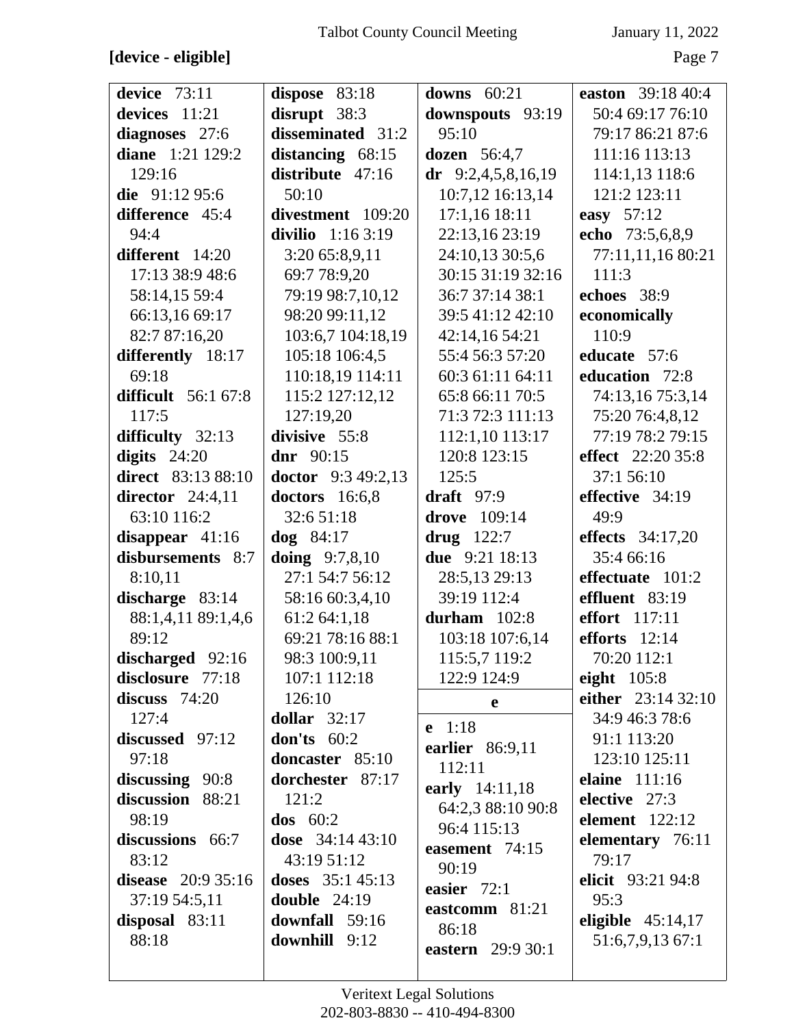**[device - eligible]**

**device** 73:11
**devices** 11:21
**diagnoses** 27:6
**diane** 1:21 129:2 129:16
**die** 91:12 95:6
**difference** 45:4 94:4
**different** 14:20 17:13 38:9 48:6 58:14,15 59:4 66:13,16 69:17 82:7 87:16,20
**differently** 18:17 69:18
**difficult** 56:1 67:8 117:5
**difficulty** 32:13
**digits** 24:20
**direct** 83:13 88:10
**director** 24:4,11 63:10 116:2
**disappear** 41:16
**disbursements** 8:7 8:10,11
**discharge** 83:14 88:1,4,11 89:1,4,6 89:12
**discharged** 92:16
**disclosure** 77:18
**discuss** 74:20 127:4
**discussed** 97:12 97:18
**discussing** 90:8
**discussion** 88:21 98:19
**discussions** 66:7 83:12
**disease** 20:9 35:16 37:19 54:5,11
**disposal** 83:11 88:18
**dispose** 83:18
**disrupt** 38:3
**disseminated** 31:2
**distancing** 68:15
**distribute** 47:16 50:10
**divestment** 109:20
**divilio** 1:16 3:19 3:20 65:8,9,11 69:7 78:9,20 79:19 98:7,10,12 98:20 99:11,12 103:6,7 104:18,19 105:18 106:4,5 110:18,19 114:11 115:2 127:12,12 127:19,20
**divisive** 55:8
**dnr** 90:15
**doctor** 9:3 49:2,13
**doctors** 16:6,8 32:6 51:18
**dog** 84:17
**doing** 9:7,8,10 27:1 54:7 56:12 58:16 60:3,4,10 61:2 64:1,18 69:21 78:16 88:1 98:3 100:9,11 107:1 112:18 126:10
**dollar** 32:17
**don's** 60:2
**doncaster** 85:10
**dorchester** 87:17 121:2
**dos** 60:2
**dose** 34:14 43:10 43:19 51:12
**doses** 35:1 45:13
**double** 24:19
**downfall** 59:16
**downhill** 9:12
**downs** 60:21
**downspouts** 93:19 95:10
**dozen** 56:4,7
**dr** 9:2,4,5,8,16,19 10:7,12 16:13,14 17:1,16 18:11 22:13,16 23:19 24:10,13 30:5,6 30:15 31:19 32:16 36:7 37:14 38:1 39:5 41:12 42:10 42:14,16 54:21 55:4 56:3 57:20 60:3 61:11 64:11 65:8 66:11 70:5 71:3 72:3 111:13 112:1,10 113:17 120:8 123:15 125:5
**draft** 97:9
**drove** 109:14
**drug** 122:7
**due** 9:21 18:13 28:5,13 29:13 39:19 112:4
**durham** 102:8 103:18 107:6,14 115:5,7 119:2 122:9 124:9

**e**

**e** 1:18
**earlier** 86:9,11 112:11
**early** 14:11,18 64:2,3 88:10 90:8 96:4 115:13
**easement** 74:15 90:19
**easier** 72:1
**eastcomm** 81:21 86:18
**eastern** 29:9 30:1
**easton** 39:18 40:4 50:4 69:17 76:10 79:17 86:21 87:6 111:16 113:13 114:1,13 118:6 121:2 123:11
**easy** 57:12
**echo** 73:5,6,8,9 77:11,11,16 80:21 111:3
**echoes** 38:9
**economically** 110:9
**educate** 57:6
**education** 72:8 74:13,16 75:3,14 75:20 76:4,8,12 77:19 78:2 79:15
**effect** 22:20 35:8 37:1 56:10
**effective** 34:19 49:9
**effects** 34:17,20 35:4 66:16
**effectuate** 101:2
**effluent** 83:19
**effort** 117:11
**efforts** 12:14 70:20 112:1
**eight** 105:8
**either** 23:14 32:10 34:9 46:3 78:6 91:1 113:20 123:10 125:11
**elaine** 111:16
**elective** 27:3
**element** 122:12
**elementary** 76:11 79:17
**elicit** 93:21 94:8 95:3
**eligible** 45:14,17 51:6,7,9,13 67:1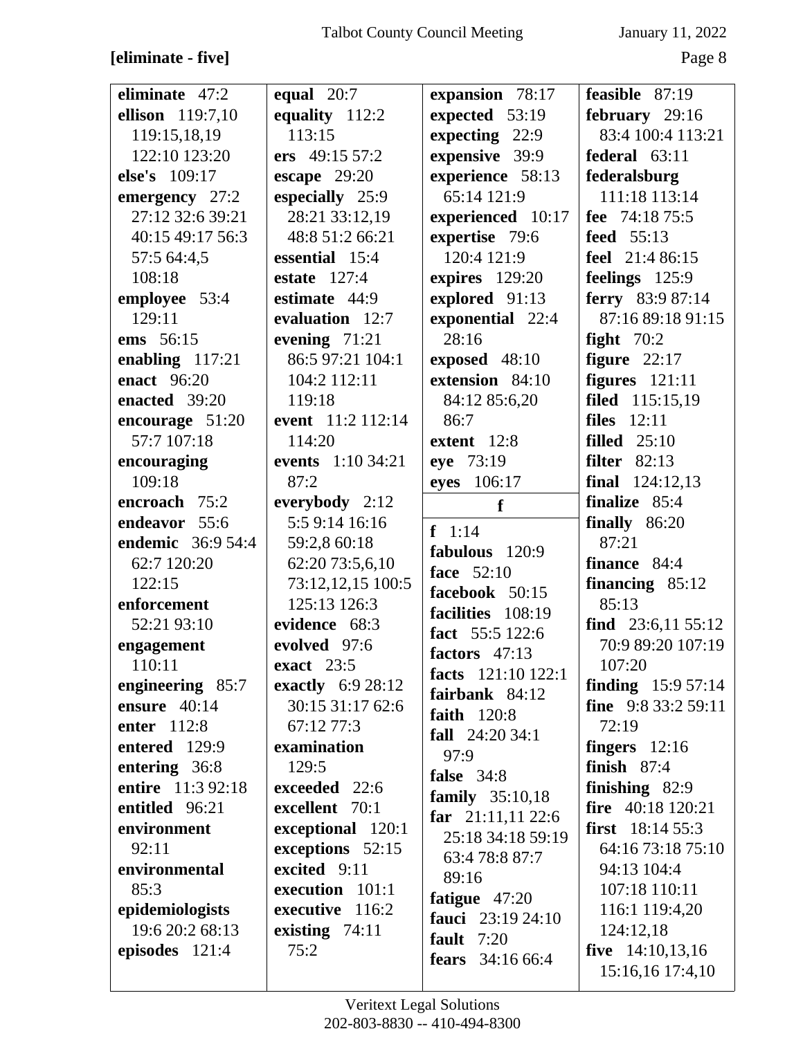**[eliminate - five]**

**eliminate** 47:2
**ellison** 119:7,10 119:15,18,19 122:10 123:20
**else's** 109:17
**emergency** 27:2 27:12 32:6 39:21 40:15 49:17 56:3 57:5 64:4,5 108:18
**employee** 53:4 129:11
**ems** 56:15
**enabling** 117:21
**enact** 96:20
**enacted** 39:20
**encourage** 51:20 57:7 107:18
**encouraging** 109:18
**encroach** 75:2
**endeavor** 55:6
**endemic** 36:9 54:4 62:7 120:20 122:15
**enforcement** 52:21 93:10
**engagement** 110:11
**engineering** 85:7
**ensure** 40:14
**enter** 112:8
**entered** 129:9
**entering** 36:8
**entire** 11:3 92:18
**entitled** 96:21
**environment** 92:11
**environmental** 85:3
**epidemiologists** 19:6 20:2 68:13
**episodes** 121:4

**equal** 20:7
**equality** 112:2 113:15
**ers** 49:15 57:2
**escape** 29:20
**especially** 25:9 28:21 33:12,19 48:8 51:2 66:21
**essential** 15:4
**estate** 127:4
**estimate** 44:9
**evaluation** 12:7
**evening** 71:21 86:5 97:21 104:1 104:2 112:11 119:18
**event** 11:2 112:14 114:20
**events** 1:10 34:21 87:2
**everybody** 2:12 5:5 9:14 16:16 59:2,8 60:18 62:20 73:5,6,10 73:12,12,15 100:5 125:13 126:3
**evidence** 68:3
**evolved** 97:6
**exact** 23:5
**exactly** 6:9 28:12 30:15 31:17 62:6 67:12 77:3
**examination** 129:5
**exceeded** 22:6
**excellent** 70:1
**exceptional** 120:1
**exceptions** 52:15
**excited** 9:11
**execution** 101:1
**executive** 116:2
**existing** 74:11 75:2

**expansion** 78:17
**expected** 53:19
**expecting** 22:9
**expensive** 39:9
**experience** 58:13 65:14 121:9
**experienced** 10:17
**expertise** 79:6 120:4 121:9
**expires** 129:20
**explored** 91:13
**exponential** 22:4 28:16
**exposed** 48:10
**extension** 84:10 84:12 85:6,20 86:7
**extent** 12:8
**eye** 73:19
**eyes** 106:17

**f**

**f** 1:14
**fabulous** 120:9
**face** 52:10
**facebook** 50:15
**facilities** 108:19
**fact** 55:5 122:6
**factors** 47:13
**facts** 121:10 122:1
**fairbank** 84:12
**faith** 120:8
**fall** 24:20 34:1 97:9
**false** 34:8
**family** 35:10,18
**far** 21:11,11 22:6 25:18 34:18 59:19 63:4 78:8 87:7 89:16
**fatigue** 47:20
**fauci** 23:19 24:10
**fault** 7:20
**fears** 34:16 66:4

**feasible** 87:19
**february** 29:16 83:4 100:4 113:21
**federal** 63:11
**federalsburg** 111:18 113:14
**fee** 74:18 75:5
**feed** 55:13
**feel** 21:4 86:15
**feelings** 125:9
**ferry** 83:9 87:14 87:16 89:18 91:15
**fight** 70:2
**figure** 22:17
**figures** 121:11
**filed** 115:15,19
**files** 12:11
**filled** 25:10
**filter** 82:13
**final** 124:12,13
**finalize** 85:4
**finally** 86:20 87:21
**finance** 84:4
**financing** 85:12 85:13
**find** 23:6,11 55:12 70:9 89:20 107:19 107:20
**finding** 15:9 57:14
**fine** 9:8 33:2 59:11 72:19
**fingers** 12:16
**finish** 87:4
**finishing** 82:9
**fire** 40:18 120:21
**first** 18:14 55:3 64:16 73:18 75:10 94:13 104:4 107:18 110:11 116:1 119:4,20 124:12,18
**five** 14:10,13,16 15:16,16 17:4,10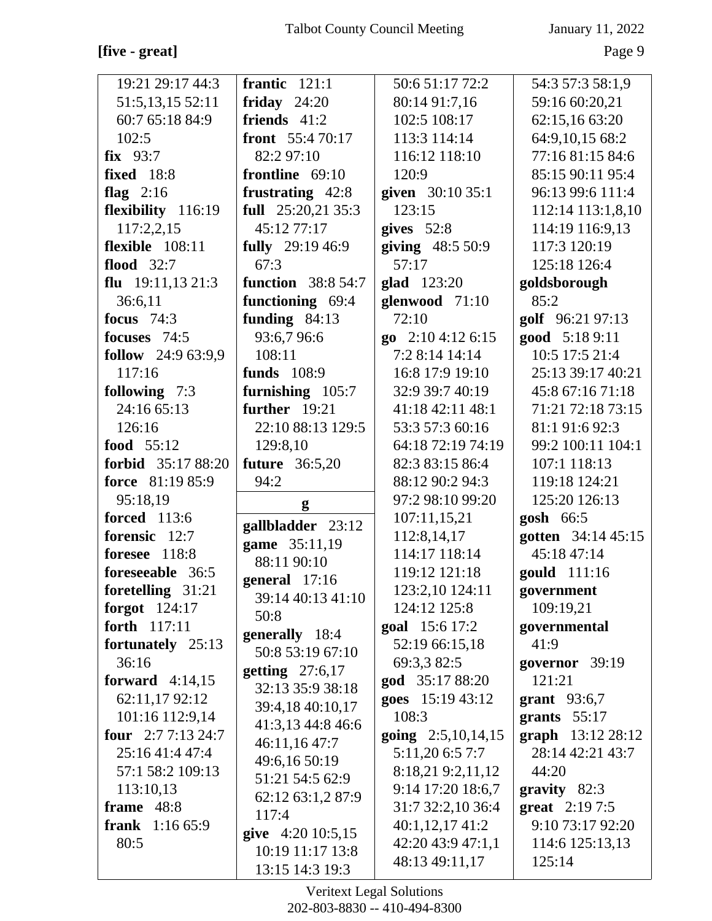**[five - great]**

19:21 29:17 44:3
51:5,13,15 52:11
60:7 65:18 84:9
102:5
**fix** 93:7
**fixed** 18:8
**flag** 2:16
**flexibility** 116:19
117:2,2,15
**flexible** 108:11
**flood** 32:7
**flu** 19:11,13 21:3
36:6,11
**focus** 74:3
**focuses** 74:5
**follow** 24:9 63:9,9
117:16
**following** 7:3
24:16 65:13
126:16
**food** 55:12
**forbid** 35:17 88:20
**force** 81:19 85:9
95:18,19
**forced** 113:6
**forensic** 12:7
**foresee** 118:8
**foreseeable** 36:5
**foretelling** 31:21
**forgot** 124:17
**forth** 117:11
**fortunately** 25:13
36:16
**forward** 4:14,15
62:11,17 92:12
101:16 112:9,14
**four** 2:7 7:13 24:7
25:16 41:4 47:4
57:1 58:2 109:13
113:10,13
**frame** 48:8
**frank** 1:16 65:9
80:5
**frantic** 121:1
**friday** 24:20
**friends** 41:2
**front** 55:4 70:17
82:2 97:10
**frontline** 69:10
**frustrating** 42:8
**full** 25:20,21 35:3
45:12 77:17
**fully** 29:19 46:9
67:3
**function** 38:8 54:7
**functioning** 69:4
**funding** 84:13
93:6,7 96:6
108:11
**funds** 108:9
**furnishing** 105:7
**further** 19:21
22:10 88:13 129:5
129:8,10
**future** 36:5,20
94:2

**g**

**gallbladder** 23:12
**game** 35:11,19
88:11 90:10
**general** 17:16
39:14 40:13 41:10
50:8
**generally** 18:4
50:8 53:19 67:10
**getting** 27:6,17
32:13 35:9 38:18
39:4,18 40:10,17
41:3,13 44:8 46:6
46:11,16 47:7
49:6,16 50:19
51:21 54:5 62:9
62:12 63:1,2 87:9
117:4
**give** 4:20 10:5,15
10:19 11:17 13:8
13:15 14:3 19:3
50:6 51:17 72:2
80:14 91:7,16
102:5 108:17
113:3 114:14
116:12 118:10
120:9
**given** 30:10 35:1
123:15
**gives** 52:8
**giving** 48:5 50:9
57:17
**glad** 123:20
**glenwood** 71:10
72:10
**go** 2:10 4:12 6:15
7:2 8:14 14:14
16:8 17:9 19:10
32:9 39:7 40:19
41:18 42:11 48:1
53:3 57:3 60:16
64:18 72:19 74:19
82:3 83:15 86:4
88:12 90:2 94:3
97:2 98:10 99:20
107:11,15,21
112:8,14,17
114:17 118:14
119:12 121:18
123:2,10 124:11
124:12 125:8
**goal** 15:6 17:2
52:19 66:15,18
69:3,3 82:5
**god** 35:17 88:20
**goes** 15:19 43:12
108:3
**going** 2:5,10,14,15
5:11,20 6:5 7:7
8:18,21 9:2,11,12
9:14 17:20 18:6,7
31:7 32:2,10 36:4
40:1,12,17 41:2
42:20 43:9 47:1,1
48:13 49:11,17
54:3 57:3 58:1,9
59:16 60:20,21
62:15,16 63:20
64:9,10,15 68:2
77:16 81:15 84:6
85:15 90:11 95:4
96:13 99:6 111:4
112:14 113:1,8,10
114:19 116:9,13
117:3 120:19
125:18 126:4
**goldsborough**
85:2
**golf** 96:21 97:13
**good** 5:18 9:11
10:5 17:5 21:4
25:13 39:17 40:21
45:8 67:16 71:18
71:21 72:18 73:15
81:1 91:6 92:3
99:2 100:11 104:1
107:1 118:13
119:18 124:21
125:20 126:13
**gosh** 66:5
**gotten** 34:14 45:15
45:18 47:14
**gould** 111:16
**government**
109:19,21
**governmental**
41:9
**governor** 39:19
121:21
**grant** 93:6,7
**grants** 55:17
**graph** 13:12 28:12
28:14 42:21 43:7
44:20
**gravity** 82:3
**great** 2:19 7:5
9:10 73:17 92:20
114:6 125:13,13
125:14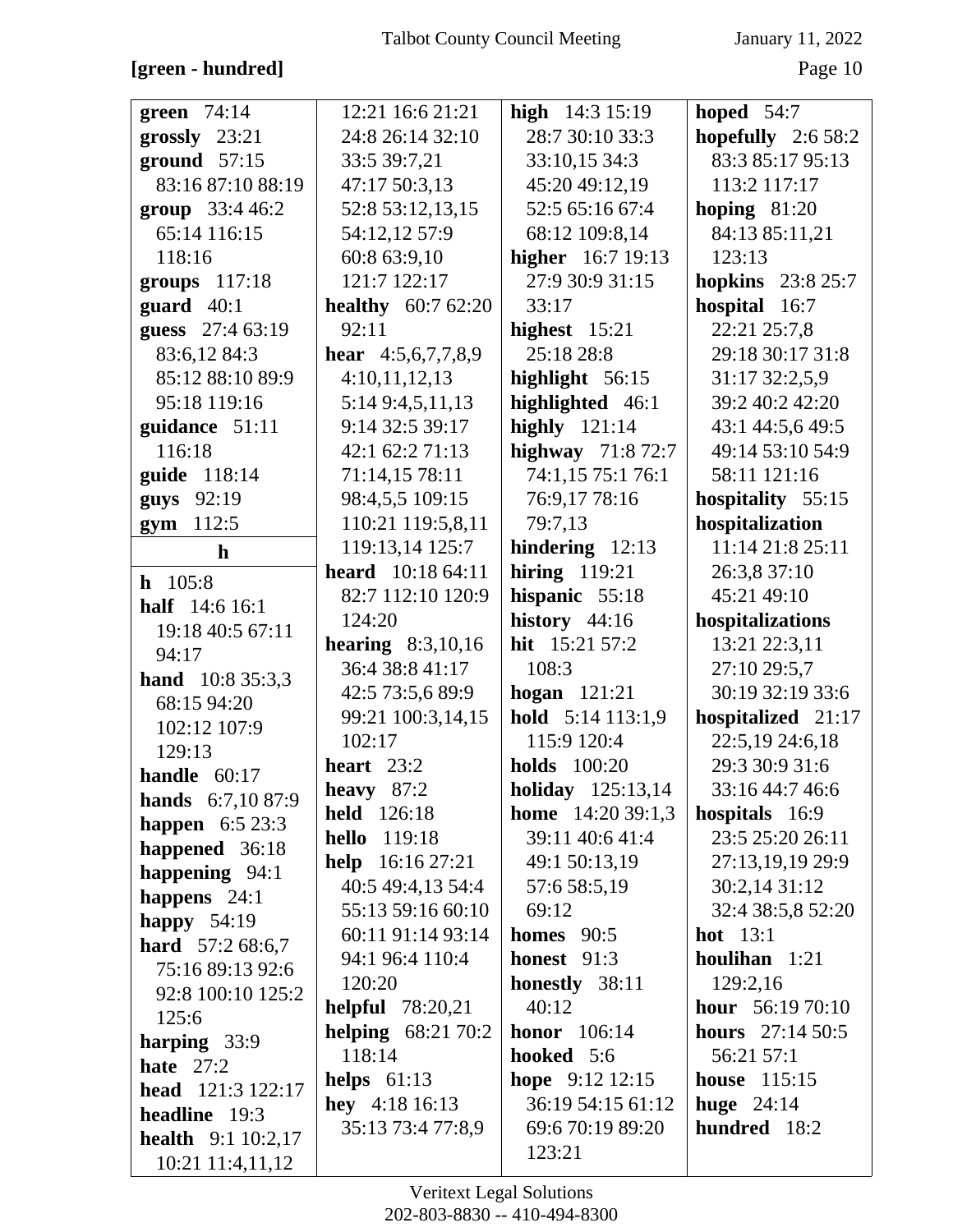**[green - hundred]**

**green** 74:14
**grossly** 23:21
**ground** 57:15 83:16 87:10 88:19
**group** 33:4 46:2 65:14 116:15 118:16
**groups** 117:18
**guard** 40:1
**guess** 27:4 63:19 83:6,12 84:3 85:12 88:10 89:9 95:18 119:16
**guidance** 51:11 116:18
**guide** 118:14
**guys** 92:19
**gym** 112:5

**h**

**h** 105:8
**half** 14:6 16:1 19:18 40:5 67:11 94:17
**hand** 10:8 35:3,3 68:15 94:20 102:12 107:9 129:13
**handle** 60:17
**hands** 6:7,10 87:9
**happen** 6:5 23:3
**happened** 36:18
**happening** 94:1
**happens** 24:1
**happy** 54:19
**hard** 57:2 68:6,7 75:16 89:13 92:6 92:8 100:10 125:2 125:6
**harping** 33:9
**hate** 27:2
**head** 121:3 122:17
**headline** 19:3
**health** 9:1 10:2,17 10:21 11:4,11,12 12:21 16:6 21:21 24:8 26:14 32:10 33:5 39:7,21 47:17 50:3,13 52:8 53:12,13,15 54:12,12 57:9 60:8 63:9,10 121:7 122:17
**healthy** 60:7 62:20 92:11
**hear** 4:5,6,7,7,8,9 4:10,11,12,13 5:14 9:4,5,11,13 9:14 32:5 39:17 42:1 62:2 71:13 71:14,15 78:11 98:4,5,5 109:15 110:21 119:5,8,11 119:13,14 125:7
**heard** 10:18 64:11 82:7 112:10 120:9 124:20
**hearing** 8:3,10,16 36:4 38:8 41:17 42:5 73:5,6 89:9 99:21 100:3,14,15 102:17
**heart** 23:2
**heavy** 87:2
**held** 126:18
**hello** 119:18
**help** 16:16 27:21 40:5 49:4,13 54:4 55:13 59:16 60:10 60:11 91:14 93:14 94:1 96:4 110:4 120:20
**helpful** 78:20,21
**helping** 68:21 70:2 118:14
**helps** 61:13
**hey** 4:18 16:13 35:13 73:4 77:8,9
**high** 14:3 15:19 28:7 30:10 33:3 33:10,15 34:3 45:20 49:12,19 52:5 65:16 67:4 68:12 109:8,14
**higher** 16:7 19:13 27:9 30:9 31:15 33:17
**highest** 15:21 25:18 28:8
**highlight** 56:15
**highlighted** 46:1
**highly** 121:14
**highway** 71:8 72:7 74:1,15 75:1 76:1 76:9,17 78:16 79:7,13
**hindering** 12:13
**hiring** 119:21
**hispanic** 55:18
**history** 44:16
**hit** 15:21 57:2 108:3
**hogan** 121:21
**hold** 5:14 113:1,9 115:9 120:4
**holds** 100:20
**holiday** 125:13,14
**home** 14:20 39:1,3 39:11 40:6 41:4 49:1 50:13,19 57:6 58:5,19 69:12
**homes** 90:5
**honest** 91:3
**honestly** 38:11 40:12
**honor** 106:14
**hooked** 5:6
**hope** 9:12 12:15 36:19 54:15 61:12 69:6 70:19 89:20 123:21
**hoped** 54:7
**hopefully** 2:6 58:2 83:3 85:17 95:13 113:2 117:17
**hoping** 81:20 84:13 85:11,21 123:13
**hopkins** 23:8 25:7
**hospital** 16:7 22:21 25:7,8 29:18 30:17 31:8 31:17 32:2,5,9 39:2 40:2 42:20 43:1 44:5,6 49:5 49:14 53:10 54:9 58:11 121:16
**hospitality** 55:15
**hospitalization** 11:14 21:8 25:11 26:3,8 37:10 45:21 49:10
**hospitalizations** 13:21 22:3,11 27:10 29:5,7 30:19 32:19 33:6
**hospitalized** 21:17 22:5,19 24:6,18 29:3 30:9 31:6 33:16 44:7 46:6
**hospitals** 16:9 23:5 25:20 26:11 27:13,19,19 29:9 30:2,14 31:12 32:4 38:5,8 52:20
**hot** 13:1
**houlihan** 1:21 129:2,16
**hour** 56:19 70:10
**hours** 27:14 50:5 56:21 57:1
**house** 115:15
**huge** 24:14
**hundred** 18:2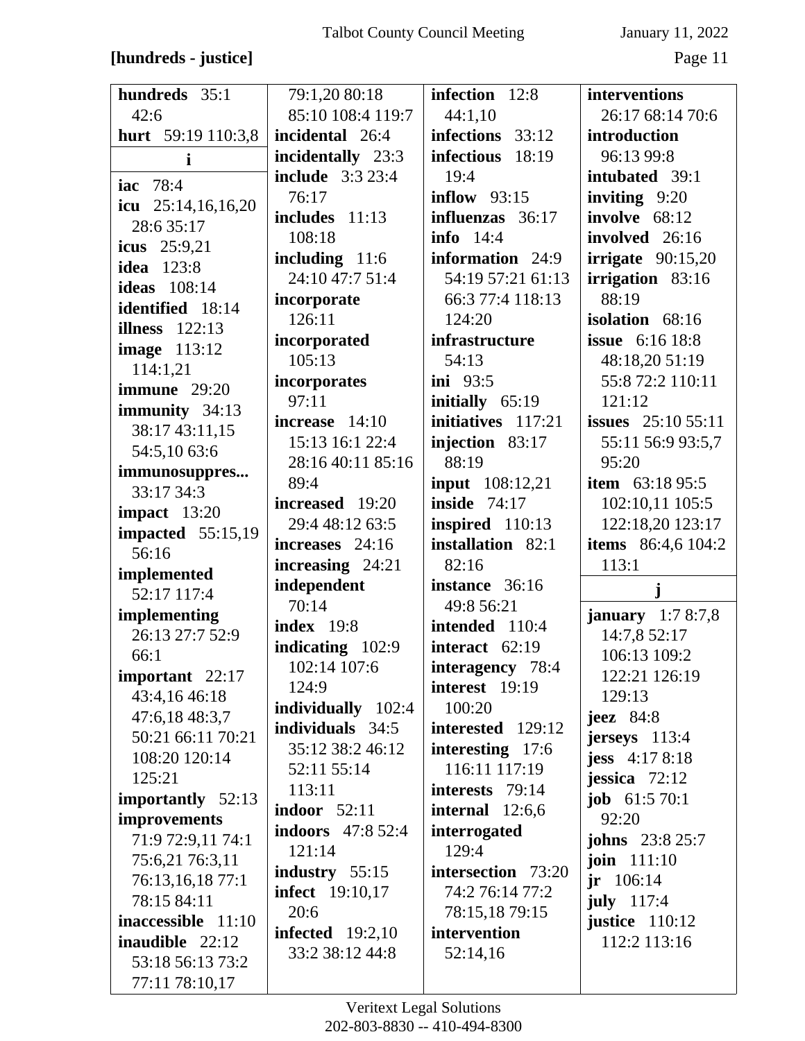**[hundreds - justice]**

**hundreds** 35:1 42:6
**hurt** 59:19 110:3,8

**i**

**iac** 78:4
**icu** 25:14,16,16,20 28:6 35:17
**icus** 25:9,21
**idea** 123:8
**ideas** 108:14
**identified** 18:14
**illness** 122:13
**image** 113:12 114:1,21
**immune** 29:20
**immunity** 34:13 38:17 43:11,15 54:5,10 63:6
**immunosuppres...** 33:17 34:3
**impact** 13:20
**impacted** 55:15,19 56:16
**implemented** 52:17 117:4
**implementing** 26:13 27:7 52:9 66:1
**important** 22:17 43:4,16 46:18 47:6,18 48:3,7 50:21 66:11 70:21 108:20 120:14 125:21
**importantly** 52:13
**improvements** 71:9 72:9,11 74:1 75:6,21 76:3,11 76:13,16,18 77:1 78:15 84:11
**inaccessible** 11:10
**inaudible** 22:12 53:18 56:13 73:2 77:11 78:10,17 79:1,20 80:18 85:10 108:4 119:7
**incidental** 26:4
**incidentally** 23:3
**include** 3:3 23:4 76:17
**includes** 11:13 108:18
**including** 11:6 24:10 47:7 51:4
**incorporate** 126:11
**incorporated** 105:13
**incorporates** 97:11
**increase** 14:10 15:13 16:1 22:4 28:16 40:11 85:16 89:4
**increased** 19:20 29:4 48:12 63:5
**increases** 24:16
**increasing** 24:21
**independent** 70:14
**index** 19:8
**indicating** 102:9 102:14 107:6 124:9
**individually** 102:4
**individuals** 34:5 35:12 38:2 46:12 52:11 55:14 113:11
**indoor** 52:11
**indoors** 47:8 52:4 121:14
**industry** 55:15
**infect** 19:10,17 20:6
**infected** 19:2,10 33:2 38:12 44:8
**infection** 12:8 44:1,10
**infections** 33:12
**infectious** 18:19 19:4
**inflow** 93:15
**influenzas** 36:17
**info** 14:4
**information** 24:9 54:19 57:21 61:13 66:3 77:4 118:13 124:20
**infrastructure** 54:13
**ini** 93:5
**initially** 65:19
**initiatives** 117:21
**injection** 83:17 88:19
**input** 108:12,21
**inside** 74:17
**inspired** 110:13
**installation** 82:1 82:16
**instance** 36:16 49:8 56:21
**intended** 110:4
**interact** 62:19
**interagency** 78:4
**interest** 19:19 100:20
**interested** 129:12
**interesting** 17:6 116:11 117:19
**interests** 79:14
**internal** 12:6,6
**interrogated** 129:4
**intersection** 73:20 74:2 76:14 77:2 78:15,18 79:15
**intervention** 52:14,16
**interventions** 26:17 68:14 70:6
**introduction** 96:13 99:8
**intubated** 39:1
**inviting** 9:20
**involve** 68:12
**involved** 26:16
**irrigate** 90:15,20
**irrigation** 83:16 88:19
**isolation** 68:16
**issue** 6:16 18:8 48:18,20 51:19 55:8 72:2 110:11 121:12
**issues** 25:10 55:11 55:11 56:9 93:5,7 95:20
**item** 63:18 95:5 102:10,11 105:5 122:18,20 123:17
**items** 86:4,6 104:2 113:1

**j**

**january** 1:7 8:7,8 14:7,8 52:17 106:13 109:2 122:21 126:19 129:13
**jeez** 84:8
**jerseys** 113:4
**jess** 4:17 8:18
**jessica** 72:12
**job** 61:5 70:1 92:20
**johns** 23:8 25:7
**join** 111:10
**jr** 106:14
**july** 117:4
**justice** 110:12 112:2 113:16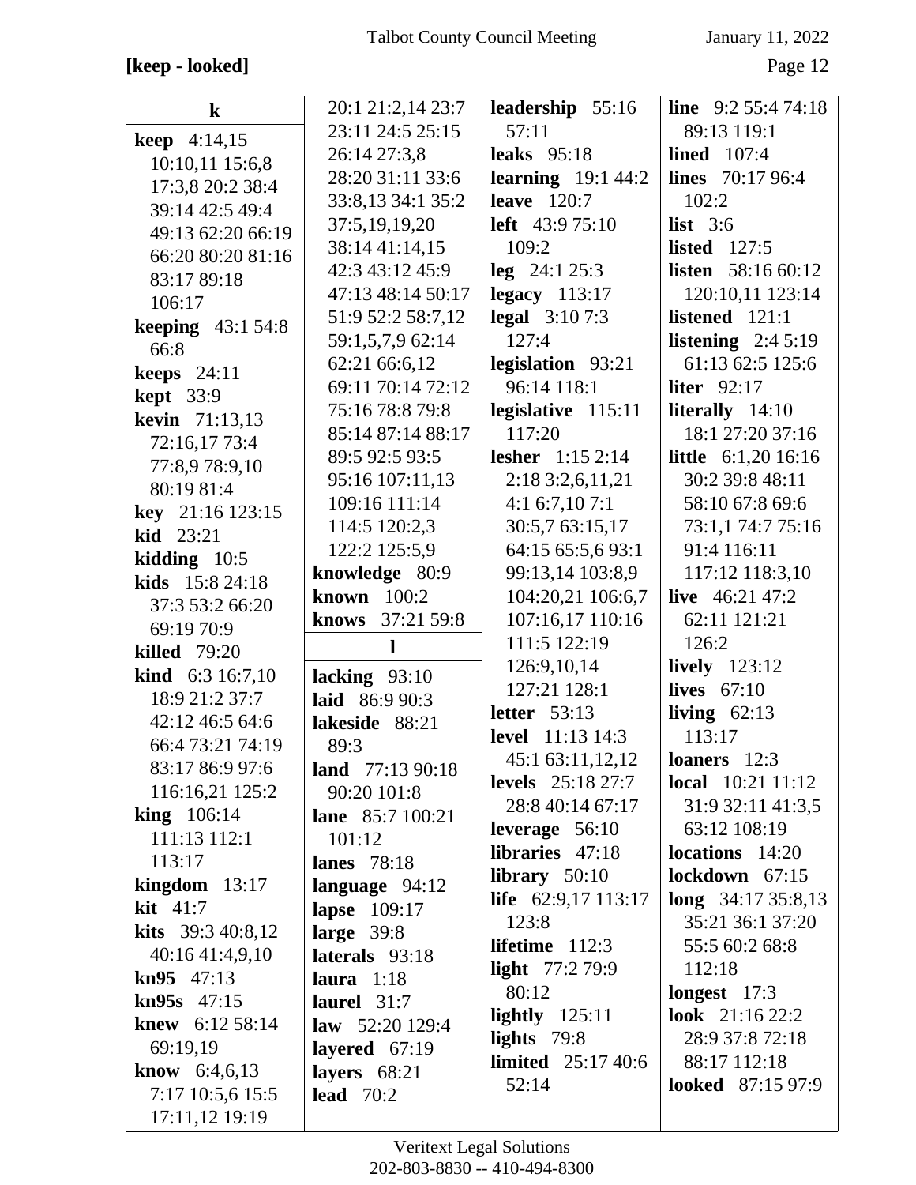**[keep - looked]**

**k**

**keep** 4:14,15 10:10,11 15:6,8 17:3,8 20:2 38:4 39:14 42:5 49:4 49:13 62:20 66:19 66:20 80:20 81:16 83:17 89:18 106:17
**keeping** 43:1 54:8 66:8
**keeps** 24:11
**kept** 33:9
**kevin** 71:13,13 72:16,17 73:4 77:8,9 78:9,10 80:19 81:4
**key** 21:16 123:15
**kid** 23:21
**kidding** 10:5
**kids** 15:8 24:18 37:3 53:2 66:20 69:19 70:9
**killed** 79:20
**kind** 6:3 16:7,10 18:9 21:2 37:7 42:12 46:5 64:6 66:4 73:21 74:19 83:17 86:9 97:6 116:16,21 125:2
**king** 106:14 111:13 112:1 113:17
**kingdom** 13:17
**kit** 41:7
**kits** 39:3 40:8,12 40:16 41:4,9,10
**kn95** 47:13
**kn95s** 47:15
**knew** 6:12 58:14 69:19,19
**know** 6:4,6,13 7:17 10:5,6 15:5 17:11,12 19:19 20:1 21:2,14 23:7 23:11 24:5 25:15 26:14 27:3,8 28:20 31:11 33:6 33:8,13 34:1 35:2 37:5,19,19,20 38:14 41:14,15 42:3 43:12 45:9 47:13 48:14 50:17 51:9 52:2 58:7,12 59:1,5,7,9 62:14 62:21 66:6,12 69:11 70:14 72:12 75:16 78:8 79:8 85:14 87:14 88:17 89:5 92:5 93:5 95:16 107:11,13 109:16 111:14 114:5 120:2,3 122:2 125:5,9
**knowledge** 80:9
**known** 100:2
**knows** 37:21 59:8

**l**

**lacking** 93:10
**laid** 86:9 90:3
**lakeside** 88:21 89:3
**land** 77:13 90:18 90:20 101:8
**lane** 85:7 100:21 101:12
**lanes** 78:18
**language** 94:12
**lapse** 109:17
**large** 39:8
**laterals** 93:18
**laura** 1:18
**laurel** 31:7
**law** 52:20 129:4
**layered** 67:19
**layers** 68:21
**lead** 70:2
**leadership** 55:16 57:11
**leaks** 95:18
**learning** 19:1 44:2
**leave** 120:7
**left** 43:9 75:10 109:2
**leg** 24:1 25:3
**legacy** 113:17
**legal** 3:10 7:3 127:4
**legislation** 93:21 96:14 118:1
**legislative** 115:11 117:20
**lesher** 1:15 2:14 2:18 3:2,6,11,21 4:1 6:7,10 7:1 30:5,7 63:15,17 64:15 65:5,6 93:1 99:13,14 103:8,9 104:20,21 106:6,7 107:16,17 110:16 111:5 122:19 126:9,10,14 127:21 128:1
**letter** 53:13
**level** 11:13 14:3 45:1 63:11,12,12
**levels** 25:18 27:7 28:8 40:14 67:17
**leverage** 56:10
**libraries** 47:18
**library** 50:10
**life** 62:9,17 113:17 123:8
**lifetime** 112:3
**light** 77:2 79:9 80:12
**lightly** 125:11
**lights** 79:8
**limited** 25:17 40:6 52:14
**line** 9:2 55:4 74:18 89:13 119:1
**lined** 107:4
**lines** 70:17 96:4 102:2
**list** 3:6
**listed** 127:5
**listen** 58:16 60:12 120:10,11 123:14
**listened** 121:1
**listening** 2:4 5:19 61:13 62:5 125:6
**liter** 92:17
**literally** 14:10 18:1 27:20 37:16
**little** 6:1,20 16:16 30:2 39:8 48:11 58:10 67:8 69:6 73:1,1 74:7 75:16 91:4 116:11 117:12 118:3,10
**live** 46:21 47:2 62:11 121:21 126:2
**lively** 123:12
**lives** 67:10
**living** 62:13 113:17
**loaners** 12:3
**local** 10:21 11:12 31:9 32:11 41:3,5 63:12 108:19
**locations** 14:20
**lockdown** 67:15
**long** 34:17 35:8,13 35:21 36:1 37:20 55:5 60:2 68:8 112:18
**longest** 17:3
**look** 21:16 22:2 28:9 37:8 72:18 88:17 112:18
**looked** 87:15 97:9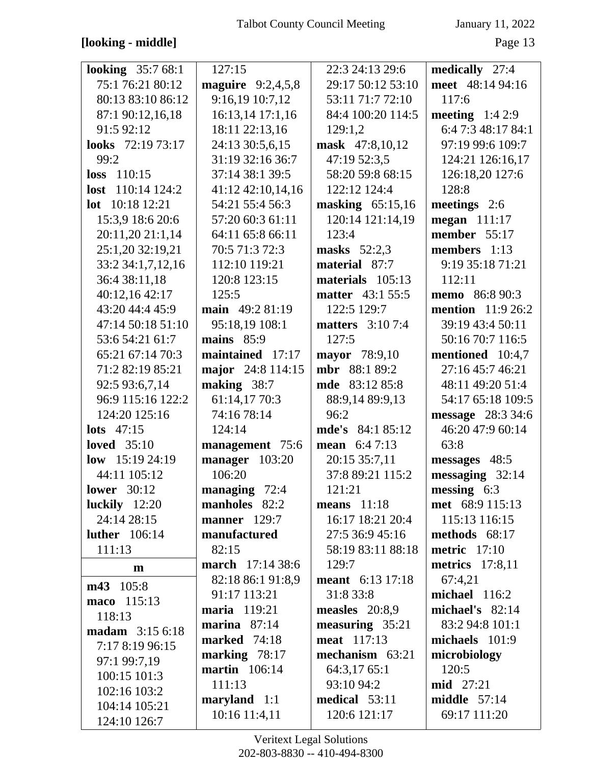**[looking - middle]**

**looking** 35:7 68:1 75:1 76:21 80:12 80:13 83:10 86:12 87:1 90:12,16,18 91:5 92:12
**looks** 72:19 73:17 99:2
**loss** 110:15
**lost** 110:14 124:2
**lot** 10:18 12:21 15:3,9 18:6 20:6 20:11,20 21:1,14 25:1,20 32:19,21 33:2 34:1,7,12,16 36:4 38:11,18 40:12,16 42:17 43:20 44:4 45:9 47:14 50:18 51:10 53:6 54:21 61:7 65:21 67:14 70:3 71:2 82:19 85:21 92:5 93:6,7,14 96:9 115:16 122:2 124:20 125:16
**lots** 47:15
**loved** 35:10
**low** 15:19 24:19 44:11 105:12
**lower** 30:12
**luckily** 12:20 24:14 28:15
**luther** 106:14 111:13

**m**

**m43** 105:8
**maco** 115:13 118:13
**madam** 3:15 6:18 7:17 8:19 96:15 97:1 99:7,19 100:15 101:3 102:16 103:2 104:14 105:21 124:10 126:7 127:15
**maguire** 9:2,4,5,8 9:16,19 10:7,12 16:13,14 17:1,16 18:11 22:13,16 24:13 30:5,6,15 31:19 32:16 36:7 37:14 38:1 39:5 41:12 42:10,14,16 54:21 55:4 56:3 57:20 60:3 61:11 64:11 65:8 66:11 70:5 71:3 72:3 112:10 119:21 120:8 123:15 125:5
**main** 49:2 81:19 95:18,19 108:1
**mains** 85:9
**maintained** 17:17
**major** 24:8 114:15
**making** 38:7 61:14,17 70:3 74:16 78:14 124:14
**management** 75:6
**manager** 103:20 106:20
**managing** 72:4
**manholes** 82:2
**manner** 129:7
**manufactured** 82:15
**march** 17:14 38:6 82:18 86:1 91:8,9 91:17 113:21
**maria** 119:21
**marina** 87:14
**marked** 74:18
**marking** 78:17
**martin** 106:14 111:13
**maryland** 1:1 10:16 11:4,11 22:3 24:13 29:6 29:17 50:12 53:10 53:11 71:7 72:10 84:4 100:20 114:5 129:1,2
**mask** 47:8,10,12 47:19 52:3,5 58:20 59:8 68:15 122:12 124:4
**masking** 65:15,16 120:14 121:14,19 123:4
**masks** 52:2,3
**material** 87:7
**materials** 105:13
**matter** 43:1 55:5 122:5 129:7
**matters** 3:10 7:4 127:5
**mayor** 78:9,10
**mbr** 88:1 89:2
**mde** 83:12 85:8 88:9,14 89:9,13 96:2
**mde's** 84:1 85:12
**mean** 6:4 7:13 20:15 35:7,11 37:8 89:21 115:2 121:21
**means** 11:18 16:17 18:21 20:4 27:5 36:9 45:16 58:19 83:11 88:18 129:7
**meant** 6:13 17:18 31:8 33:8
**measles** 20:8,9
**measuring** 35:21
**meat** 117:13
**mechanism** 63:21 64:3,17 65:1 93:10 94:2
**medical** 53:11 120:6 121:17
**medically** 27:4
**meet** 48:14 94:16 117:6
**meeting** 1:4 2:9 6:4 7:3 48:17 84:1 97:19 99:6 109:7 124:21 126:16,17 126:18,20 127:6 128:8
**meetings** 2:6
**megan** 111:17
**member** 55:17
**members** 1:13 9:19 35:18 71:21 112:11
**memo** 86:8 90:3
**mention** 11:9 26:2 39:19 43:4 50:11 50:16 70:7 116:5
**mentioned** 10:4,7 27:16 45:7 46:21 48:11 49:20 51:4 54:17 65:18 109:5
**message** 28:3 34:6 46:20 47:9 60:14 63:8
**messages** 48:5
**messaging** 32:14
**messing** 6:3
**met** 68:9 115:13 115:13 116:15
**methods** 68:17
**metric** 17:10
**metrics** 17:8,11 67:4,21
**michael** 116:2
**michael's** 82:14 83:2 94:8 101:1
**michaels** 101:9
**microbiology** 120:5
**mid** 27:21
**middle** 57:14 69:17 111:20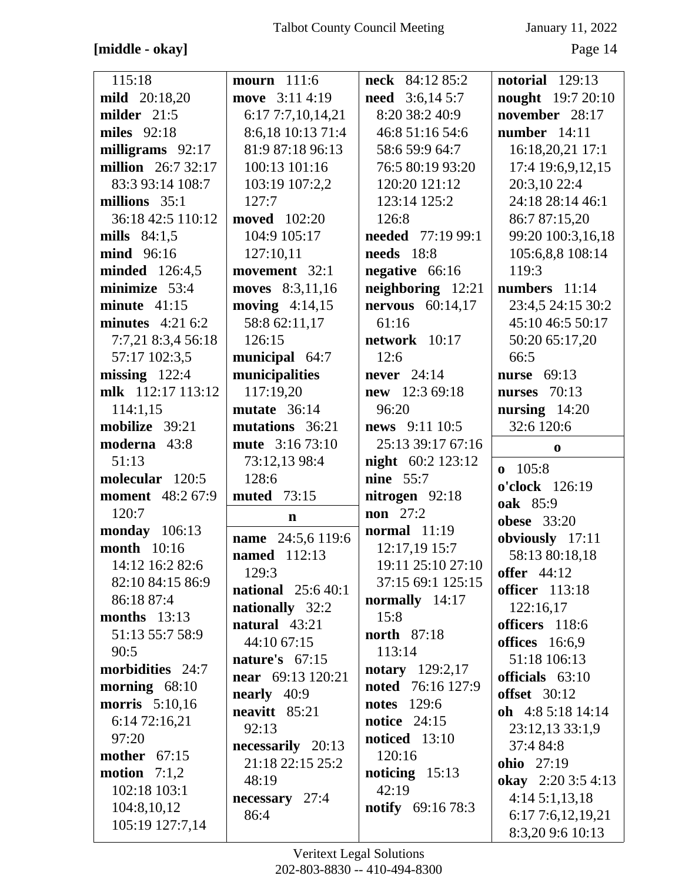**[middle - okay]**

115:18
**mild** 20:18,20
**milder** 21:5
**miles** 92:18
**milligrams** 92:17
**million** 26:7 32:17 83:3 93:14 108:7
**millions** 35:1 36:18 42:5 110:12
**mills** 84:1,5
**mind** 96:16
**minded** 126:4,5
**minimize** 53:4
**minute** 41:15
**minutes** 4:21 6:2 7:7,21 8:3,4 56:18 57:17 102:3,5
**missing** 122:4
**mlk** 112:17 113:12 114:1,15
**mobilize** 39:21
**moderna** 43:8 51:13
**molecular** 120:5
**moment** 48:2 67:9 120:7
**monday** 106:13
**month** 10:16 14:12 16:2 82:6 82:10 84:15 86:9 86:18 87:4
**months** 13:13 51:13 55:7 58:9 90:5
**morbidities** 24:7
**morning** 68:10
**morris** 5:10,16 6:14 72:16,21 97:20
**mother** 67:15
**motion** 7:1,2 102:18 103:1 104:8,10,12 105:19 127:7,14
**mourn** 111:6
**move** 3:11 4:19 6:17 7:7,10,14,21 8:6,18 10:13 71:4 81:9 87:18 96:13 100:13 101:16 103:19 107:2,2 127:7
**moved** 102:20 104:9 105:17 127:10,11
**movement** 32:1
**moves** 8:3,11,16
**moving** 4:14,15 58:8 62:11,17 126:15
**municipal** 64:7
**municipalities** 117:19,20
**mutate** 36:14
**mutations** 36:21
**mute** 3:16 73:10 73:12,13 98:4 128:6
**muted** 73:15

**n**

**name** 24:5,6 119:6
**named** 112:13 129:3
**national** 25:6 40:1
**nationally** 32:2
**natural** 43:21 44:10 67:15
**nature's** 67:15
**near** 69:13 120:21
**nearly** 40:9
**neavitt** 85:21 92:13
**necessarily** 20:13 21:18 22:15 25:2 48:19
**necessary** 27:4 86:4
**neck** 84:12 85:2
**need** 3:6,14 5:7 8:20 38:2 40:9 46:8 51:16 54:6 58:6 59:9 64:7 76:5 80:19 93:20 120:20 121:12 123:14 125:2 126:8
**needed** 77:19 99:1
**needs** 18:8
**negative** 66:16
**neighboring** 12:21
**nervous** 60:14,17 61:16
**network** 10:17 12:6
**never** 24:14
**new** 12:3 69:18 96:20
**news** 9:11 10:5 25:13 39:17 67:16
**night** 60:2 123:12
**nine** 55:7
**nitrogen** 92:18
**non** 27:2
**normal** 11:19 12:17,19 15:7 19:11 25:10 27:10 37:15 69:1 125:15
**normally** 14:17 15:8
**north** 87:18 113:14
**notary** 129:2,17
**noted** 76:16 127:9
**notes** 129:6
**notice** 24:15
**noticed** 13:10 120:16
**noticing** 15:13 42:19
**notify** 69:16 78:3
**notorial** 129:13
**nought** 19:7 20:10
**november** 28:17
**number** 14:11 16:18,20,21 17:1 17:4 19:6,9,12,15 20:3,10 22:4 24:18 28:14 46:1 86:7 87:15,20 99:20 100:3,16,18 105:6,8,8 108:14 119:3
**numbers** 11:14 23:4,5 24:15 30:2 45:10 46:5 50:17 50:20 65:17,20 66:5
**nurse** 69:13
**nurses** 70:13
**nursing** 14:20 32:6 120:6

**o**

**o** 105:8
**o'clock** 126:19
**oak** 85:9
**obese** 33:20
**obviously** 17:11 58:13 80:18,18
**offer** 44:12
**officer** 113:18 122:16,17
**officers** 118:6
**offices** 16:6,9 51:18 106:13
**officials** 63:10
**offset** 30:12
**oh** 4:8 5:18 14:14 23:12,13 33:1,9 37:4 84:8
**ohio** 27:19
**okay** 2:20 3:5 4:13 4:14 5:1,13,18 6:17 7:6,12,19,21 8:3,20 9:6 10:13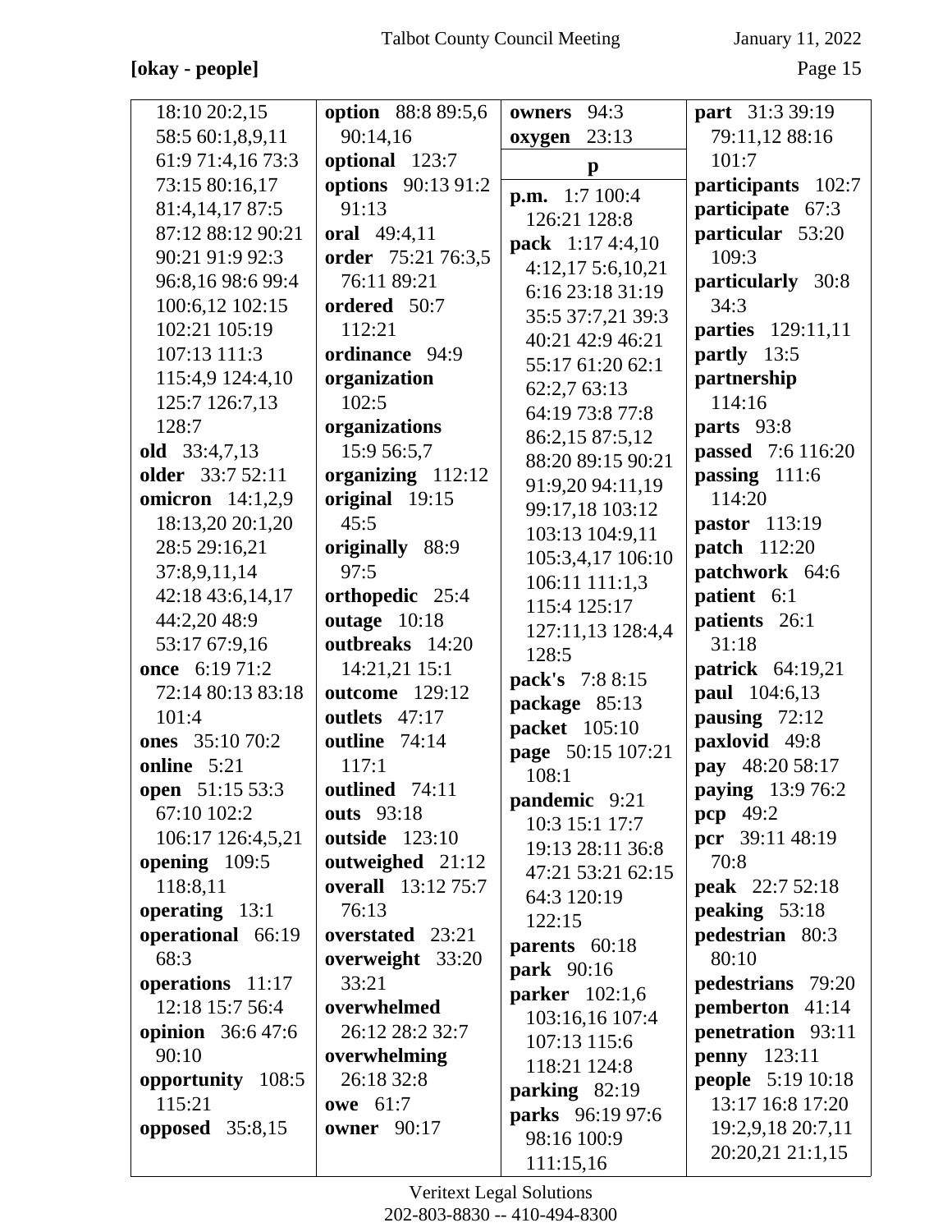**[okay - people]**

18:10 20:2,15 58:5 60:1,8,9,11 61:9 71:4,16 73:3 73:15 80:16,17 81:4,14,17 87:5 87:12 88:12 90:21 90:21 91:9 92:3 96:8,16 98:6 99:4 100:6,12 102:15 102:21 105:19 107:13 111:3 115:4,9 124:4,10 125:7 126:7,13 128:7

**old** 33:4,7,13

**older** 33:7 52:11

**omicron** 14:1,2,9 18:13,20 20:1,20 28:5 29:16,21 37:8,9,11,14 42:18 43:6,14,17 44:2,20 48:9 53:17 67:9,16

**once** 6:19 71:2 72:14 80:13 83:18 101:4

**ones** 35:10 70:2

**online** 5:21

**open** 51:15 53:3 67:10 102:2 106:17 126:4,5,21

**opening** 109:5 118:8,11

**operating** 13:1

**operational** 66:19 68:3

**operations** 11:17 12:18 15:7 56:4

**opinion** 36:6 47:6 90:10

**opportunity** 108:5 115:21

**opposed** 35:8,15

**option** 88:8 89:5,6 90:14,16

**optional** 123:7

**options** 90:13 91:2 91:13

**oral** 49:4,11

**order** 75:21 76:3,5 76:11 89:21

**ordered** 50:7 112:21

**ordinance** 94:9

**organization** 102:5

**organizations** 15:9 56:5,7

**organizing** 112:12

**original** 19:15 45:5

**originally** 88:9 97:5

**orthopedic** 25:4

**outage** 10:18

**outbreaks** 14:20 14:21,21 15:1

**outcome** 129:12

**outlets** 47:17

**outline** 74:14 117:1

**outlined** 74:11

**outs** 93:18

**outside** 123:10

**outweighed** 21:12

**overall** 13:12 75:7 76:13

**overstated** 23:21

**overweight** 33:20 33:21

**overwhelmed** 26:12 28:2 32:7

**overwhelming** 26:18 32:8

**owe** 61:7

**owner** 90:17

**owners** 94:3

**oxygen** 23:13

**p**

**p.m.** 1:7 100:4 126:21 128:8

**pack** 1:17 4:4,10 4:12,17 5:6,10,21 6:16 23:18 31:19 35:5 37:7,21 39:3 40:21 42:9 46:21 55:17 61:20 62:1 62:2,7 63:13 64:19 73:8 77:8 86:2,15 87:5,12 88:20 89:15 90:21 91:9,20 94:11,19 99:17,18 103:12 103:13 104:9,11 105:3,4,17 106:10 106:11 111:1,3 115:4 125:17 127:11,13 128:4,4 128:5

**pack's** 7:8 8:15

**package** 85:13

**packet** 105:10

**page** 50:15 107:21 108:1

**pandemic** 9:21 10:3 15:1 17:7 19:13 28:11 36:8 47:21 53:21 62:15 64:3 120:19 122:15

**parents** 60:18

**park** 90:16

**parker** 102:1,6 103:16,16 107:4 107:13 115:6 118:21 124:8

**parking** 82:19

**parks** 96:19 97:6 98:16 100:9 111:15,16

**part** 31:3 39:19 79:11,12 88:16 101:7

**participants** 102:7

**participate** 67:3

**particular** 53:20 109:3

**particularly** 30:8 34:3

**parties** 129:11,11

**partly** 13:5

**partnership** 114:16

**parts** 93:8

**passed** 7:6 116:20

**passing** 111:6 114:20

**pastor** 113:19

**patch** 112:20

**patchwork** 64:6

**patient** 6:1

**patients** 26:1 31:18

**patrick** 64:19,21

**paul** 104:6,13

**pausing** 72:12

**paxlovid** 49:8

**pay** 48:20 58:17

**paying** 13:9 76:2

**pcp** 49:2

**pcr** 39:11 48:19 70:8

**peak** 22:7 52:18

**peaking** 53:18

**pedestrian** 80:3 80:10

**pedestrians** 79:20

**pemberton** 41:14

**penetration** 93:11

**penny** 123:11

**people** 5:19 10:18 13:17 16:8 17:20 19:2,9,18 20:7,11 20:20,21 21:1,15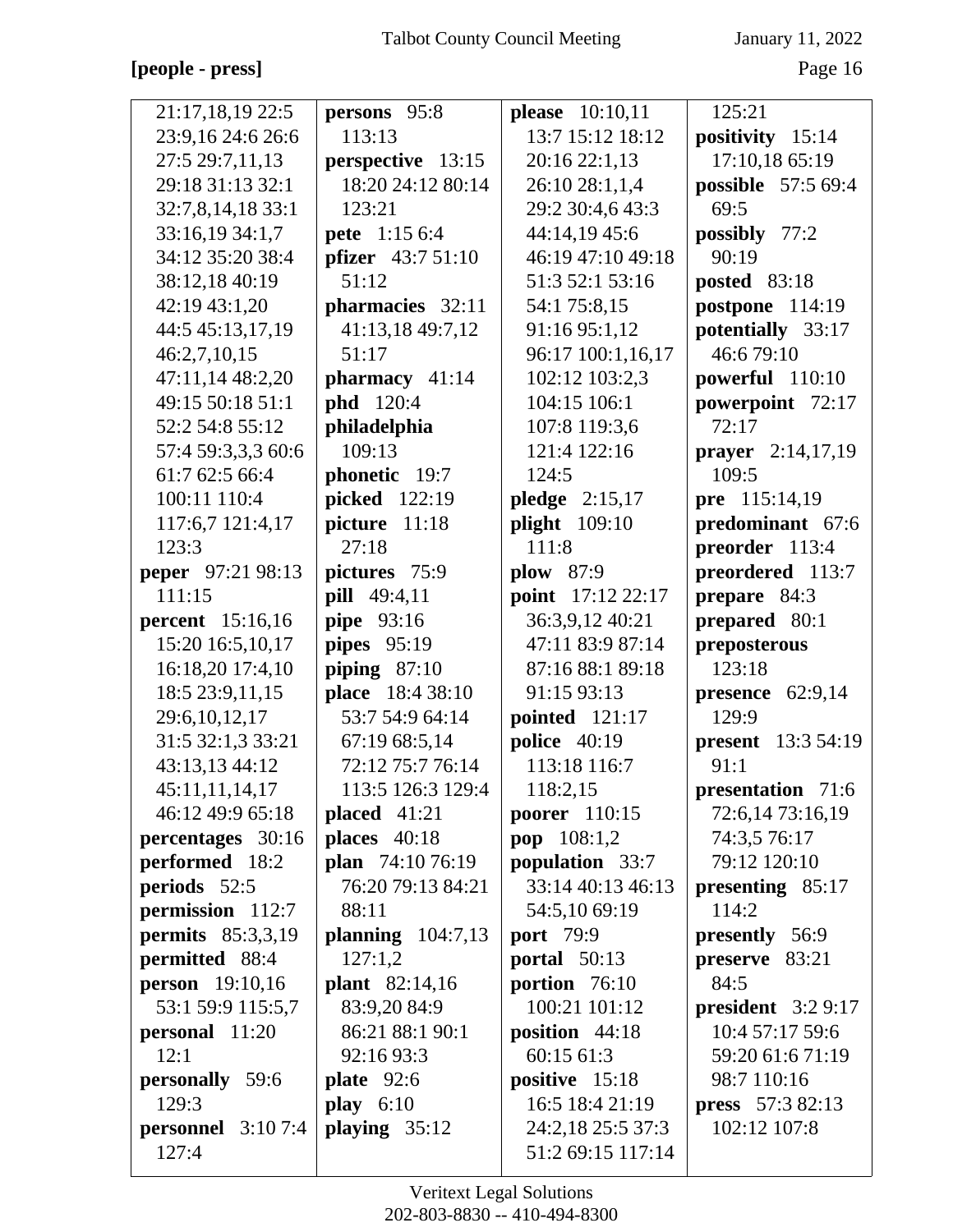**[people - press]**

21:17,18,19 22:5 23:9,16 24:6 26:6 27:5 29:7,11,13 29:18 31:13 32:1 32:7,8,14,18 33:1 33:16,19 34:1,7 34:12 35:20 38:4 38:12,18 40:19 42:19 43:1,20 44:5 45:13,17,19 46:2,7,10,15 47:11,14 48:2,20 49:15 50:18 51:1 52:2 54:8 55:12 57:4 59:3,3,3 60:6 61:7 62:5 66:4 100:11 110:4 117:6,7 121:4,17 123:3

**peper** 97:21 98:13 111:15

**percent** 15:16,16 15:20 16:5,10,17 16:18,20 17:4,10 18:5 23:9,11,15 29:6,10,12,17 31:5 32:1,3 33:21 43:13,13 44:12 45:11,11,14,17 46:12 49:9 65:18

**percentages** 30:16

**performed** 18:2

**periods** 52:5

**permission** 112:7

**permits** 85:3,3,19

**permitted** 88:4

**person** 19:10,16 53:1 59:9 115:5,7

**personal** 11:20 12:1

**personally** 59:6 129:3

**personnel** 3:10 7:4 127:4

**persons** 95:8 113:13

**perspective** 13:15 18:20 24:12 80:14 123:21

**pete** 1:15 6:4

**pfizer** 43:7 51:10 51:12

**pharmacies** 32:11 41:13,18 49:7,12 51:17

**pharmacy** 41:14

**phd** 120:4

**philadelphia** 109:13

**phonetic** 19:7

**picked** 122:19

**picture** 11:18 27:18

**pictures** 75:9

**pill** 49:4,11

**pipe** 93:16

**pipes** 95:19

**piping** 87:10

**place** 18:4 38:10 53:7 54:9 64:14 67:19 68:5,14 72:12 75:7 76:14 113:5 126:3 129:4

**placed** 41:21

**places** 40:18

**plan** 74:10 76:19 76:20 79:13 84:21 88:11

**planning** 104:7,13 127:1,2

**plant** 82:14,16 83:9,20 84:9 86:21 88:1 90:1 92:16 93:3

**plate** 92:6

**play** 6:10

**playing** 35:12

**please** 10:10,11 13:7 15:12 18:12 20:16 22:1,13 26:10 28:1,1,4 29:2 30:4,6 43:3 44:14,19 45:6 46:19 47:10 49:18 51:3 52:1 53:16 54:1 75:8,15 91:16 95:1,12 96:17 100:1,16,17 102:12 103:2,3 104:15 106:1 107:8 119:3,6 121:4 122:16 124:5

**pledge** 2:15,17

**plight** 109:10 111:8

**plow** 87:9

**point** 17:12 22:17 36:3,9,12 40:21 47:11 83:9 87:14 87:16 88:1 89:18 91:15 93:13

**pointed** 121:17

**police** 40:19 113:18 116:7 118:2,15

**poorer** 110:15

**pop** 108:1,2

**population** 33:7 33:14 40:13 46:13 54:5,10 69:19

**port** 79:9

**portal** 50:13

**portion** 76:10 100:21 101:12

**position** 44:18 60:15 61:3

**positive** 15:18 16:5 18:4 21:19 24:2,18 25:5 37:3 51:2 69:15 117:14 125:21

**positivity** 15:14 17:10,18 65:19

**possible** 57:5 69:4 69:5

**possibly** 77:2 90:19

**posted** 83:18

**postpone** 114:19

**potentially** 33:17 46:6 79:10

**powerful** 110:10

**powerpoint** 72:17 72:17

**prayer** 2:14,17,19 109:5

**pre** 115:14,19

**predominant** 67:6

**preorder** 113:4

**preordered** 113:7

**prepare** 84:3

**prepared** 80:1

**preposterous** 123:18

**presence** 62:9,14 129:9

**present** 13:3 54:19 91:1

**presentation** 71:6 72:6,14 73:16,19 74:3,5 76:17 79:12 120:10

**presenting** 85:17 114:2

**presently** 56:9

**preserve** 83:21 84:5

**president** 3:2 9:17 10:4 57:17 59:6 59:20 61:6 71:19 98:7 110:16

**press** 57:3 82:13 102:12 107:8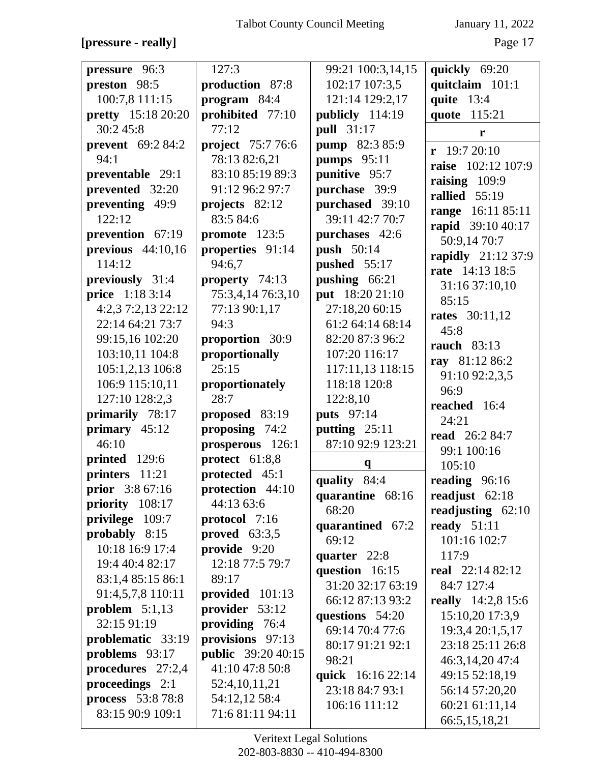**[pressure - really]**

**pressure** 96:3
**preston** 98:5 100:7,8 111:15
**pretty** 15:18 20:20 30:2 45:8
**prevent** 69:2 84:2 94:1
**preventable** 29:1
**prevented** 32:20
**preventing** 49:9 122:12
**prevention** 67:19
**previous** 44:10,16 114:12
**previously** 31:4
**price** 1:18 3:14 4:2,3 7:2,13 22:12 22:14 64:21 73:7 99:15,16 102:20 103:10,11 104:8 105:1,2,13 106:8 106:9 115:10,11 127:10 128:2,3
**primarily** 78:17
**primary** 45:12 46:10
**printed** 129:6
**printers** 11:21
**prior** 3:8 67:16
**priority** 108:17
**privilege** 109:7
**probably** 8:15 10:18 16:9 17:4 19:4 40:4 82:17 83:1,4 85:15 86:1 91:4,5,7,8 110:11
**problem** 5:1,13 32:15 91:19
**problematic** 33:19
**problems** 93:17
**procedures** 27:2,4
**proceedings** 2:1
**process** 53:8 78:8 83:15 90:9 109:1 127:3
**production** 87:8
**program** 84:4
**prohibited** 77:10 77:12
**project** 75:7 76:6 78:13 82:6,21 83:10 85:19 89:3 91:12 96:2 97:7
**projects** 82:12 83:5 84:6
**promote** 123:5
**properties** 91:14 94:6,7
**property** 74:13 75:3,4,14 76:3,10 77:13 90:1,17 94:3
**proportion** 30:9
**proportionally** 25:15
**proportionately** 28:7
**proposed** 83:19
**proposing** 74:2
**prosperous** 126:1
**protect** 61:8,8
**protected** 45:1
**protection** 44:10 44:13 63:6
**protocol** 7:16
**proved** 63:3,5
**provide** 9:20 12:18 77:5 79:7 89:17
**provided** 101:13
**provider** 53:12
**providing** 76:4
**provisions** 97:13
**public** 39:20 40:15 41:10 47:8 50:8 52:4,10,11,21 54:12,12 58:4 71:6 81:11 94:11 99:21 100:3,14,15 102:17 107:3,5 121:14 129:2,17
**publicly** 114:19
**pull** 31:17
**pump** 82:3 85:9
**pumps** 95:11
**punitive** 95:7
**purchase** 39:9
**purchased** 39:10 39:11 42:7 70:7
**purchases** 42:6
**push** 50:14
**pushed** 55:17
**pushing** 66:21
**put** 18:20 21:10 27:18,20 60:15 61:2 64:14 68:14 82:20 87:3 96:2 107:20 116:17 117:11,13 118:15 118:18 120:8 122:8,10
**puts** 97:14
**putting** 25:11 87:10 92:9 123:21

**q**

**quality** 84:4
**quarantine** 68:16 68:20
**quarantined** 67:2 69:12
**quarter** 22:8
**question** 16:15 31:20 32:17 63:19 66:12 87:13 93:2
**questions** 54:20 69:14 70:4 77:6 80:17 91:21 92:1 98:21
**quick** 16:16 22:14 23:18 84:7 93:1 106:16 111:12
**quickly** 69:20
**quitclaim** 101:1
**quite** 13:4
**quote** 115:21

**r**

**r** 19:7 20:10
**raise** 102:12 107:9
**raising** 109:9
**rallied** 55:19
**range** 16:11 85:11
**rapid** 39:10 40:17 50:9,14 70:7
**rapidly** 21:12 37:9
**rate** 14:13 18:5 31:16 37:10,10 85:15
**rates** 30:11,12 45:8
**rauch** 83:13
**ray** 81:12 86:2 91:10 92:2,3,5 96:9
**reached** 16:4 24:21
**read** 26:2 84:7 99:1 100:16 105:10
**reading** 96:16
**readjust** 62:18
**readjusting** 62:10
**ready** 51:11 101:16 102:7 117:9
**real** 22:14 82:12 84:7 127:4
**really** 14:2,8 15:6 15:10,20 17:3,9 19:3,4 20:1,5,17 23:18 25:11 26:8 46:3,14,20 47:4 49:15 52:18,19 56:14 57:20,20 60:21 61:11,14 66:5,15,18,21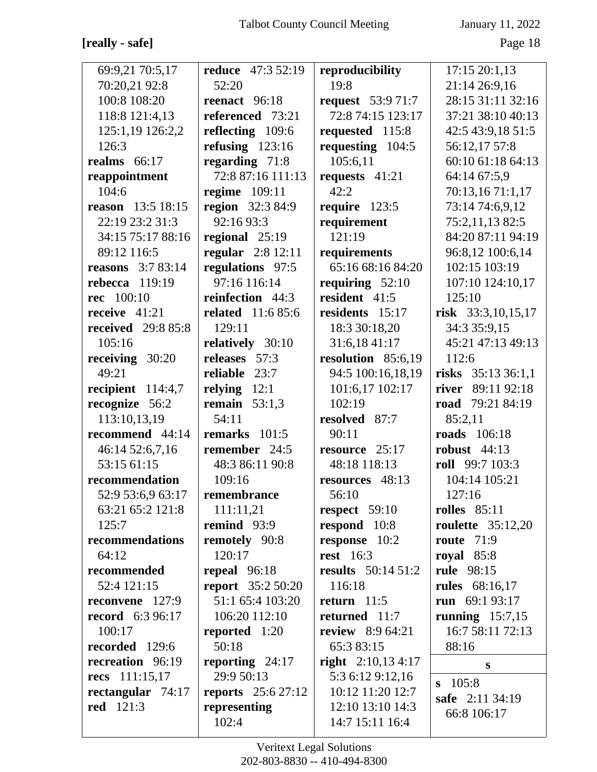**[really - safe]**

69:9,21 70:5,17 70:20,21 92:8 100:8 108:20 118:8 121:4,13 125:1,19 126:2,2 126:3
**realms** 66:17
**reappointment** 104:6
**reason** 13:5 18:15 22:19 23:2 31:3 34:15 75:17 88:16 89:12 116:5
**reasons** 3:7 83:14
**rebecca** 119:19
**rec** 100:10
**receive** 41:21
**received** 29:8 85:8 105:16
**receiving** 30:20 49:21
**recipient** 114:4,7
**recognize** 56:2 113:10,13,19
**recommend** 44:14 46:14 52:6,7,16 53:15 61:15
**recommendation** 52:9 53:6,9 63:17 63:21 65:2 121:8 125:7
**recommendations** 64:12
**recommended** 52:4 121:15
**reconvene** 127:9
**record** 6:3 96:17 100:17
**recorded** 129:6
**recreation** 96:19
**recs** 111:15,17
**rectangular** 74:17
**red** 121:3
**reduce** 47:3 52:19 52:20
**reenact** 96:18
**referenced** 73:21
**reflecting** 109:6
**refusing** 123:16
**regarding** 71:8 72:8 87:16 111:13
**regime** 109:11
**region** 32:3 84:9 92:16 93:3
**regional** 25:19
**regular** 2:8 12:11
**regulations** 97:5 97:16 116:14
**reinfection** 44:3
**related** 11:6 85:6 129:11
**relatively** 30:10
**releases** 57:3
**reliable** 23:7
**relying** 12:1
**remain** 53:1,3 54:11
**remarks** 101:5
**remember** 24:5 48:3 86:11 90:8 109:16
**remembrance** 111:11,21
**remind** 93:9
**remotely** 90:8 120:17
**repeal** 96:18
**report** 35:2 50:20 51:1 65:4 103:20 106:20 112:10
**reported** 1:20 50:18
**reporting** 24:17 29:9 50:13
**reports** 25:6 27:12
**representing** 102:4
**reproducibility** 19:8
**request** 53:9 71:7 72:8 74:15 123:17
**requested** 115:8
**requesting** 104:5 105:6,11
**requests** 41:21 42:2
**require** 123:5
**requirement** 121:19
**requirements** 65:16 68:16 84:20
**requiring** 52:10
**resident** 41:5
**residents** 15:17 18:3 30:18,20 31:6,18 41:17
**resolution** 85:6,19 94:5 100:16,18,19 101:6,17 102:17 102:19
**resolved** 87:7 90:11
**resource** 25:17 48:18 118:13
**resources** 48:13 56:10
**respect** 59:10
**respond** 10:8
**response** 10:2
**rest** 16:3
**results** 50:14 51:2 116:18
**return** 11:5
**returned** 11:7
**review** 8:9 64:21 65:3 83:15
**right** 2:10,13 4:17 5:3 6:12 9:12,16 10:12 11:20 12:7 12:10 13:10 14:3 14:7 15:11 16:4 17:15 20:1,13 21:14 26:9,16 28:15 31:11 32:16 37:21 38:10 40:13 42:5 43:9,18 51:5 56:12,17 57:8 60:10 61:18 64:13 64:14 67:5,9 70:13,16 71:1,17 73:14 74:6,9,12 75:2,11,13 82:5 84:20 87:11 94:19 96:8,12 100:6,14 102:15 103:19 107:10 124:10,17 125:10
**risk** 33:3,10,15,17 34:3 35:9,15 45:21 47:13 49:13 112:6
**risks** 35:13 36:1,1
**river** 89:11 92:18
**road** 79:21 84:19 85:2,11
**roads** 106:18
**robust** 44:13
**roll** 99:7 103:3 104:14 105:21 127:16
**rolles** 85:11
**roulette** 35:12,20
**route** 71:9
**royal** 85:8
**rule** 98:15
**rules** 68:16,17
**run** 69:1 93:17
**running** 15:7,15 16:7 58:11 72:13 88:16

## s

**s** 105:8
**safe** 2:11 34:19 66:8 106:17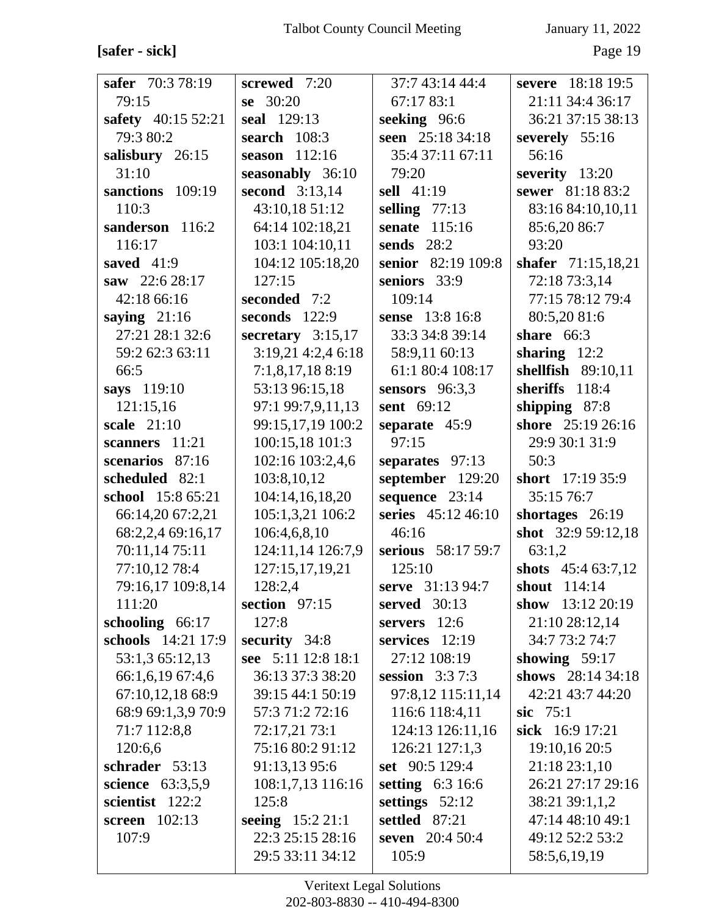**[safer - sick]**

**safer** 70:3 78:19 79:15
**safety** 40:15 52:21 79:3 80:2
**salisbury** 26:15 31:10
**sanctions** 109:19 110:3
**sanderson** 116:2 116:17
**saved** 41:9
**saw** 22:6 28:17 42:18 66:16
**saying** 21:16 27:21 28:1 32:6 59:2 62:3 63:11 66:5
**says** 119:10 121:15,16
**scale** 21:10
**scanners** 11:21
**scenarios** 87:16
**scheduled** 82:1
**school** 15:8 65:21 66:14,20 67:2,21 68:2,2,4 69:16,17 70:11,14 75:11 77:10,12 78:4 79:16,17 109:8,14 111:20
**schooling** 66:17
**schools** 14:21 17:9 53:1,3 65:12,13 66:1,6,19 67:4,6 67:10,12,18 68:9 68:9 69:1,3,9 70:9 71:7 112:8,8 120:6,6
**schrader** 53:13
**science** 63:3,5,9
**scientist** 122:2
**screen** 102:13 107:9
**screwed** 7:20
**se** 30:20
**seal** 129:13
**search** 108:3
**season** 112:16
**seasonably** 36:10
**second** 3:13,14 43:10,18 51:12 64:14 102:18,21 103:1 104:10,11 104:12 105:18,20 127:15
**seconded** 7:2
**seconds** 122:9
**secretary** 3:15,17 3:19,21 4:2,4 6:18 7:1,8,17,18 8:19 53:13 96:15,18 97:1 99:7,9,11,13 99:15,17,19 100:2 100:15,18 101:3 102:16 103:2,4,6 103:8,10,12 104:14,16,18,20 105:1,3,21 106:2 106:4,6,8,10 124:11,14 126:7,9 127:15,17,19,21 128:2,4
**section** 97:15 127:8
**security** 34:8
**see** 5:11 12:8 18:1 36:13 37:3 38:20 39:15 44:1 50:19 57:3 71:2 72:16 72:17,21 73:1 75:16 80:2 91:12 91:13,13 95:6 108:1,7,13 116:16 125:8
**seeing** 15:2 21:1 22:3 25:15 28:16 29:5 33:11 34:12 37:7 43:14 44:4 67:17 83:1
**seeking** 96:6
**seen** 25:18 34:18 35:4 37:11 67:11 79:20
**sell** 41:19
**selling** 77:13
**senate** 115:16
**sends** 28:2
**senior** 82:19 109:8
**seniors** 33:9 109:14
**sense** 13:8 16:8 33:3 34:8 39:14 58:9,11 60:13 61:1 80:4 108:17
**sensors** 96:3,3
**sent** 69:12
**separate** 45:9 97:15
**separates** 97:13
**september** 129:20
**sequence** 23:14
**series** 45:12 46:10 46:16
**serious** 58:17 59:7 125:10
**serve** 31:13 94:7
**served** 30:13
**servers** 12:6
**services** 12:19 27:12 108:19
**session** 3:3 7:3 97:8,12 115:11,14 116:6 118:4,11 124:13 126:11,16 126:21 127:1,3
**set** 90:5 129:4
**setting** 6:3 16:6
**settings** 52:12
**settled** 87:21
**seven** 20:4 50:4 105:9
**severe** 18:18 19:5 21:11 34:4 36:17 36:21 37:15 38:13
**severely** 55:16 56:16
**severity** 13:20
**sewer** 81:18 83:2 83:16 84:10,10,11 85:6,20 86:7 93:20
**shafer** 71:15,18,21 72:18 73:3,14 77:15 78:12 79:4 80:5,20 81:6
**share** 66:3
**sharing** 12:2
**shellfish** 89:10,11
**sheriffs** 118:4
**shipping** 87:8
**shore** 25:19 26:16 29:9 30:1 31:9 50:3
**short** 17:19 35:9 35:15 76:7
**shortages** 26:19
**shot** 32:9 59:12,18 63:1,2
**shots** 45:4 63:7,12
**shout** 114:14
**show** 13:12 20:19 21:10 28:12,14 34:7 73:2 74:7
**showing** 59:17
**shows** 28:14 34:18 42:21 43:7 44:20
**sic** 75:1
**sick** 16:9 17:21 19:10,16 20:5 21:18 23:1,10 26:21 27:17 29:16 38:21 39:1,1,2 47:14 48:10 49:1 49:12 52:2 53:2 58:5,6,19,19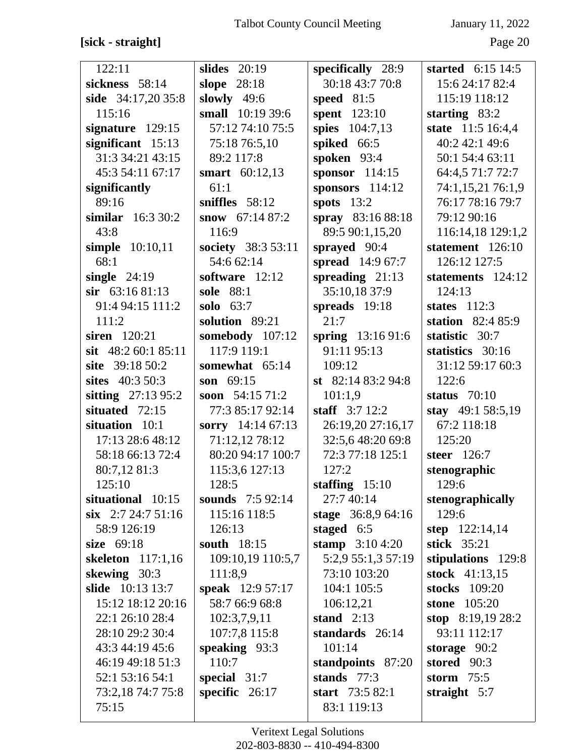**[sick - straight]**

122:11
**sickness** 58:14
**side** 34:17,20 35:8 115:16
**signature** 129:15
**significant** 15:13 31:3 34:21 43:15 45:3 54:11 67:17
**significantly** 89:16
**similar** 16:3 30:2 43:8
**simple** 10:10,11 68:1
**single** 24:19
**sir** 63:16 81:13 91:4 94:15 111:2 111:2
**siren** 120:21
**sit** 48:2 60:1 85:11
**site** 39:18 50:2
**sites** 40:3 50:3
**sitting** 27:13 95:2
**situated** 72:15
**situation** 10:1 17:13 28:6 48:12 58:18 66:13 72:4 80:7,12 81:3 125:10
**situational** 10:15
**six** 2:7 24:7 51:16 58:9 126:19
**size** 69:18
**skeleton** 117:1,16
**skewing** 30:3
**slide** 10:13 13:7 15:12 18:12 20:16 22:1 26:10 28:4 28:10 29:2 30:4 43:3 44:19 45:6 46:19 49:18 51:3 52:1 53:16 54:1 73:2,18 74:7 75:8 75:15
**slides** 20:19
**slope** 28:18
**slowly** 49:6
**small** 10:19 39:6 57:12 74:10 75:5 75:18 76:5,10 89:2 117:8
**smart** 60:12,13 61:1
**sniffles** 58:12
**snow** 67:14 87:2 116:9
**society** 38:3 53:11 54:6 62:14
**software** 12:12
**sole** 88:1
**solo** 63:7
**solution** 89:21
**somebody** 107:12 117:9 119:1
**somewhat** 65:14
**son** 69:15
**soon** 54:15 71:2 77:3 85:17 92:14
**sorry** 14:14 67:13 71:12,12 78:12 80:20 94:17 100:7 115:3,6 127:13 128:5
**sounds** 7:5 92:14 115:16 118:5 126:13
**south** 18:15 109:10,19 110:5,7 111:8,9
**speak** 12:9 57:17 58:7 66:9 68:8 102:3,7,9,11 107:7,8 115:8
**speaking** 93:3 110:7
**special** 31:7
**specific** 26:17
**specifically** 28:9 30:18 43:7 70:8
**speed** 81:5
**spent** 123:10
**spies** 104:7,13
**spiked** 66:5
**spoken** 93:4
**sponsor** 114:15
**sponsors** 114:12
**spots** 13:2
**spray** 83:16 88:18 89:5 90:1,15,20
**sprayed** 90:4
**spread** 14:9 67:7
**spreading** 21:13 35:10,18 37:9
**spreads** 19:18 21:7
**spring** 13:16 91:6 91:11 95:13 109:12
**st** 82:14 83:2 94:8 101:1,9
**staff** 3:7 12:2 26:19,20 27:16,17 32:5,6 48:20 69:8 72:3 77:18 125:1 127:2
**staffing** 15:10 27:7 40:14
**stage** 36:8,9 64:16
**staged** 6:5
**stamp** 3:10 4:20 5:2,9 55:1,3 57:19 73:10 103:20 104:1 105:5 106:12,21
**stand** 2:13
**standards** 26:14 101:14
**standpoints** 87:20
**stands** 77:3
**start** 73:5 82:1 83:1 119:13
**started** 6:15 14:5 15:6 24:17 82:4 115:19 118:12
**starting** 83:2
**state** 11:5 16:4,4 40:2 42:1 49:6 50:1 54:4 63:11 64:4,5 71:7 72:7 74:1,15,21 76:1,9 76:17 78:16 79:7 79:12 90:16 116:14,18 129:1,2
**statement** 126:10 126:12 127:5
**statements** 124:12 124:13
**states** 112:3
**station** 82:4 85:9
**statistic** 30:7
**statistics** 30:16 31:12 59:17 60:3 122:6
**status** 70:10
**stay** 49:1 58:5,19 67:2 118:18 125:20
**steer** 126:7
**stenographic** 129:6
**stenographically** 129:6
**step** 122:14,14
**stick** 35:21
**stipulations** 129:8
**stock** 41:13,15
**stocks** 109:20
**stone** 105:20
**stop** 8:19,19 28:2 93:11 112:17
**storage** 90:2
**stored** 90:3
**storm** 75:5
**straight** 5:7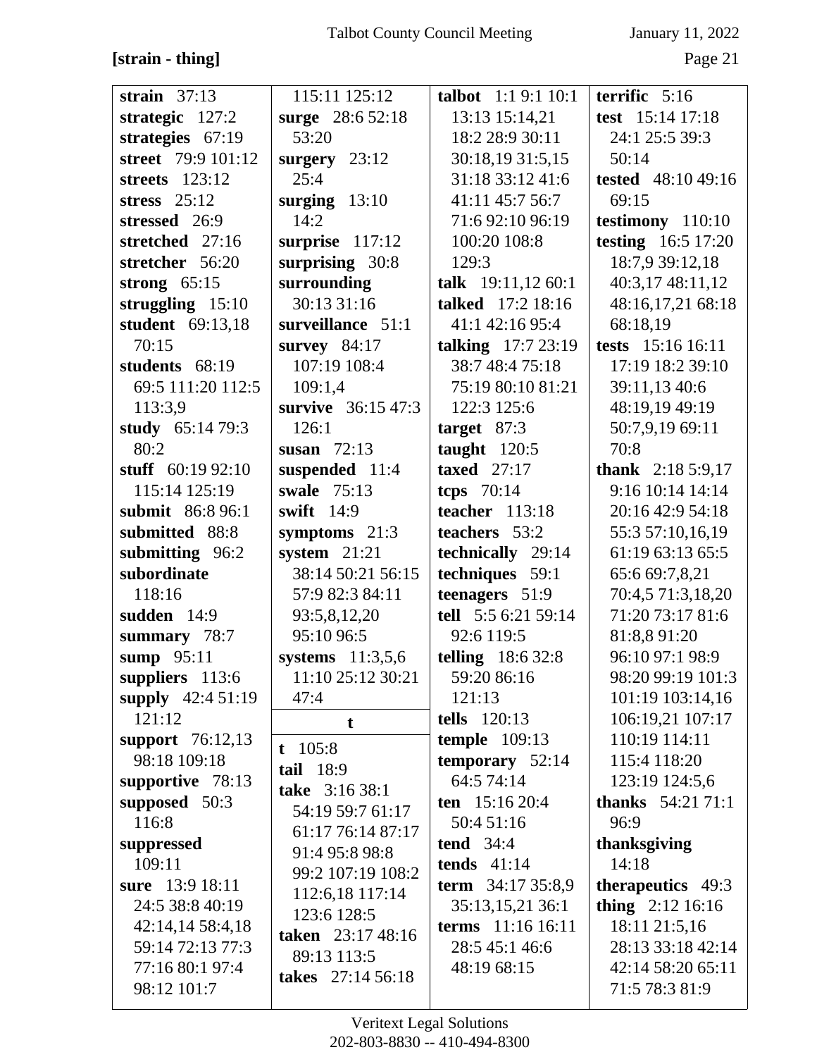**[strain - thing]**

**strain** 37:13
**strategic** 127:2
**strategies** 67:19
**street** 79:9 101:12
**streets** 123:12
**stress** 25:12
**stressed** 26:9
**stretched** 27:16
**stretcher** 56:20
**strong** 65:15
**struggling** 15:10
**student** 69:13,18 70:15
**students** 68:19 69:5 111:20 112:5 113:3,9
**study** 65:14 79:3 80:2
**stuff** 60:19 92:10 115:14 125:19
**submit** 86:8 96:1
**submitted** 88:8
**submitting** 96:2
**subordinate** 118:16
**sudden** 14:9
**summary** 78:7
**sump** 95:11
**suppliers** 113:6
**supply** 42:4 51:19 121:12
**support** 76:12,13 98:18 109:18
**supportive** 78:13
**supposed** 50:3 116:8
**suppressed** 109:11
**sure** 13:9 18:11 24:5 38:8 40:19 42:14,14 58:4,18 59:14 72:13 77:3 77:16 80:1 97:4 98:12 101:7 115:11 125:12
**surge** 28:6 52:18 53:20
**surgery** 23:12 25:4
**surging** 13:10 14:2
**surprise** 117:12
**surprising** 30:8
**surrounding** 30:13 31:16
**surveillance** 51:1
**survey** 84:17 107:19 108:4 109:1,4
**survive** 36:15 47:3 126:1
**susan** 72:13
**suspended** 11:4
**swale** 75:13
**swift** 14:9
**symptoms** 21:3
**system** 21:21 38:14 50:21 56:15 57:9 82:3 84:11 93:5,8,12,20 95:10 96:5
**systems** 11:3,5,6 11:10 25:12 30:21 47:4

**t**

**t** 105:8
**tail** 18:9
**take** 3:16 38:1 54:19 59:7 61:17 61:17 76:14 87:17 91:4 95:8 98:8 99:2 107:19 108:2 112:6,18 117:14 123:6 128:5
**taken** 23:17 48:16 89:13 113:5
**takes** 27:14 56:18
**talbot** 1:1 9:1 10:1 13:13 15:14,21 18:2 28:9 30:11 30:18,19 31:5,15 31:18 33:12 41:6 41:11 45:7 56:7 71:6 92:10 96:19 100:20 108:8 129:3
**talk** 19:11,12 60:1
**talked** 17:2 18:16 41:1 42:16 95:4
**talking** 17:7 23:19 38:7 48:4 75:18 75:19 80:10 81:21 122:3 125:6
**target** 87:3
**taught** 120:5
**taxed** 27:17
**tcps** 70:14
**teacher** 113:18
**teachers** 53:2
**technically** 29:14
**techniques** 59:1
**teenagers** 51:9
**tell** 5:5 6:21 59:14 92:6 119:5
**telling** 18:6 32:8 59:20 86:16 121:13
**tells** 120:13
**temple** 109:13
**temporary** 52:14 64:5 74:14
**ten** 15:16 20:4 50:4 51:16
**tend** 34:4
**tends** 41:14
**term** 34:17 35:8,9 35:13,15,21 36:1
**terms** 11:16 16:11 28:5 45:1 46:6 48:19 68:15
**terrific** 5:16
**test** 15:14 17:18 24:1 25:5 39:3 50:14
**tested** 48:10 49:16 69:15
**testimony** 110:10
**testing** 16:5 17:20 18:7,9 39:12,18 40:3,17 48:11,12 48:16,17,21 68:18 68:18,19
**tests** 15:16 16:11 17:19 18:2 39:10 39:11,13 40:6 48:19,19 49:19 50:7,9,19 69:11 70:8
**thank** 2:18 5:9,17 9:16 10:14 14:14 20:16 42:9 54:18 55:3 57:10,16,19 61:19 63:13 65:5 65:6 69:7,8,21 70:4,5 71:3,18,20 71:20 73:17 81:6 81:8,8 91:20 96:10 97:1 98:9 98:20 99:19 101:3 101:19 103:14,16 106:19,21 107:17 110:19 114:11 115:4 118:20 123:19 124:5,6
**thanks** 54:21 71:1 96:9
**thanksgiving** 14:18
**therapeutics** 49:3
**thing** 2:12 16:16 18:11 21:5,16 28:13 33:18 42:14 42:14 58:20 65:11 71:5 78:3 81:9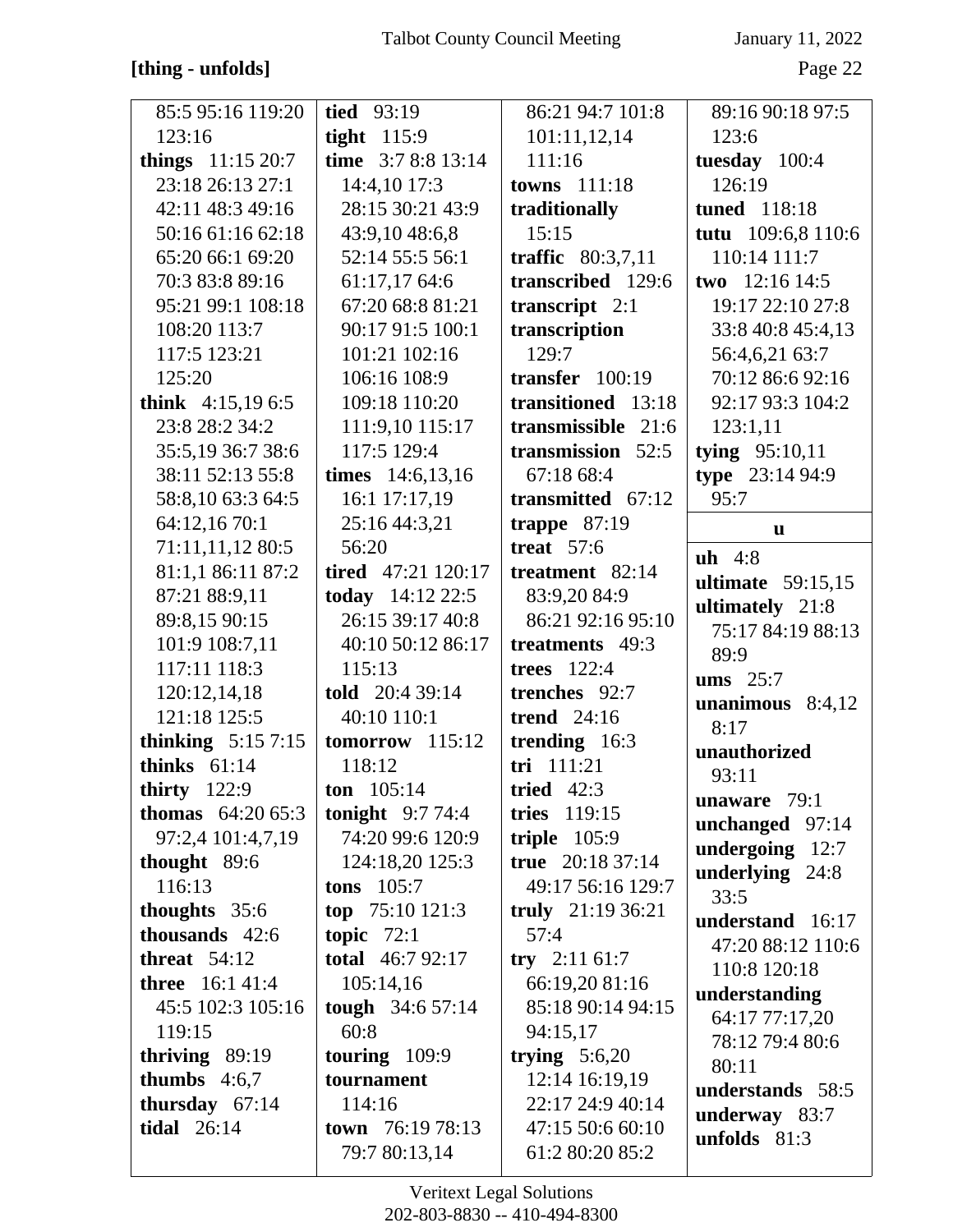**[thing - unfolds]**

85:5 95:16 119:20 123:16
**things** 11:15 20:7 23:18 26:13 27:1 42:11 48:3 49:16 50:16 61:16 62:18 65:20 66:1 69:20 70:3 83:8 89:16 95:21 99:1 108:18 108:20 113:7 117:5 123:21 125:20
**think** 4:15,19 6:5 23:8 28:2 34:2 35:5,19 36:7 38:6 38:11 52:13 55:8 58:8,10 63:3 64:5 64:12,16 70:1 71:11,11,12 80:5 81:1,1 86:11 87:2 87:21 88:9,11 89:8,15 90:15 101:9 108:7,11 117:11 118:3 120:12,14,18 121:18 125:5
**thinking** 5:15 7:15
**thinks** 61:14
**thirty** 122:9
**thomas** 64:20 65:3 97:2,4 101:4,7,19
**thought** 89:6 116:13
**thoughts** 35:6
**thousands** 42:6
**threat** 54:12
**three** 16:1 41:4 45:5 102:3 105:16 119:15
**thriving** 89:19
**thumbs** 4:6,7
**thursday** 67:14
**tidal** 26:14
**tied** 93:19
**tight** 115:9
**time** 3:7 8:8 13:14 14:4,10 17:3 28:15 30:21 43:9 43:9,10 48:6,8 52:14 55:5 56:1 61:17,17 64:6 67:20 68:8 81:21 90:17 91:5 100:1 101:21 102:16 106:16 108:9 109:18 110:20 111:9,10 115:17 117:5 129:4
**times** 14:6,13,16 16:1 17:17,19 25:16 44:3,21 56:20
**tired** 47:21 120:17
**today** 14:12 22:5 26:15 39:17 40:8 40:10 50:12 86:17 115:13
**told** 20:4 39:14 40:10 110:1
**tomorrow** 115:12 118:12
**ton** 105:14
**tonight** 9:7 74:4 74:20 99:6 120:9 124:18,20 125:3
**tons** 105:7
**top** 75:10 121:3
**topic** 72:1
**total** 46:7 92:17 105:14,16
**tough** 34:6 57:14 60:8
**touring** 109:9
**tournament** 114:16
**town** 76:19 78:13 79:7 80:13,14
86:21 94:7 101:8 101:11,12,14 111:16
**towns** 111:18
**traditionally** 15:15
**traffic** 80:3,7,11
**transcribed** 129:6
**transcript** 2:1
**transcription** 129:7
**transfer** 100:19
**transitioned** 13:18
**transmissible** 21:6
**transmission** 52:5 67:18 68:4
**transmitted** 67:12
**trappe** 87:19
**treat** 57:6
**treatment** 82:14 83:9,20 84:9 86:21 92:16 95:10
**treatments** 49:3
**trees** 122:4
**trenches** 92:7
**trend** 24:16
**trending** 16:3
**tri** 111:21
**tried** 42:3
**tries** 119:15
**triple** 105:9
**true** 20:18 37:14 49:17 56:16 129:7
**truly** 21:19 36:21 57:4
**try** 2:11 61:7 66:19,20 81:16 85:18 90:14 94:15 94:15,17
**trying** 5:6,20 12:14 16:19,19 22:17 24:9 40:14 47:15 50:6 60:10 61:2 80:20 85:2
89:16 90:18 97:5 123:6
**tuesday** 100:4 126:19
**tuned** 118:18
**tutu** 109:6,8 110:6 110:14 111:7
**two** 12:16 14:5 19:17 22:10 27:8 33:8 40:8 45:4,13 56:4,6,21 63:7 70:12 86:6 92:16 92:17 93:3 104:2 123:1,11
**tying** 95:10,11
**type** 23:14 94:9 95:7

**u**

**uh** 4:8
**ultimate** 59:15,15
**ultimately** 21:8 75:17 84:19 88:13 89:9
**ums** 25:7
**unanimous** 8:4,12 8:17
**unauthorized** 93:11
**unaware** 79:1
**unchanged** 97:14
**undergoing** 12:7
**underlying** 24:8 33:5
**understand** 16:17 47:20 88:12 110:6 110:8 120:18
**understanding** 64:17 77:17,20 78:12 79:4 80:6 80:11
**understands** 58:5
**underway** 83:7
**unfolds** 81:3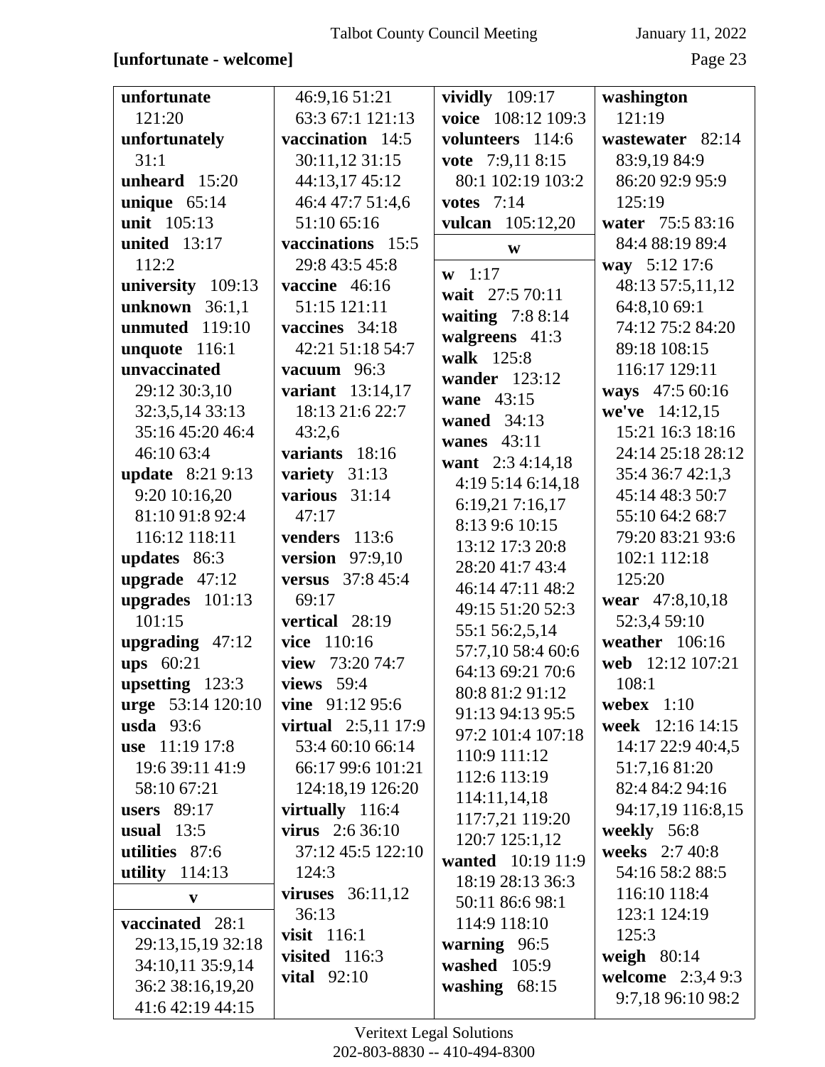**[unfortunate - welcome]**

**unfortunate** 121:20
**unfortunately** 31:1
**unheard** 15:20
**unique** 65:14
**unit** 105:13
**united** 13:17 112:2
**university** 109:13
**unknown** 36:1,1
**unmuted** 119:10
**unquote** 116:1
**unvaccinated** 29:12 30:3,10 32:3,5,14 33:13 35:16 45:20 46:4 46:10 63:4
**update** 8:21 9:13 9:20 10:16,20 81:10 91:8 92:4 116:12 118:11
**updates** 86:3
**upgrade** 47:12
**upgrades** 101:13 101:15
**upgrading** 47:12
**ups** 60:21
**upsetting** 123:3
**urge** 53:14 120:10
**usda** 93:6
**use** 11:19 17:8 19:6 39:11 41:9 58:10 67:21
**users** 89:17
**usual** 13:5
**utilities** 87:6
**utility** 114:13

**v**

**vaccinated** 28:1 29:13,15,19 32:18 34:10,11 35:9,14 36:2 38:16,19,20 41:6 42:19 44:15 46:9,16 51:21 63:3 67:1 121:13
**vaccination** 14:5 30:11,12 31:15 44:13,17 45:12 46:4 47:7 51:4,6 51:10 65:16
**vaccinations** 15:5 29:8 43:5 45:8
**vaccine** 46:16 51:15 121:11
**vaccines** 34:18 42:21 51:18 54:7
**vacuum** 96:3
**variant** 13:14,17 18:13 21:6 22:7 43:2,6
**variants** 18:16
**variety** 31:13
**various** 31:14 47:17
**venders** 113:6
**version** 97:9,10
**versus** 37:8 45:4 69:17
**vertical** 28:19
**vice** 110:16
**view** 73:20 74:7
**views** 59:4
**vine** 91:12 95:6
**virtual** 2:5,11 17:9 53:4 60:10 66:14 66:17 99:6 101:21 124:18,19 126:20
**virtually** 116:4
**virus** 2:6 36:10 37:12 45:5 122:10 124:3
**viruses** 36:11,12 36:13
**visit** 116:1
**visited** 116:3
**vital** 92:10
**vividly** 109:17
**voice** 108:12 109:3
**volunteers** 114:6
**vote** 7:9,11 8:15 80:1 102:19 103:2
**votes** 7:14
**vulcan** 105:12,20

**w**

**w** 1:17
**wait** 27:5 70:11
**waiting** 7:8 8:14
**walgreens** 41:3
**walk** 125:8
**wander** 123:12
**wane** 43:15
**waned** 34:13
**wanes** 43:11
**want** 2:3 4:14,18 4:19 5:14 6:14,18 6:19,21 7:16,17 8:13 9:6 10:15 13:12 17:3 20:8 28:20 41:7 43:4 46:14 47:11 48:2 49:15 51:20 52:3 55:1 56:2,5,14 57:7,10 58:4 60:6 64:13 69:21 70:6 80:8 81:2 91:12 91:13 94:13 95:5 97:2 101:4 107:18 110:9 111:12 112:6 113:19 114:11,14,18 117:7,21 119:20 120:7 125:1,12
**wanted** 10:19 11:9 18:19 28:13 36:3 50:11 86:6 98:1 114:9 118:10
**warning** 96:5
**washed** 105:9
**washing** 68:15
**washington** 121:19
**wastewater** 82:14 83:9,19 84:9 86:20 92:9 95:9 125:19
**water** 75:5 83:16 84:4 88:19 89:4
**way** 5:12 17:6 48:13 57:5,11,12 64:8,10 69:1 74:12 75:2 84:20 89:18 108:15 116:17 129:11
**ways** 47:5 60:16
**we've** 14:12,15 15:21 16:3 18:16 24:14 25:18 28:12 35:4 36:7 42:1,3 45:14 48:3 50:7 55:10 64:2 68:7 79:20 83:21 93:6 102:1 112:18 125:20
**wear** 47:8,10,18 52:3,4 59:10
**weather** 106:16
**web** 12:12 107:21 108:1
**webex** 1:10
**week** 12:16 14:15 14:17 22:9 40:4,5 51:7,16 81:20 82:4 84:2 94:16 94:17,19 116:8,15
**weekly** 56:8
**weeks** 2:7 40:8 54:16 58:2 88:5 116:10 118:4 123:1 124:19 125:3
**weigh** 80:14
**welcome** 2:3,4 9:3 9:7,18 96:10 98:2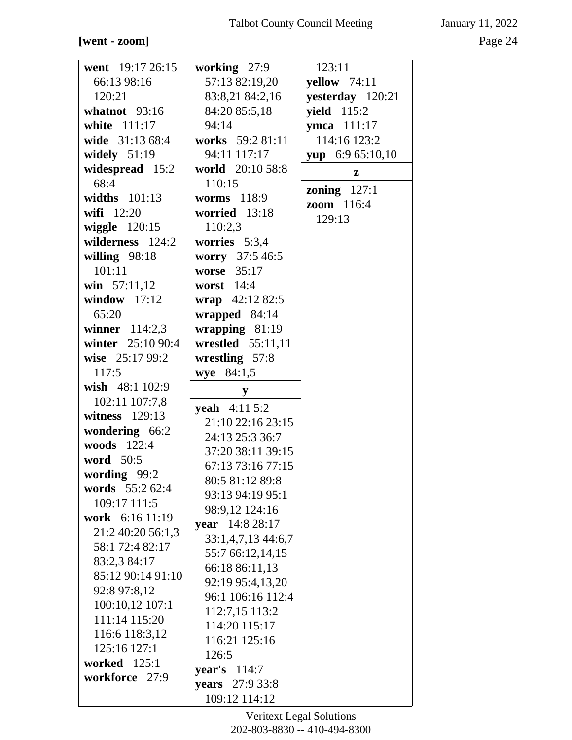**[went - zoom]**

**went** 19:17 26:15 66:13 98:16 120:21
**whatnot** 93:16
**white** 111:17
**wide** 31:13 68:4
**widely** 51:19
**widespread** 15:2 68:4
**widths** 101:13
**wifi** 12:20
**wiggle** 120:15
**wilderness** 124:2
**willing** 98:18 101:11
**win** 57:11,12
**window** 17:12 65:20
**winner** 114:2,3
**winter** 25:10 90:4
**wise** 25:17 99:2 117:5
**wish** 48:1 102:9 102:11 107:7,8
**witness** 129:13
**wondering** 66:2
**woods** 122:4
**word** 50:5
**wording** 99:2
**words** 55:2 62:4 109:17 111:5
**work** 6:16 11:19 21:2 40:20 56:1,3 58:1 72:4 82:17 83:2,3 84:17 85:12 90:14 91:10 92:8 97:8,12 100:10,12 107:1 111:14 115:20 116:6 118:3,12 125:16 127:1
**worked** 125:1
**workforce** 27:9
**working** 27:9 57:13 82:19,20 83:8,21 84:2,16 84:20 85:5,18 94:14
**works** 59:2 81:11 94:11 117:17
**world** 20:10 58:8 110:15
**worms** 118:9
**worried** 13:18 110:2,3
**worries** 5:3,4
**worry** 37:5 46:5
**worse** 35:17
**worst** 14:4
**wrap** 42:12 82:5
**wrapped** 84:14
**wrapping** 81:19
**wrestled** 55:11,11
**wrestling** 57:8
**wye** 84:1,5

**y**

**yeah** 4:11 5:2 21:10 22:16 23:15 24:13 25:3 36:7 37:20 38:11 39:15 67:13 73:16 77:15 80:5 81:12 89:8 93:13 94:19 95:1 98:9,12 124:16
**year** 14:8 28:17 33:1,4,7,13 44:6,7 55:7 66:12,14,15 66:18 86:11,13 92:19 95:4,13,20 96:1 106:16 112:4 112:7,15 113:2 114:20 115:17 116:21 125:16 126:5
**year's** 114:7
**years** 27:9 33:8 109:12 114:12 123:11
**yellow** 74:11
**yesterday** 120:21
**yield** 115:2
**ymca** 111:17 114:16 123:2
**yup** 6:9 65:10,10

**z**

**zoning** 127:1
**zoom** 116:4 129:13